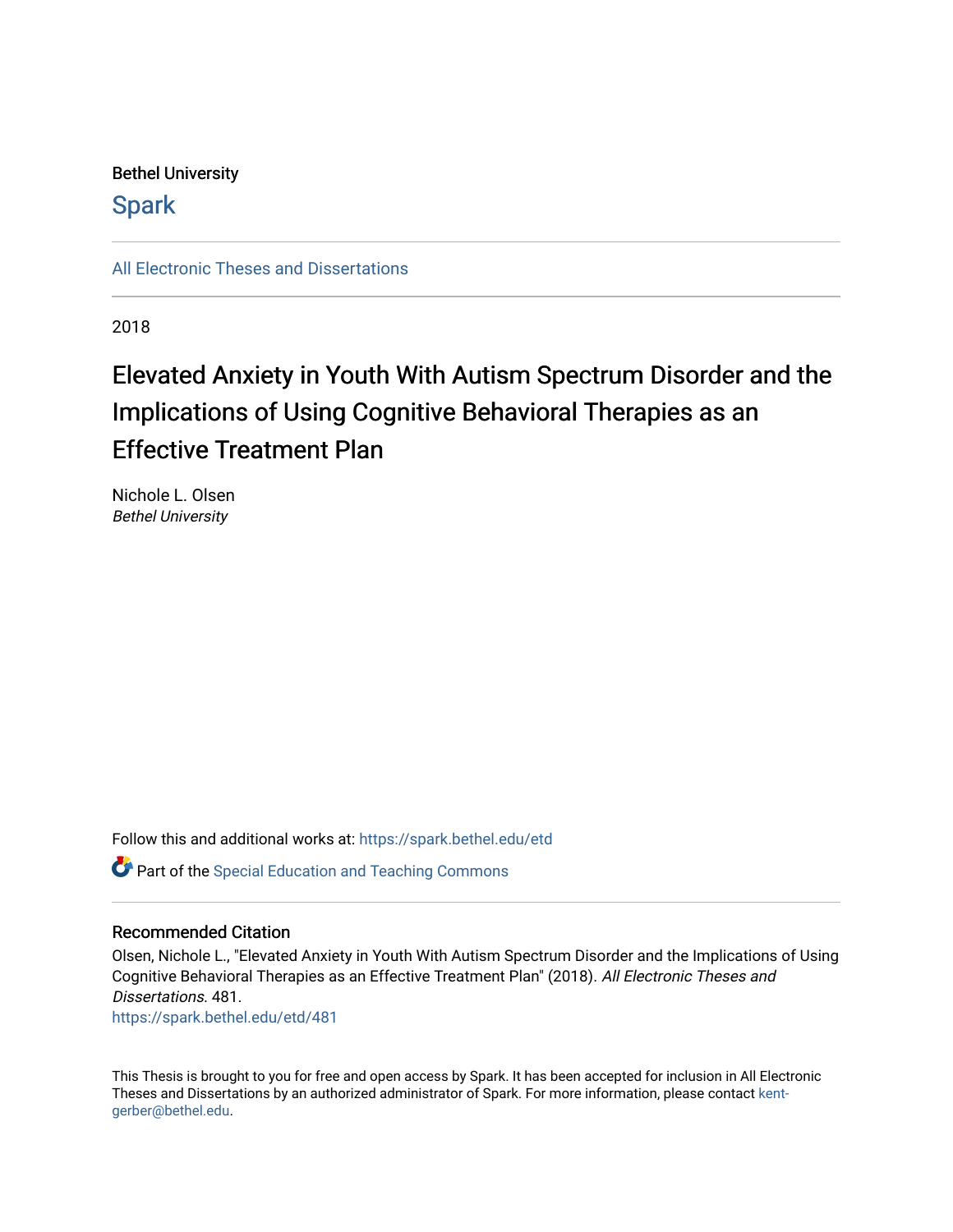Bethel University

Spark

All Electronic Theses and Dissertations

2018

# Elevated Anxiety in Youth With Autism Spectrum Disorder and the Implications of Using Cognitive Behavioral Therapies as an Effective Treatment Plan

Nichole L. Olsen
*Bethel University*

Follow this and additional works at: https://spark.bethel.edu/etd

Part of the Special Education and Teaching Commons

## Recommended Citation

Olsen, Nichole L., "Elevated Anxiety in Youth With Autism Spectrum Disorder and the Implications of Using Cognitive Behavioral Therapies as an Effective Treatment Plan" (2018). *All Electronic Theses and Dissertations*. 481.
https://spark.bethel.edu/etd/481

This Thesis is brought to you for free and open access by Spark. It has been accepted for inclusion in All Electronic Theses and Dissertations by an authorized administrator of Spark. For more information, please contact kent-gerber@bethel.edu.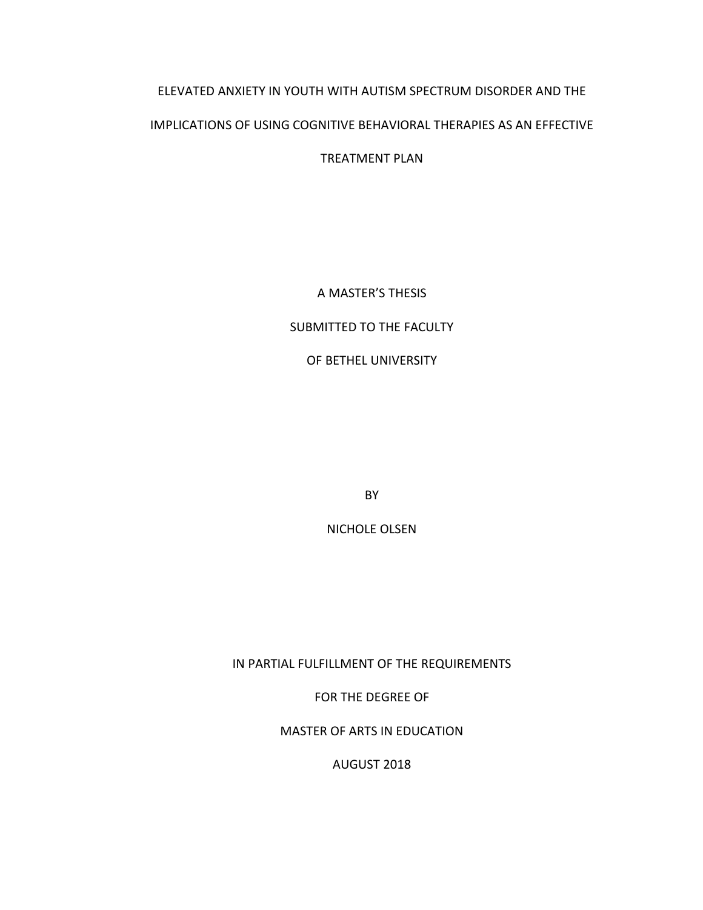# ELEVATED ANXIETY IN YOUTH WITH AUTISM SPECTRUM DISORDER AND THE IMPLICATIONS OF USING COGNITIVE BEHAVIORAL THERAPIES AS AN EFFECTIVE TREATMENT PLAN

A MASTER'S THESIS

SUBMITTED TO THE FACULTY

OF BETHEL UNIVERSITY

BY

NICHOLE OLSEN

IN PARTIAL FULFILLMENT OF THE REQUIREMENTS

FOR THE DEGREE OF

MASTER OF ARTS IN EDUCATION

AUGUST 2018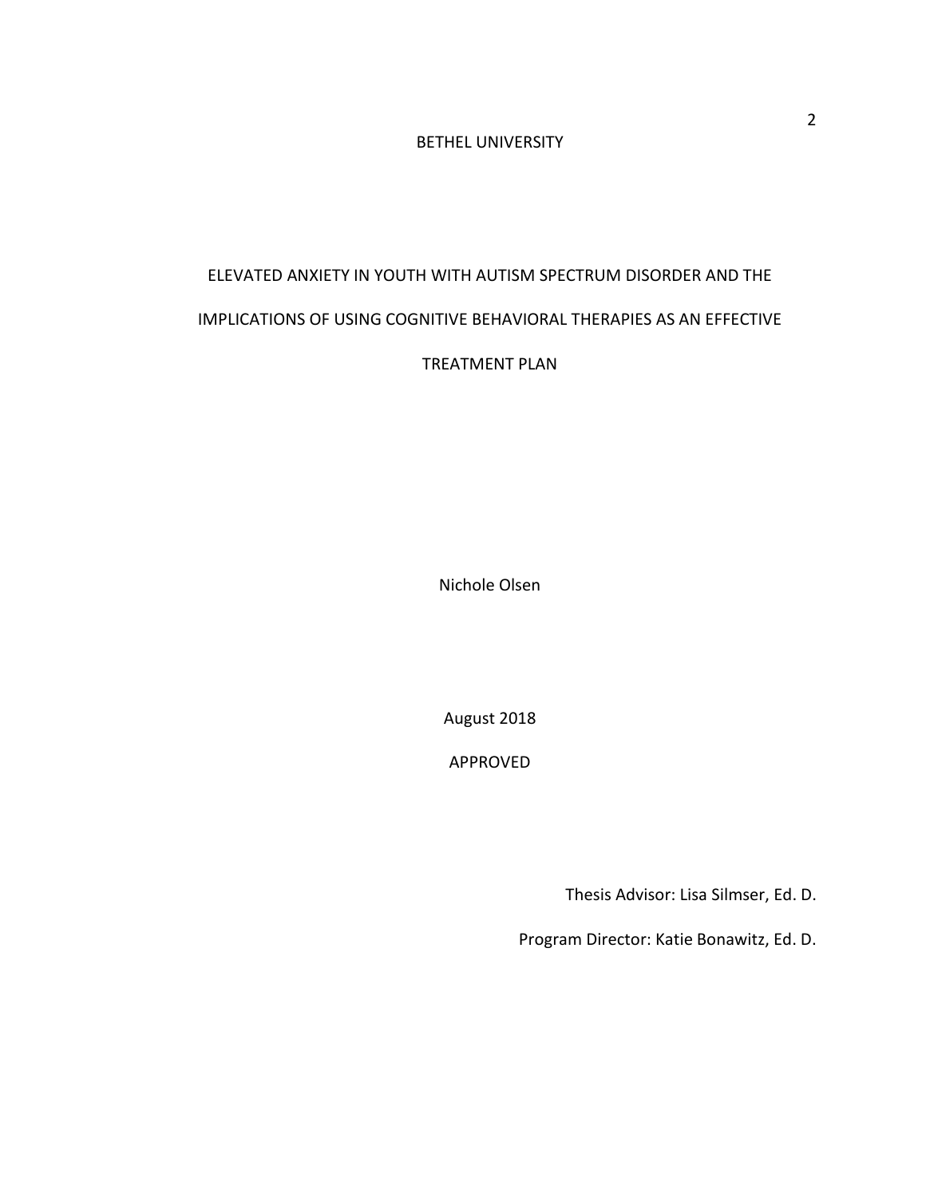BETHEL UNIVERSITY

ELEVATED ANXIETY IN YOUTH WITH AUTISM SPECTRUM DISORDER AND THE IMPLICATIONS OF USING COGNITIVE BEHAVIORAL THERAPIES AS AN EFFECTIVE TREATMENT PLAN

Nichole Olsen

August 2018

APPROVED

Thesis Advisor: Lisa Silmser, Ed. D.

Program Director: Katie Bonawitz, Ed. D.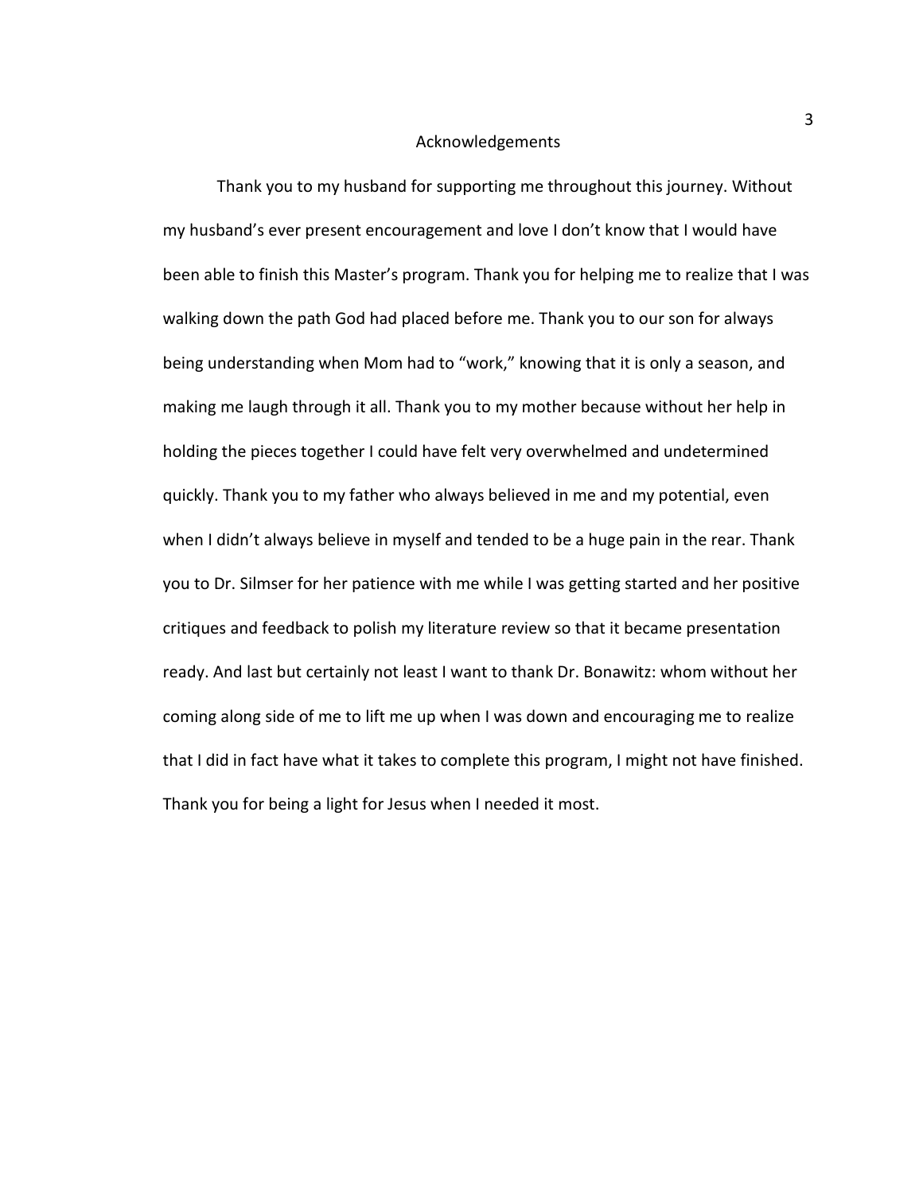# Acknowledgements

Thank you to my husband for supporting me throughout this journey. Without my husband's ever present encouragement and love I don't know that I would have been able to finish this Master's program. Thank you for helping me to realize that I was walking down the path God had placed before me. Thank you to our son for always being understanding when Mom had to "work," knowing that it is only a season, and making me laugh through it all. Thank you to my mother because without her help in holding the pieces together I could have felt very overwhelmed and undetermined quickly. Thank you to my father who always believed in me and my potential, even when I didn't always believe in myself and tended to be a huge pain in the rear. Thank you to Dr. Silmser for her patience with me while I was getting started and her positive critiques and feedback to polish my literature review so that it became presentation ready. And last but certainly not least I want to thank Dr. Bonawitz: whom without her coming along side of me to lift me up when I was down and encouraging me to realize that I did in fact have what it takes to complete this program, I might not have finished. Thank you for being a light for Jesus when I needed it most.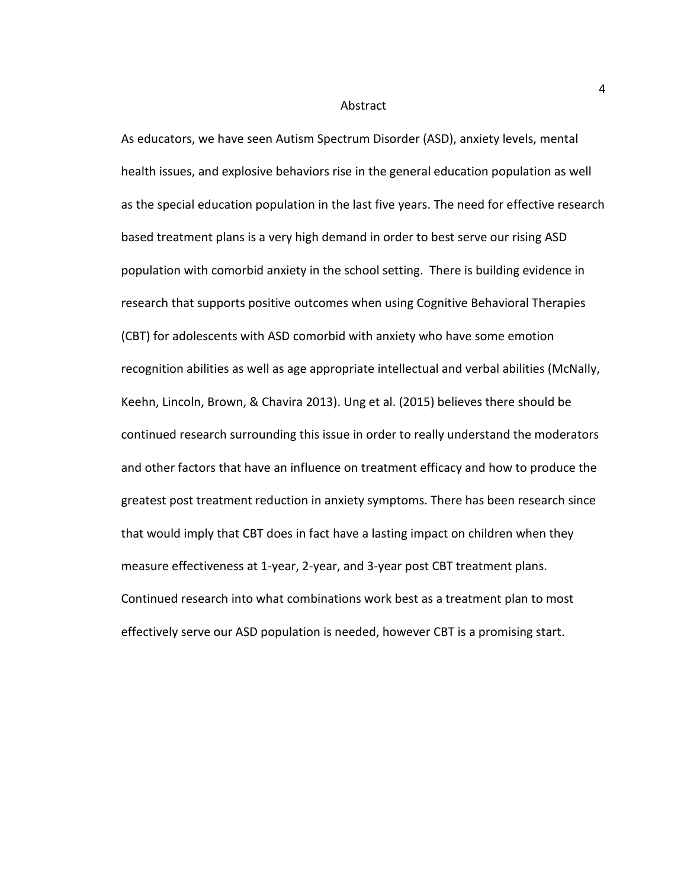# Abstract

As educators, we have seen Autism Spectrum Disorder (ASD), anxiety levels, mental health issues, and explosive behaviors rise in the general education population as well as the special education population in the last five years. The need for effective research based treatment plans is a very high demand in order to best serve our rising ASD population with comorbid anxiety in the school setting. There is building evidence in research that supports positive outcomes when using Cognitive Behavioral Therapies (CBT) for adolescents with ASD comorbid with anxiety who have some emotion recognition abilities as well as age appropriate intellectual and verbal abilities (McNally, Keehn, Lincoln, Brown, & Chavira 2013). Ung et al. (2015) believes there should be continued research surrounding this issue in order to really understand the moderators and other factors that have an influence on treatment efficacy and how to produce the greatest post treatment reduction in anxiety symptoms. There has been research since that would imply that CBT does in fact have a lasting impact on children when they measure effectiveness at 1-year, 2-year, and 3-year post CBT treatment plans. Continued research into what combinations work best as a treatment plan to most effectively serve our ASD population is needed, however CBT is a promising start.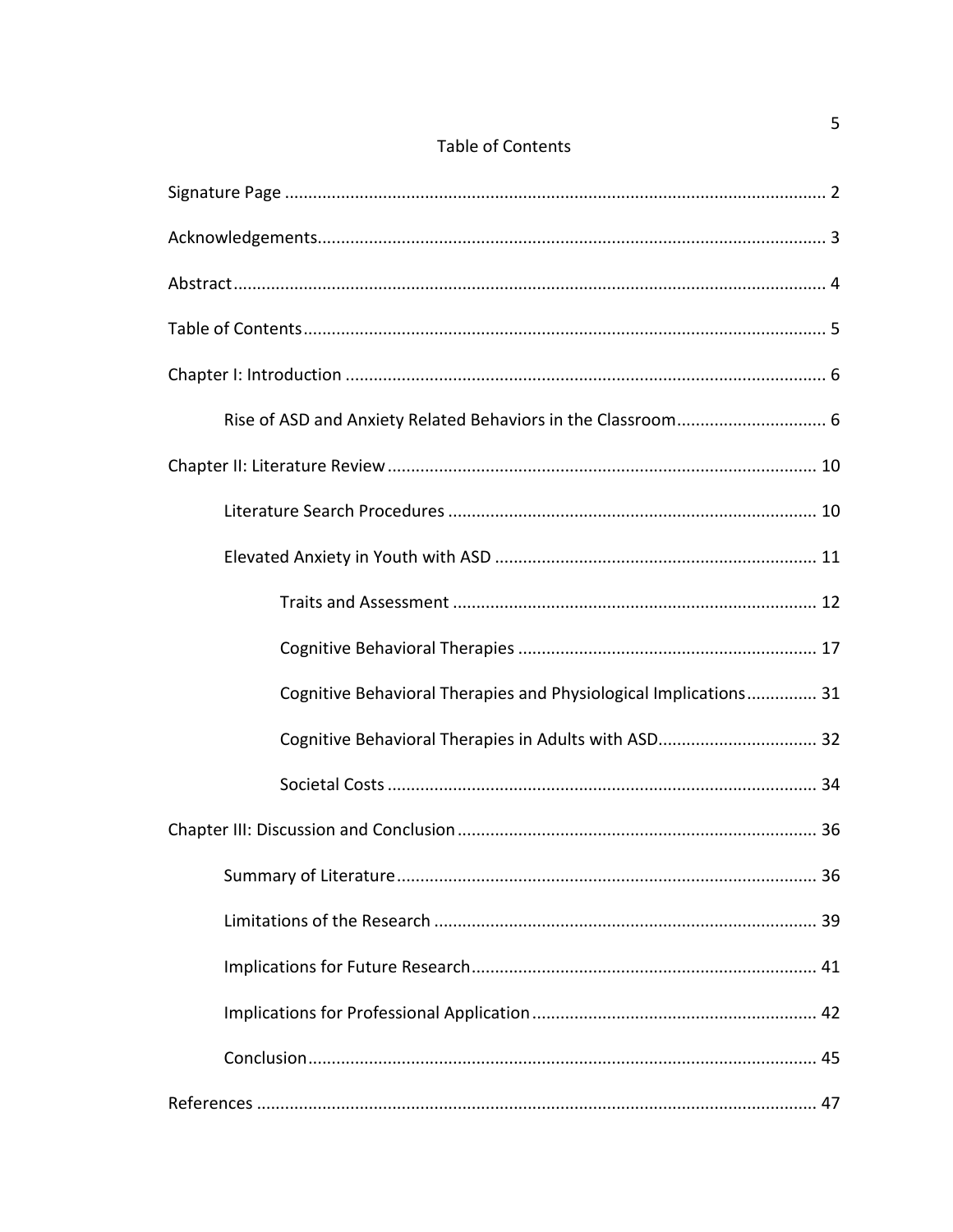# Table of Contents

Signature Page ... 2

Acknowledgements ... 3

Abstract ... 4

Table of Contents ... 5

Chapter I: Introduction ... 6

- Rise of ASD and Anxiety Related Behaviors in the Classroom ... 6

Chapter II: Literature Review ... 10

- Literature Search Procedures ... 10
- Elevated Anxiety in Youth with ASD ... 11
  - Traits and Assessment ... 12
  - Cognitive Behavioral Therapies ... 17
  - Cognitive Behavioral Therapies and Physiological Implications ... 31
  - Cognitive Behavioral Therapies in Adults with ASD ... 32
  - Societal Costs ... 34

Chapter III: Discussion and Conclusion ... 36

- Summary of Literature ... 36
- Limitations of the Research ... 39
- Implications for Future Research ... 41
- Implications for Professional Application ... 42
- Conclusion ... 45

References ... 47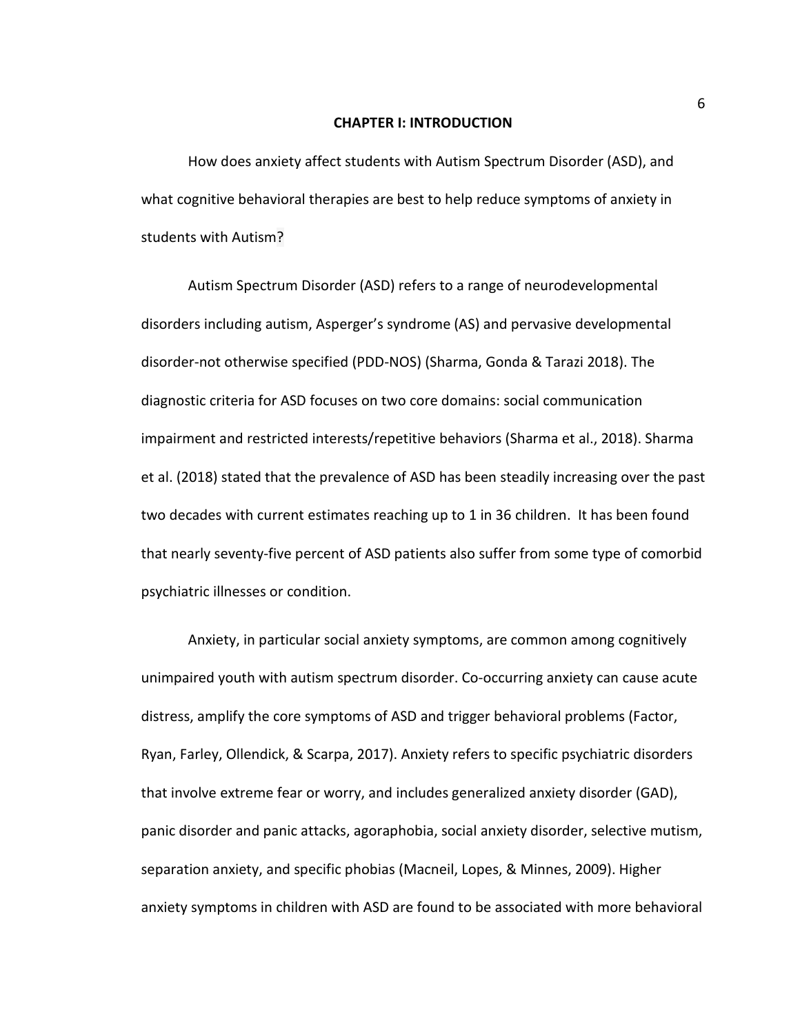# CHAPTER I: INTRODUCTION

How does anxiety affect students with Autism Spectrum Disorder (ASD), and what cognitive behavioral therapies are best to help reduce symptoms of anxiety in students with Autism?

Autism Spectrum Disorder (ASD) refers to a range of neurodevelopmental disorders including autism, Asperger's syndrome (AS) and pervasive developmental disorder-not otherwise specified (PDD-NOS) (Sharma, Gonda & Tarazi 2018). The diagnostic criteria for ASD focuses on two core domains: social communication impairment and restricted interests/repetitive behaviors (Sharma et al., 2018). Sharma et al. (2018) stated that the prevalence of ASD has been steadily increasing over the past two decades with current estimates reaching up to 1 in 36 children. It has been found that nearly seventy-five percent of ASD patients also suffer from some type of comorbid psychiatric illnesses or condition.

Anxiety, in particular social anxiety symptoms, are common among cognitively unimpaired youth with autism spectrum disorder. Co-occurring anxiety can cause acute distress, amplify the core symptoms of ASD and trigger behavioral problems (Factor, Ryan, Farley, Ollendick, & Scarpa, 2017). Anxiety refers to specific psychiatric disorders that involve extreme fear or worry, and includes generalized anxiety disorder (GAD), panic disorder and panic attacks, agoraphobia, social anxiety disorder, selective mutism, separation anxiety, and specific phobias (Macneil, Lopes, & Minnes, 2009). Higher anxiety symptoms in children with ASD are found to be associated with more behavioral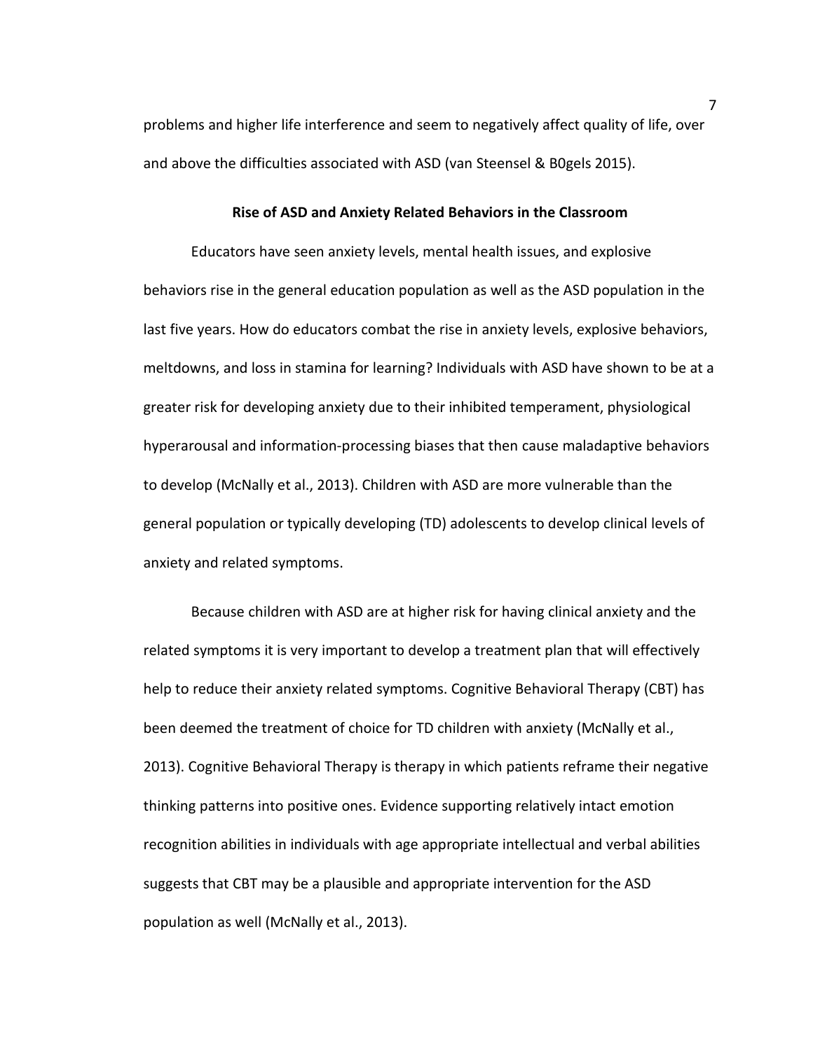problems and higher life interference and seem to negatively affect quality of life, over and above the difficulties associated with ASD (van Steensel & B0gels 2015).

## Rise of ASD and Anxiety Related Behaviors in the Classroom

Educators have seen anxiety levels, mental health issues, and explosive behaviors rise in the general education population as well as the ASD population in the last five years. How do educators combat the rise in anxiety levels, explosive behaviors, meltdowns, and loss in stamina for learning? Individuals with ASD have shown to be at a greater risk for developing anxiety due to their inhibited temperament, physiological hyperarousal and information-processing biases that then cause maladaptive behaviors to develop (McNally et al., 2013). Children with ASD are more vulnerable than the general population or typically developing (TD) adolescents to develop clinical levels of anxiety and related symptoms.

Because children with ASD are at higher risk for having clinical anxiety and the related symptoms it is very important to develop a treatment plan that will effectively help to reduce their anxiety related symptoms. Cognitive Behavioral Therapy (CBT) has been deemed the treatment of choice for TD children with anxiety (McNally et al., 2013). Cognitive Behavioral Therapy is therapy in which patients reframe their negative thinking patterns into positive ones. Evidence supporting relatively intact emotion recognition abilities in individuals with age appropriate intellectual and verbal abilities suggests that CBT may be a plausible and appropriate intervention for the ASD population as well (McNally et al., 2013).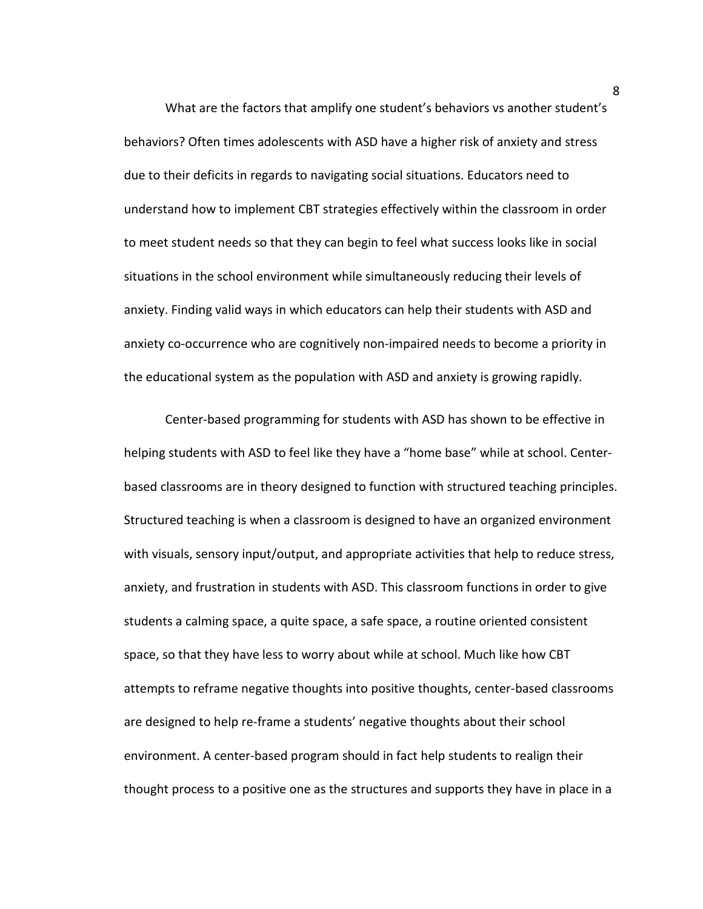What are the factors that amplify one student's behaviors vs another student's behaviors? Often times adolescents with ASD have a higher risk of anxiety and stress due to their deficits in regards to navigating social situations. Educators need to understand how to implement CBT strategies effectively within the classroom in order to meet student needs so that they can begin to feel what success looks like in social situations in the school environment while simultaneously reducing their levels of anxiety. Finding valid ways in which educators can help their students with ASD and anxiety co-occurrence who are cognitively non-impaired needs to become a priority in the educational system as the population with ASD and anxiety is growing rapidly.

Center-based programming for students with ASD has shown to be effective in helping students with ASD to feel like they have a "home base" while at school. Center-based classrooms are in theory designed to function with structured teaching principles. Structured teaching is when a classroom is designed to have an organized environment with visuals, sensory input/output, and appropriate activities that help to reduce stress, anxiety, and frustration in students with ASD. This classroom functions in order to give students a calming space, a quite space, a safe space, a routine oriented consistent space, so that they have less to worry about while at school. Much like how CBT attempts to reframe negative thoughts into positive thoughts, center-based classrooms are designed to help re-frame a students' negative thoughts about their school environment. A center-based program should in fact help students to realign their thought process to a positive one as the structures and supports they have in place in a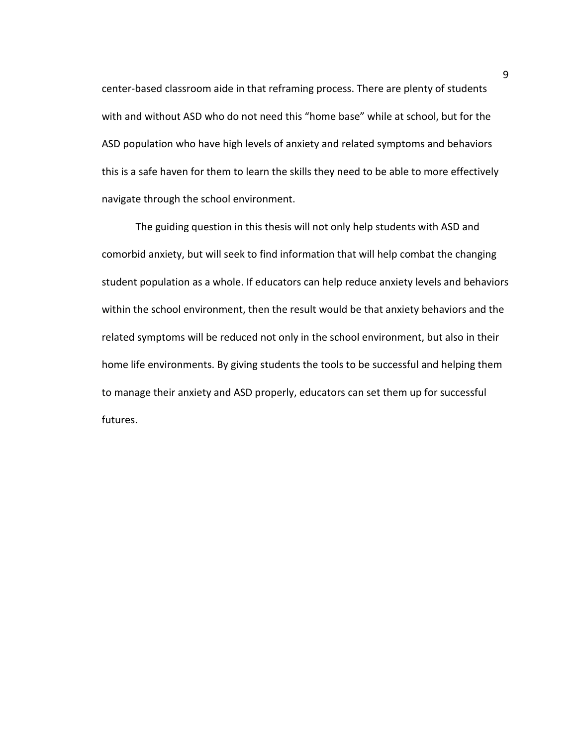center-based classroom aide in that reframing process. There are plenty of students with and without ASD who do not need this “home base” while at school, but for the ASD population who have high levels of anxiety and related symptoms and behaviors this is a safe haven for them to learn the skills they need to be able to more effectively navigate through the school environment.

The guiding question in this thesis will not only help students with ASD and comorbid anxiety, but will seek to find information that will help combat the changing student population as a whole. If educators can help reduce anxiety levels and behaviors within the school environment, then the result would be that anxiety behaviors and the related symptoms will be reduced not only in the school environment, but also in their home life environments. By giving students the tools to be successful and helping them to manage their anxiety and ASD properly, educators can set them up for successful futures.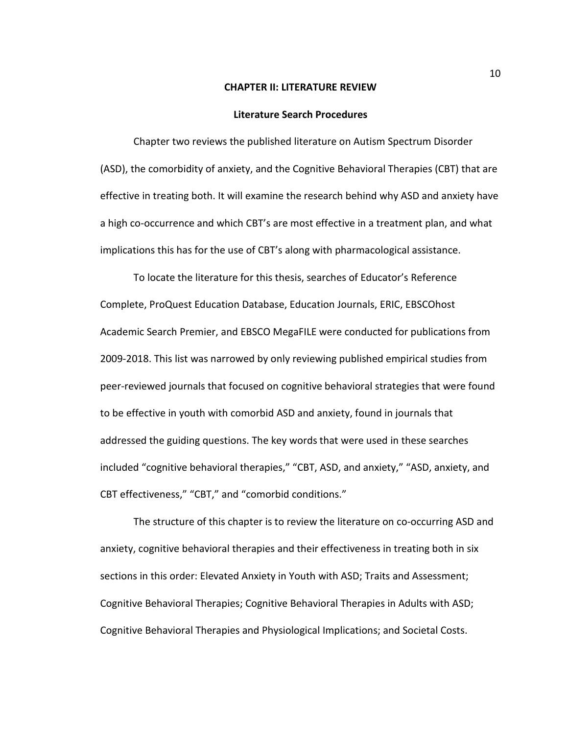# CHAPTER II: LITERATURE REVIEW

## Literature Search Procedures

Chapter two reviews the published literature on Autism Spectrum Disorder (ASD), the comorbidity of anxiety, and the Cognitive Behavioral Therapies (CBT) that are effective in treating both. It will examine the research behind why ASD and anxiety have a high co-occurrence and which CBT's are most effective in a treatment plan, and what implications this has for the use of CBT's along with pharmacological assistance.

To locate the literature for this thesis, searches of Educator's Reference Complete, ProQuest Education Database, Education Journals, ERIC, EBSCOhost Academic Search Premier, and EBSCO MegaFILE were conducted for publications from 2009-2018. This list was narrowed by only reviewing published empirical studies from peer-reviewed journals that focused on cognitive behavioral strategies that were found to be effective in youth with comorbid ASD and anxiety, found in journals that addressed the guiding questions. The key words that were used in these searches included "cognitive behavioral therapies," "CBT, ASD, and anxiety," "ASD, anxiety, and CBT effectiveness," "CBT," and "comorbid conditions."

The structure of this chapter is to review the literature on co-occurring ASD and anxiety, cognitive behavioral therapies and their effectiveness in treating both in six sections in this order: Elevated Anxiety in Youth with ASD; Traits and Assessment; Cognitive Behavioral Therapies; Cognitive Behavioral Therapies in Adults with ASD; Cognitive Behavioral Therapies and Physiological Implications; and Societal Costs.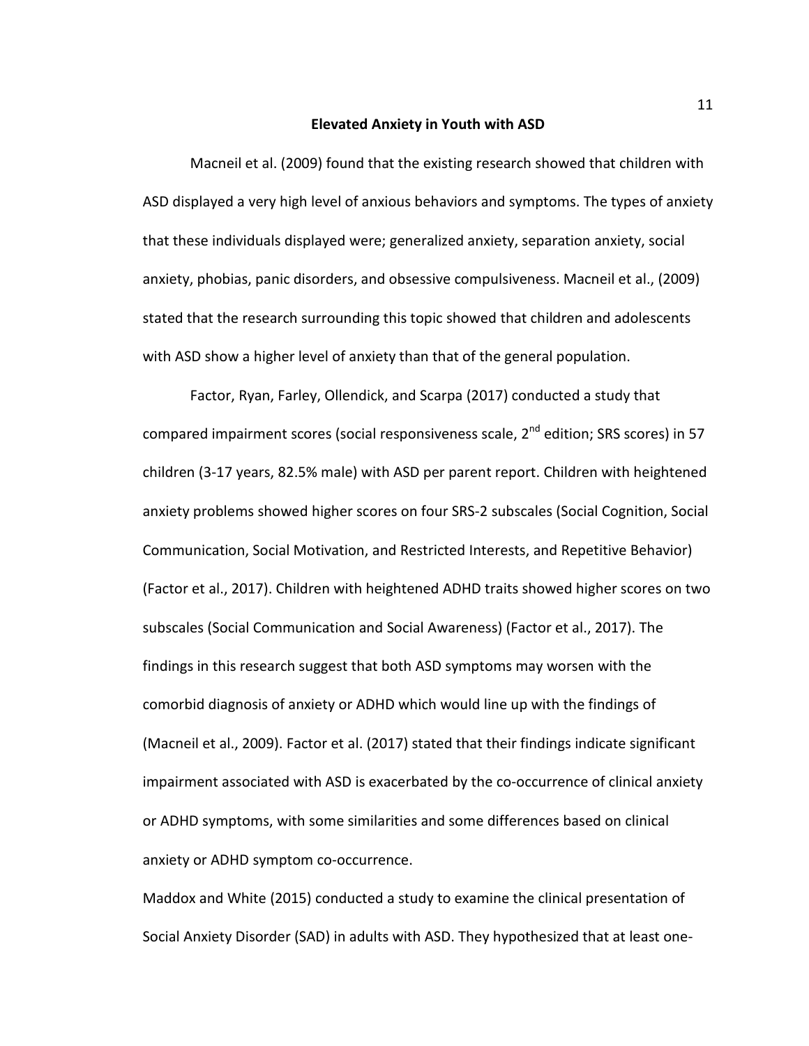## Elevated Anxiety in Youth with ASD

Macneil et al. (2009) found that the existing research showed that children with ASD displayed a very high level of anxious behaviors and symptoms. The types of anxiety that these individuals displayed were; generalized anxiety, separation anxiety, social anxiety, phobias, panic disorders, and obsessive compulsiveness. Macneil et al., (2009) stated that the research surrounding this topic showed that children and adolescents with ASD show a higher level of anxiety than that of the general population.

Factor, Ryan, Farley, Ollendick, and Scarpa (2017) conducted a study that compared impairment scores (social responsiveness scale, 2nd edition; SRS scores) in 57 children (3-17 years, 82.5% male) with ASD per parent report. Children with heightened anxiety problems showed higher scores on four SRS-2 subscales (Social Cognition, Social Communication, Social Motivation, and Restricted Interests, and Repetitive Behavior) (Factor et al., 2017). Children with heightened ADHD traits showed higher scores on two subscales (Social Communication and Social Awareness) (Factor et al., 2017). The findings in this research suggest that both ASD symptoms may worsen with the comorbid diagnosis of anxiety or ADHD which would line up with the findings of (Macneil et al., 2009). Factor et al. (2017) stated that their findings indicate significant impairment associated with ASD is exacerbated by the co-occurrence of clinical anxiety or ADHD symptoms, with some similarities and some differences based on clinical anxiety or ADHD symptom co-occurrence.

Maddox and White (2015) conducted a study to examine the clinical presentation of Social Anxiety Disorder (SAD) in adults with ASD. They hypothesized that at least one-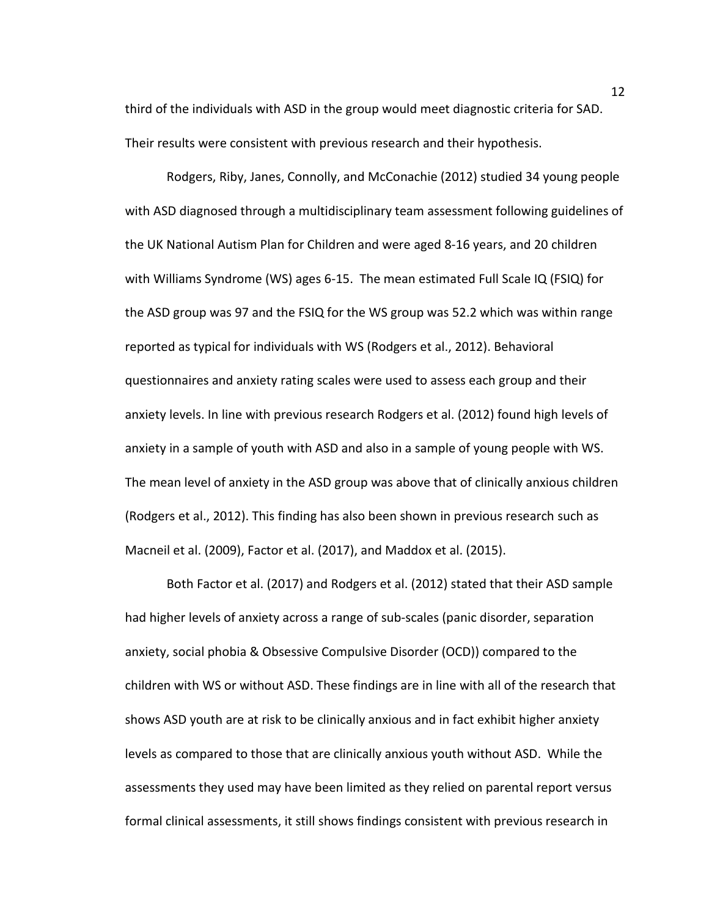third of the individuals with ASD in the group would meet diagnostic criteria for SAD. Their results were consistent with previous research and their hypothesis.

Rodgers, Riby, Janes, Connolly, and McConachie (2012) studied 34 young people with ASD diagnosed through a multidisciplinary team assessment following guidelines of the UK National Autism Plan for Children and were aged 8-16 years, and 20 children with Williams Syndrome (WS) ages 6-15. The mean estimated Full Scale IQ (FSIQ) for the ASD group was 97 and the FSIQ for the WS group was 52.2 which was within range reported as typical for individuals with WS (Rodgers et al., 2012). Behavioral questionnaires and anxiety rating scales were used to assess each group and their anxiety levels. In line with previous research Rodgers et al. (2012) found high levels of anxiety in a sample of youth with ASD and also in a sample of young people with WS. The mean level of anxiety in the ASD group was above that of clinically anxious children (Rodgers et al., 2012). This finding has also been shown in previous research such as Macneil et al. (2009), Factor et al. (2017), and Maddox et al. (2015).

Both Factor et al. (2017) and Rodgers et al. (2012) stated that their ASD sample had higher levels of anxiety across a range of sub-scales (panic disorder, separation anxiety, social phobia & Obsessive Compulsive Disorder (OCD)) compared to the children with WS or without ASD. These findings are in line with all of the research that shows ASD youth are at risk to be clinically anxious and in fact exhibit higher anxiety levels as compared to those that are clinically anxious youth without ASD. While the assessments they used may have been limited as they relied on parental report versus formal clinical assessments, it still shows findings consistent with previous research in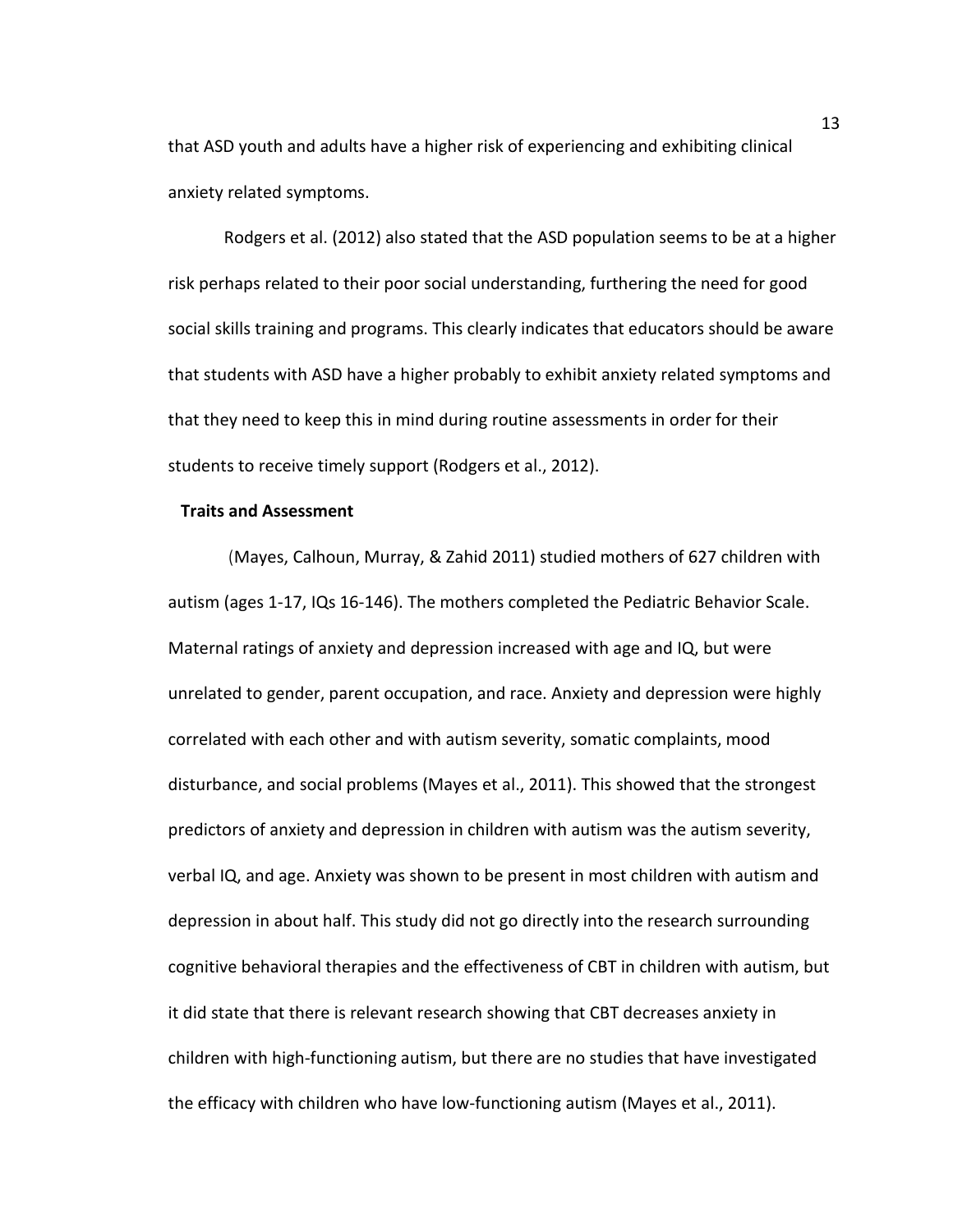that ASD youth and adults have a higher risk of experiencing and exhibiting clinical anxiety related symptoms.

Rodgers et al. (2012) also stated that the ASD population seems to be at a higher risk perhaps related to their poor social understanding, furthering the need for good social skills training and programs. This clearly indicates that educators should be aware that students with ASD have a higher probably to exhibit anxiety related symptoms and that they need to keep this in mind during routine assessments in order for their students to receive timely support (Rodgers et al., 2012).

**Traits and Assessment**

(Mayes, Calhoun, Murray, & Zahid 2011) studied mothers of 627 children with autism (ages 1-17, IQs 16-146). The mothers completed the Pediatric Behavior Scale. Maternal ratings of anxiety and depression increased with age and IQ, but were unrelated to gender, parent occupation, and race. Anxiety and depression were highly correlated with each other and with autism severity, somatic complaints, mood disturbance, and social problems (Mayes et al., 2011). This showed that the strongest predictors of anxiety and depression in children with autism was the autism severity, verbal IQ, and age. Anxiety was shown to be present in most children with autism and depression in about half. This study did not go directly into the research surrounding cognitive behavioral therapies and the effectiveness of CBT in children with autism, but it did state that there is relevant research showing that CBT decreases anxiety in children with high-functioning autism, but there are no studies that have investigated the efficacy with children who have low-functioning autism (Mayes et al., 2011).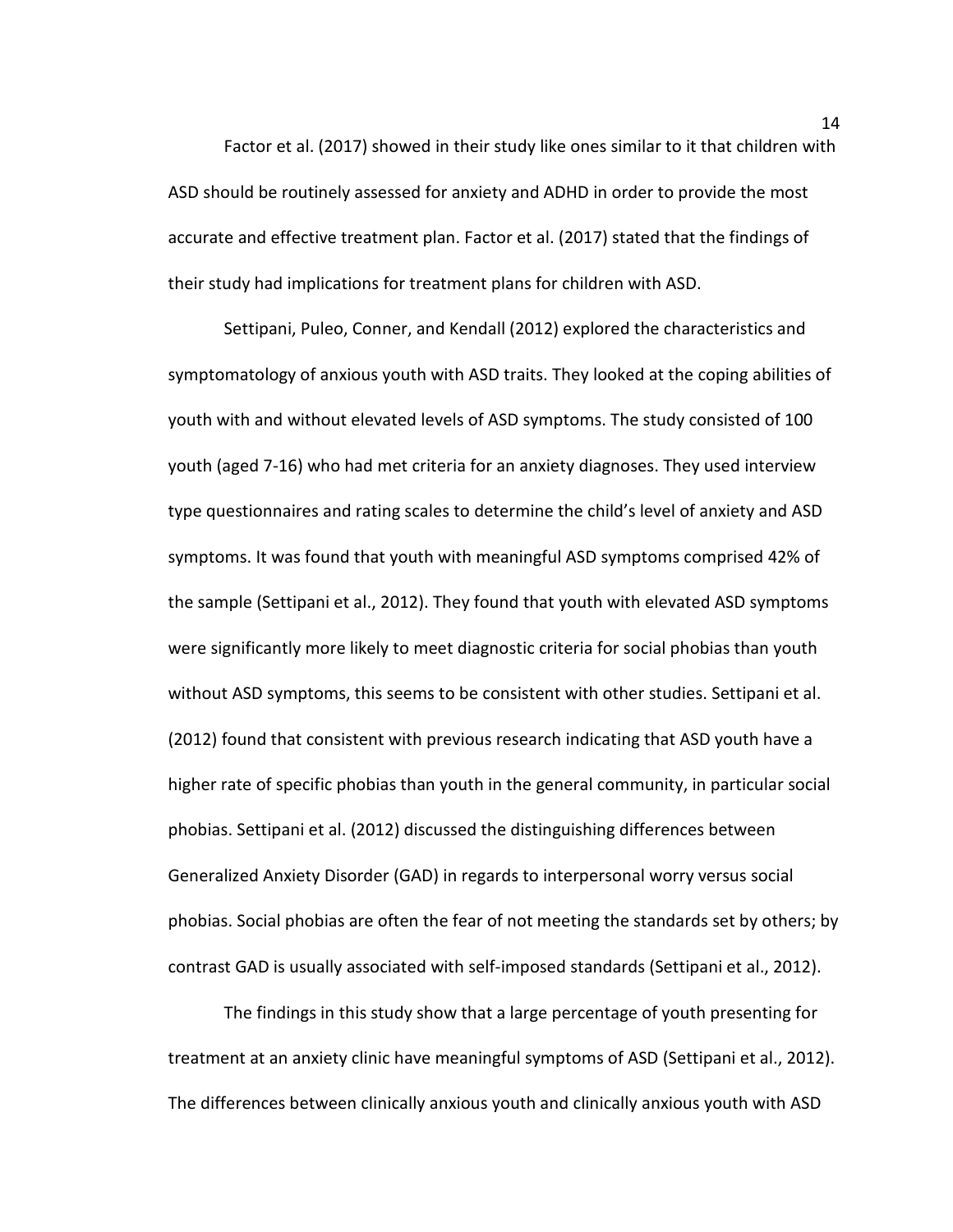Factor et al. (2017) showed in their study like ones similar to it that children with ASD should be routinely assessed for anxiety and ADHD in order to provide the most accurate and effective treatment plan. Factor et al. (2017) stated that the findings of their study had implications for treatment plans for children with ASD.

Settipani, Puleo, Conner, and Kendall (2012) explored the characteristics and symptomatology of anxious youth with ASD traits. They looked at the coping abilities of youth with and without elevated levels of ASD symptoms. The study consisted of 100 youth (aged 7-16) who had met criteria for an anxiety diagnoses. They used interview type questionnaires and rating scales to determine the child's level of anxiety and ASD symptoms. It was found that youth with meaningful ASD symptoms comprised 42% of the sample (Settipani et al., 2012). They found that youth with elevated ASD symptoms were significantly more likely to meet diagnostic criteria for social phobias than youth without ASD symptoms, this seems to be consistent with other studies. Settipani et al. (2012) found that consistent with previous research indicating that ASD youth have a higher rate of specific phobias than youth in the general community, in particular social phobias. Settipani et al. (2012) discussed the distinguishing differences between Generalized Anxiety Disorder (GAD) in regards to interpersonal worry versus social phobias. Social phobias are often the fear of not meeting the standards set by others; by contrast GAD is usually associated with self-imposed standards (Settipani et al., 2012).

The findings in this study show that a large percentage of youth presenting for treatment at an anxiety clinic have meaningful symptoms of ASD (Settipani et al., 2012). The differences between clinically anxious youth and clinically anxious youth with ASD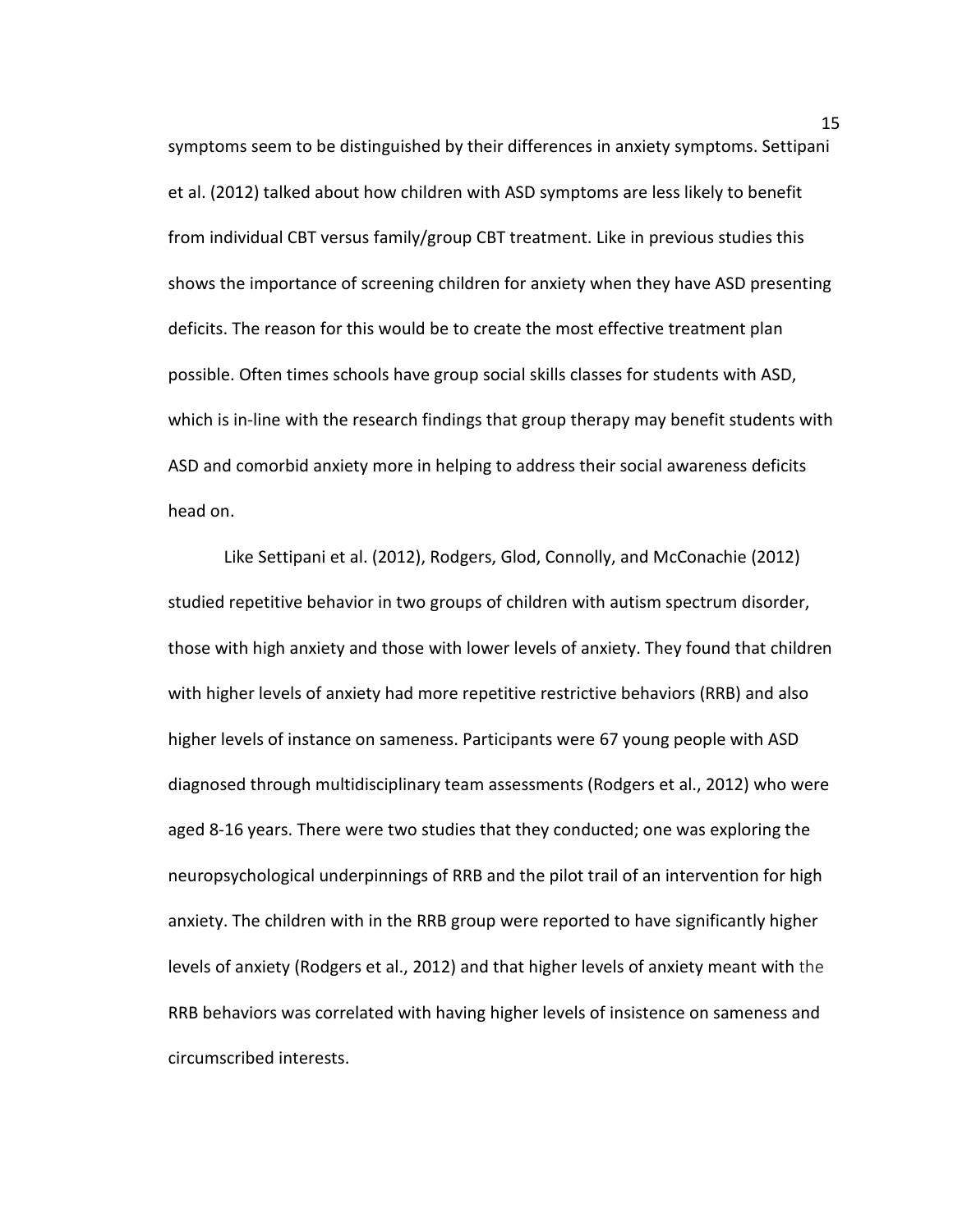symptoms seem to be distinguished by their differences in anxiety symptoms. Settipani et al. (2012) talked about how children with ASD symptoms are less likely to benefit from individual CBT versus family/group CBT treatment. Like in previous studies this shows the importance of screening children for anxiety when they have ASD presenting deficits. The reason for this would be to create the most effective treatment plan possible. Often times schools have group social skills classes for students with ASD, which is in-line with the research findings that group therapy may benefit students with ASD and comorbid anxiety more in helping to address their social awareness deficits head on.

Like Settipani et al. (2012), Rodgers, Glod, Connolly, and McConachie (2012) studied repetitive behavior in two groups of children with autism spectrum disorder, those with high anxiety and those with lower levels of anxiety. They found that children with higher levels of anxiety had more repetitive restrictive behaviors (RRB) and also higher levels of instance on sameness. Participants were 67 young people with ASD diagnosed through multidisciplinary team assessments (Rodgers et al., 2012) who were aged 8-16 years. There were two studies that they conducted; one was exploring the neuropsychological underpinnings of RRB and the pilot trail of an intervention for high anxiety. The children with in the RRB group were reported to have significantly higher levels of anxiety (Rodgers et al., 2012) and that higher levels of anxiety meant with the RRB behaviors was correlated with having higher levels of insistence on sameness and circumscribed interests.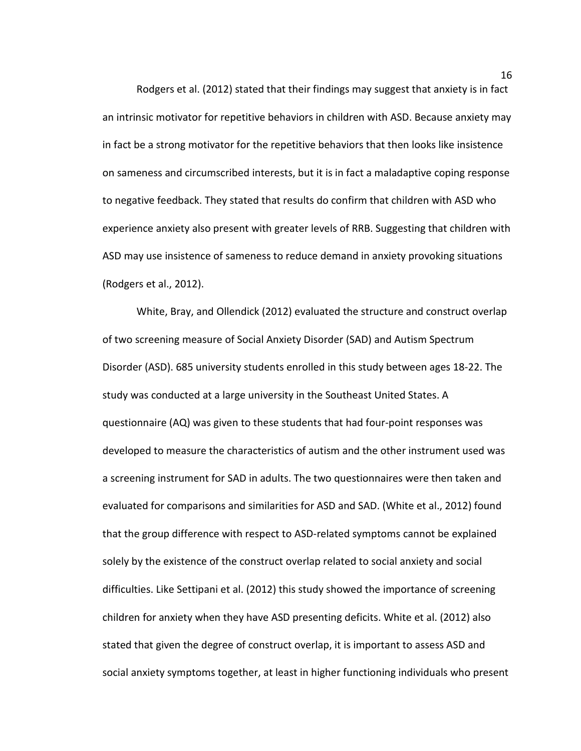Rodgers et al. (2012) stated that their findings may suggest that anxiety is in fact an intrinsic motivator for repetitive behaviors in children with ASD. Because anxiety may in fact be a strong motivator for the repetitive behaviors that then looks like insistence on sameness and circumscribed interests, but it is in fact a maladaptive coping response to negative feedback. They stated that results do confirm that children with ASD who experience anxiety also present with greater levels of RRB. Suggesting that children with ASD may use insistence of sameness to reduce demand in anxiety provoking situations (Rodgers et al., 2012).

White, Bray, and Ollendick (2012) evaluated the structure and construct overlap of two screening measure of Social Anxiety Disorder (SAD) and Autism Spectrum Disorder (ASD). 685 university students enrolled in this study between ages 18-22. The study was conducted at a large university in the Southeast United States. A questionnaire (AQ) was given to these students that had four-point responses was developed to measure the characteristics of autism and the other instrument used was a screening instrument for SAD in adults. The two questionnaires were then taken and evaluated for comparisons and similarities for ASD and SAD. (White et al., 2012) found that the group difference with respect to ASD-related symptoms cannot be explained solely by the existence of the construct overlap related to social anxiety and social difficulties. Like Settipani et al. (2012) this study showed the importance of screening children for anxiety when they have ASD presenting deficits. White et al. (2012) also stated that given the degree of construct overlap, it is important to assess ASD and social anxiety symptoms together, at least in higher functioning individuals who present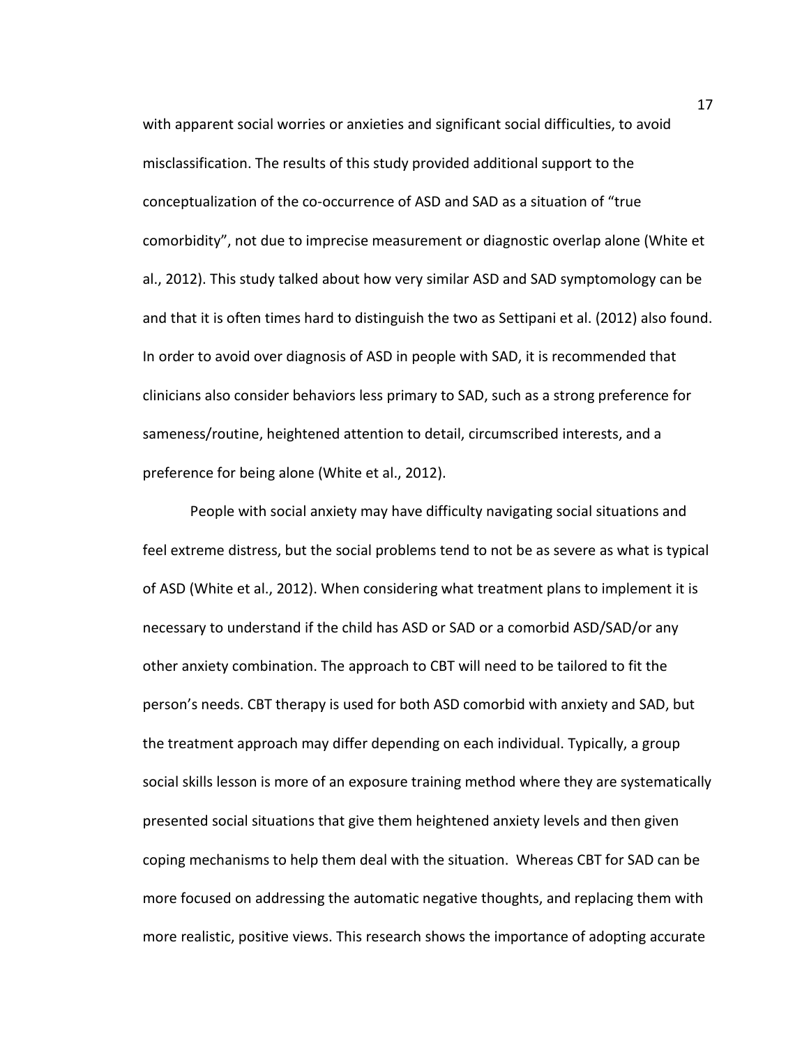with apparent social worries or anxieties and significant social difficulties, to avoid misclassification. The results of this study provided additional support to the conceptualization of the co-occurrence of ASD and SAD as a situation of "true comorbidity", not due to imprecise measurement or diagnostic overlap alone (White et al., 2012). This study talked about how very similar ASD and SAD symptomology can be and that it is often times hard to distinguish the two as Settipani et al. (2012) also found. In order to avoid over diagnosis of ASD in people with SAD, it is recommended that clinicians also consider behaviors less primary to SAD, such as a strong preference for sameness/routine, heightened attention to detail, circumscribed interests, and a preference for being alone (White et al., 2012).

People with social anxiety may have difficulty navigating social situations and feel extreme distress, but the social problems tend to not be as severe as what is typical of ASD (White et al., 2012). When considering what treatment plans to implement it is necessary to understand if the child has ASD or SAD or a comorbid ASD/SAD/or any other anxiety combination. The approach to CBT will need to be tailored to fit the person's needs. CBT therapy is used for both ASD comorbid with anxiety and SAD, but the treatment approach may differ depending on each individual. Typically, a group social skills lesson is more of an exposure training method where they are systematically presented social situations that give them heightened anxiety levels and then given coping mechanisms to help them deal with the situation. Whereas CBT for SAD can be more focused on addressing the automatic negative thoughts, and replacing them with more realistic, positive views. This research shows the importance of adopting accurate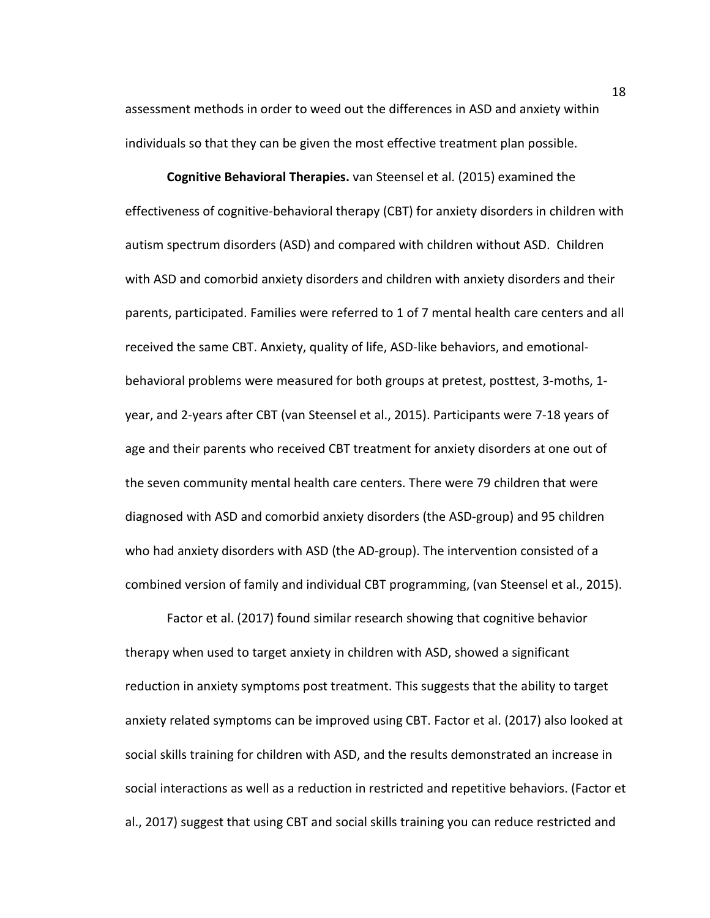assessment methods in order to weed out the differences in ASD and anxiety within individuals so that they can be given the most effective treatment plan possible.

**Cognitive Behavioral Therapies.** van Steensel et al. (2015) examined the effectiveness of cognitive-behavioral therapy (CBT) for anxiety disorders in children with autism spectrum disorders (ASD) and compared with children without ASD. Children with ASD and comorbid anxiety disorders and children with anxiety disorders and their parents, participated. Families were referred to 1 of 7 mental health care centers and all received the same CBT. Anxiety, quality of life, ASD-like behaviors, and emotional-behavioral problems were measured for both groups at pretest, posttest, 3-moths, 1-year, and 2-years after CBT (van Steensel et al., 2015). Participants were 7-18 years of age and their parents who received CBT treatment for anxiety disorders at one out of the seven community mental health care centers. There were 79 children that were diagnosed with ASD and comorbid anxiety disorders (the ASD-group) and 95 children who had anxiety disorders with ASD (the AD-group). The intervention consisted of a combined version of family and individual CBT programming, (van Steensel et al., 2015).

Factor et al. (2017) found similar research showing that cognitive behavior therapy when used to target anxiety in children with ASD, showed a significant reduction in anxiety symptoms post treatment. This suggests that the ability to target anxiety related symptoms can be improved using CBT. Factor et al. (2017) also looked at social skills training for children with ASD, and the results demonstrated an increase in social interactions as well as a reduction in restricted and repetitive behaviors. (Factor et al., 2017) suggest that using CBT and social skills training you can reduce restricted and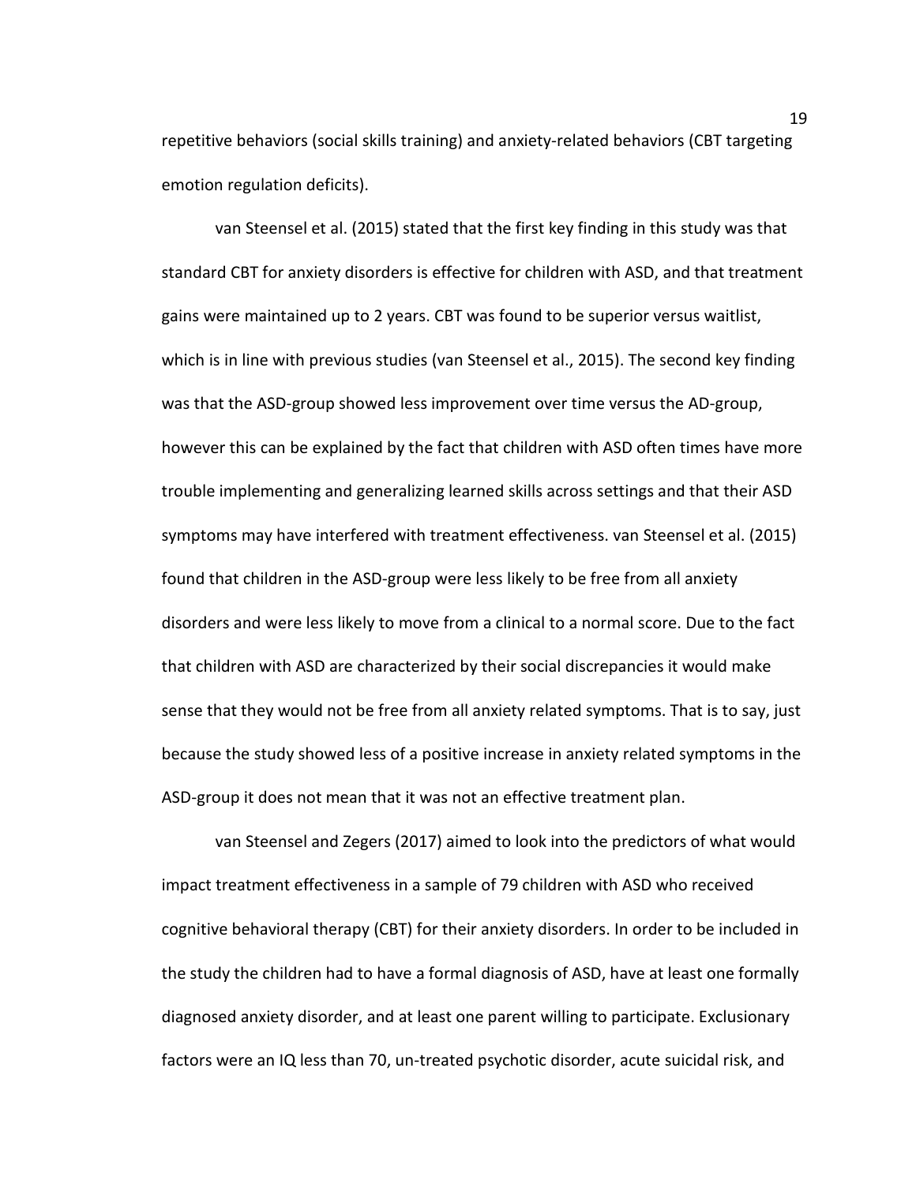repetitive behaviors (social skills training) and anxiety-related behaviors (CBT targeting emotion regulation deficits).

van Steensel et al. (2015) stated that the first key finding in this study was that standard CBT for anxiety disorders is effective for children with ASD, and that treatment gains were maintained up to 2 years. CBT was found to be superior versus waitlist, which is in line with previous studies (van Steensel et al., 2015). The second key finding was that the ASD-group showed less improvement over time versus the AD-group, however this can be explained by the fact that children with ASD often times have more trouble implementing and generalizing learned skills across settings and that their ASD symptoms may have interfered with treatment effectiveness. van Steensel et al. (2015) found that children in the ASD-group were less likely to be free from all anxiety disorders and were less likely to move from a clinical to a normal score. Due to the fact that children with ASD are characterized by their social discrepancies it would make sense that they would not be free from all anxiety related symptoms. That is to say, just because the study showed less of a positive increase in anxiety related symptoms in the ASD-group it does not mean that it was not an effective treatment plan.

van Steensel and Zegers (2017) aimed to look into the predictors of what would impact treatment effectiveness in a sample of 79 children with ASD who received cognitive behavioral therapy (CBT) for their anxiety disorders. In order to be included in the study the children had to have a formal diagnosis of ASD, have at least one formally diagnosed anxiety disorder, and at least one parent willing to participate. Exclusionary factors were an IQ less than 70, un-treated psychotic disorder, acute suicidal risk, and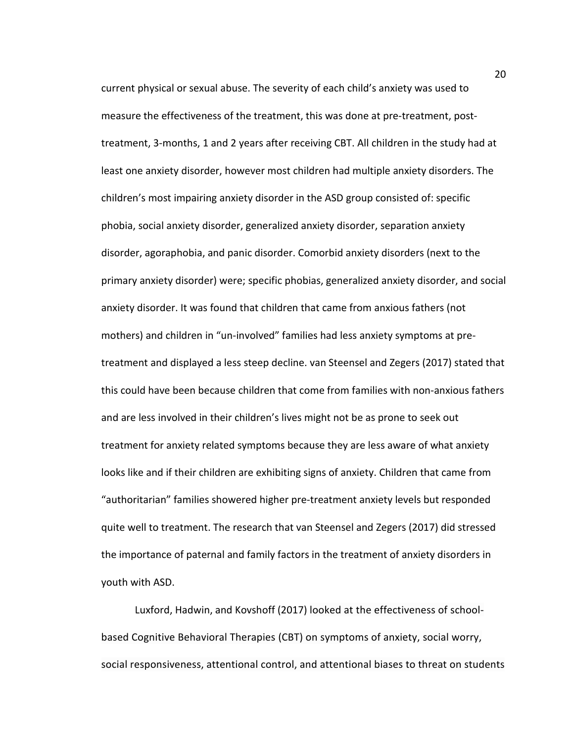current physical or sexual abuse. The severity of each child's anxiety was used to measure the effectiveness of the treatment, this was done at pre-treatment, post-treatment, 3-months, 1 and 2 years after receiving CBT. All children in the study had at least one anxiety disorder, however most children had multiple anxiety disorders. The children's most impairing anxiety disorder in the ASD group consisted of: specific phobia, social anxiety disorder, generalized anxiety disorder, separation anxiety disorder, agoraphobia, and panic disorder. Comorbid anxiety disorders (next to the primary anxiety disorder) were; specific phobias, generalized anxiety disorder, and social anxiety disorder. It was found that children that came from anxious fathers (not mothers) and children in "un-involved" families had less anxiety symptoms at pre-treatment and displayed a less steep decline. van Steensel and Zegers (2017) stated that this could have been because children that come from families with non-anxious fathers and are less involved in their children's lives might not be as prone to seek out treatment for anxiety related symptoms because they are less aware of what anxiety looks like and if their children are exhibiting signs of anxiety. Children that came from "authoritarian" families showered higher pre-treatment anxiety levels but responded quite well to treatment. The research that van Steensel and Zegers (2017) did stressed the importance of paternal and family factors in the treatment of anxiety disorders in youth with ASD.

Luxford, Hadwin, and Kovshoff (2017) looked at the effectiveness of school-based Cognitive Behavioral Therapies (CBT) on symptoms of anxiety, social worry, social responsiveness, attentional control, and attentional biases to threat on students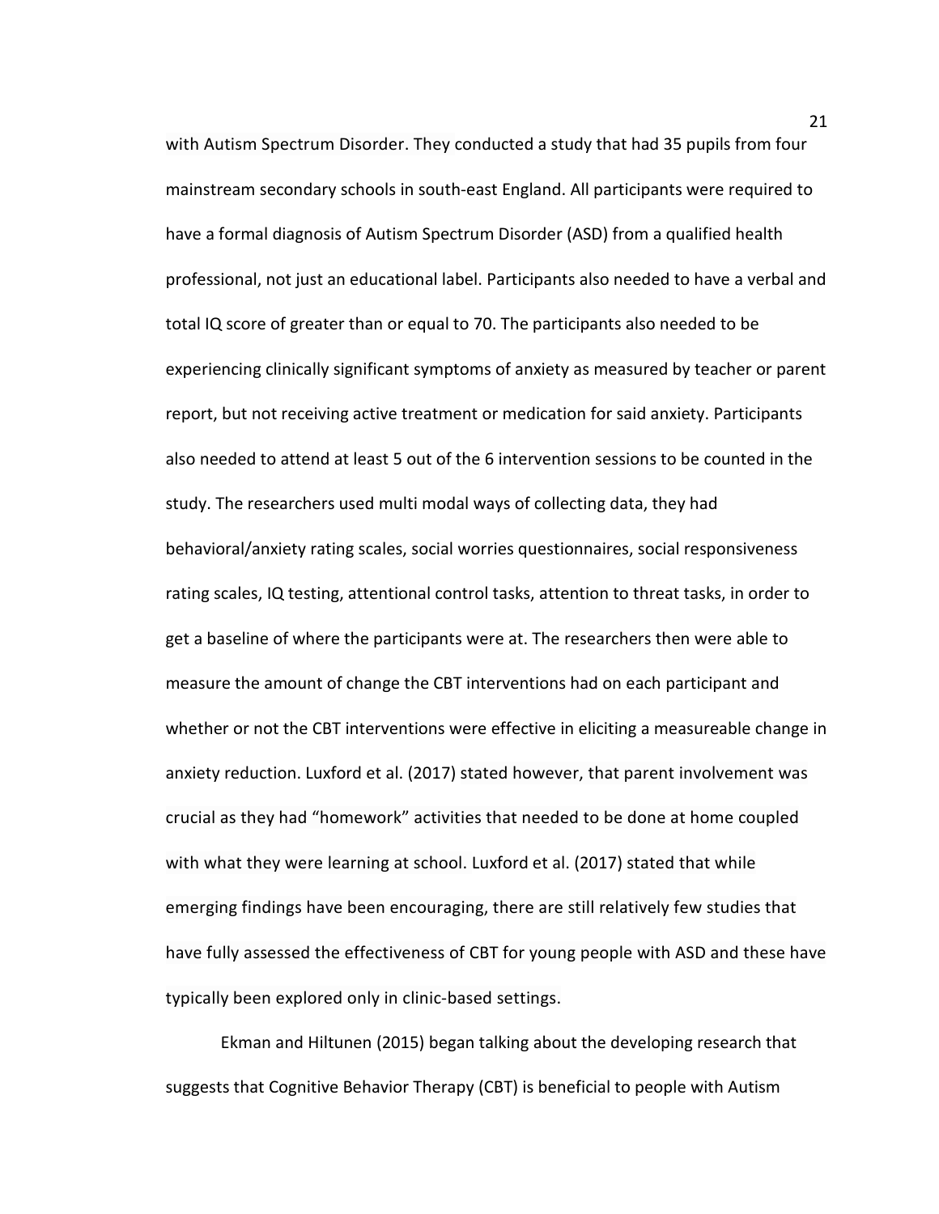with Autism Spectrum Disorder. They conducted a study that had 35 pupils from four mainstream secondary schools in south-east England. All participants were required to have a formal diagnosis of Autism Spectrum Disorder (ASD) from a qualified health professional, not just an educational label. Participants also needed to have a verbal and total IQ score of greater than or equal to 70. The participants also needed to be experiencing clinically significant symptoms of anxiety as measured by teacher or parent report, but not receiving active treatment or medication for said anxiety. Participants also needed to attend at least 5 out of the 6 intervention sessions to be counted in the study. The researchers used multi modal ways of collecting data, they had behavioral/anxiety rating scales, social worries questionnaires, social responsiveness rating scales, IQ testing, attentional control tasks, attention to threat tasks, in order to get a baseline of where the participants were at. The researchers then were able to measure the amount of change the CBT interventions had on each participant and whether or not the CBT interventions were effective in eliciting a measureable change in anxiety reduction. Luxford et al. (2017) stated however, that parent involvement was crucial as they had "homework" activities that needed to be done at home coupled with what they were learning at school. Luxford et al. (2017) stated that while emerging findings have been encouraging, there are still relatively few studies that have fully assessed the effectiveness of CBT for young people with ASD and these have typically been explored only in clinic-based settings.

Ekman and Hiltunen (2015) began talking about the developing research that suggests that Cognitive Behavior Therapy (CBT) is beneficial to people with Autism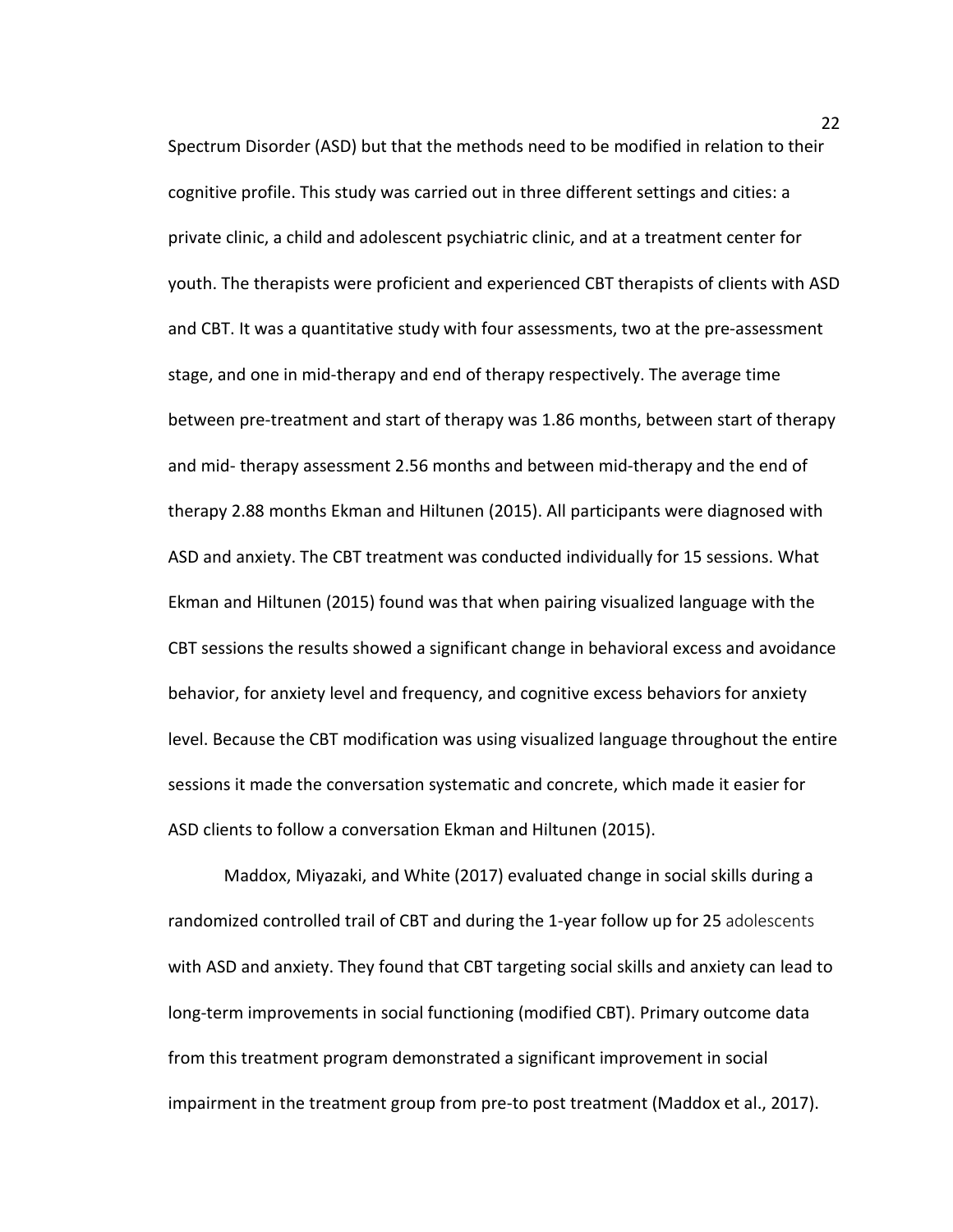Spectrum Disorder (ASD) but that the methods need to be modified in relation to their cognitive profile. This study was carried out in three different settings and cities: a private clinic, a child and adolescent psychiatric clinic, and at a treatment center for youth. The therapists were proficient and experienced CBT therapists of clients with ASD and CBT. It was a quantitative study with four assessments, two at the pre-assessment stage, and one in mid-therapy and end of therapy respectively. The average time between pre-treatment and start of therapy was 1.86 months, between start of therapy and mid- therapy assessment 2.56 months and between mid-therapy and the end of therapy 2.88 months Ekman and Hiltunen (2015). All participants were diagnosed with ASD and anxiety. The CBT treatment was conducted individually for 15 sessions. What Ekman and Hiltunen (2015) found was that when pairing visualized language with the CBT sessions the results showed a significant change in behavioral excess and avoidance behavior, for anxiety level and frequency, and cognitive excess behaviors for anxiety level. Because the CBT modification was using visualized language throughout the entire sessions it made the conversation systematic and concrete, which made it easier for ASD clients to follow a conversation Ekman and Hiltunen (2015).

Maddox, Miyazaki, and White (2017) evaluated change in social skills during a randomized controlled trail of CBT and during the 1-year follow up for 25 adolescents with ASD and anxiety. They found that CBT targeting social skills and anxiety can lead to long-term improvements in social functioning (modified CBT). Primary outcome data from this treatment program demonstrated a significant improvement in social impairment in the treatment group from pre-to post treatment (Maddox et al., 2017).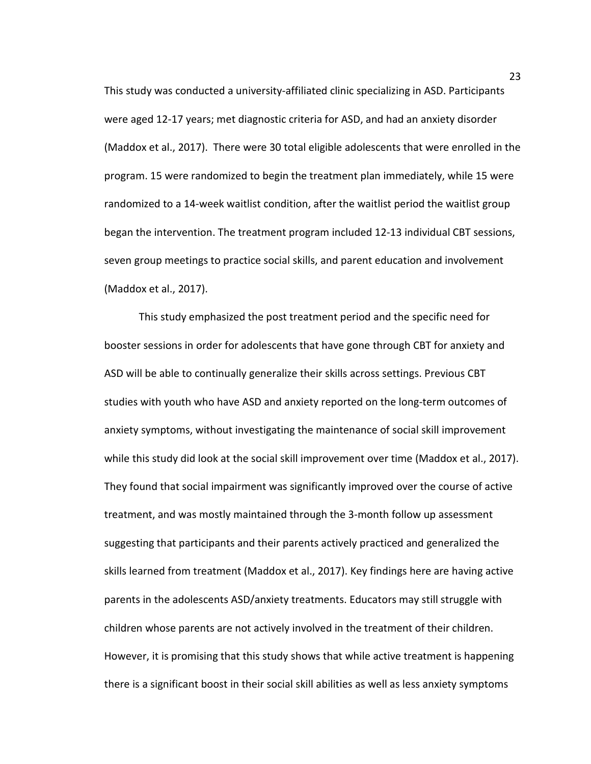This study was conducted a university-affiliated clinic specializing in ASD. Participants were aged 12-17 years; met diagnostic criteria for ASD, and had an anxiety disorder (Maddox et al., 2017). There were 30 total eligible adolescents that were enrolled in the program. 15 were randomized to begin the treatment plan immediately, while 15 were randomized to a 14-week waitlist condition, after the waitlist period the waitlist group began the intervention. The treatment program included 12-13 individual CBT sessions, seven group meetings to practice social skills, and parent education and involvement (Maddox et al., 2017).

This study emphasized the post treatment period and the specific need for booster sessions in order for adolescents that have gone through CBT for anxiety and ASD will be able to continually generalize their skills across settings. Previous CBT studies with youth who have ASD and anxiety reported on the long-term outcomes of anxiety symptoms, without investigating the maintenance of social skill improvement while this study did look at the social skill improvement over time (Maddox et al., 2017). They found that social impairment was significantly improved over the course of active treatment, and was mostly maintained through the 3-month follow up assessment suggesting that participants and their parents actively practiced and generalized the skills learned from treatment (Maddox et al., 2017). Key findings here are having active parents in the adolescents ASD/anxiety treatments. Educators may still struggle with children whose parents are not actively involved in the treatment of their children. However, it is promising that this study shows that while active treatment is happening there is a significant boost in their social skill abilities as well as less anxiety symptoms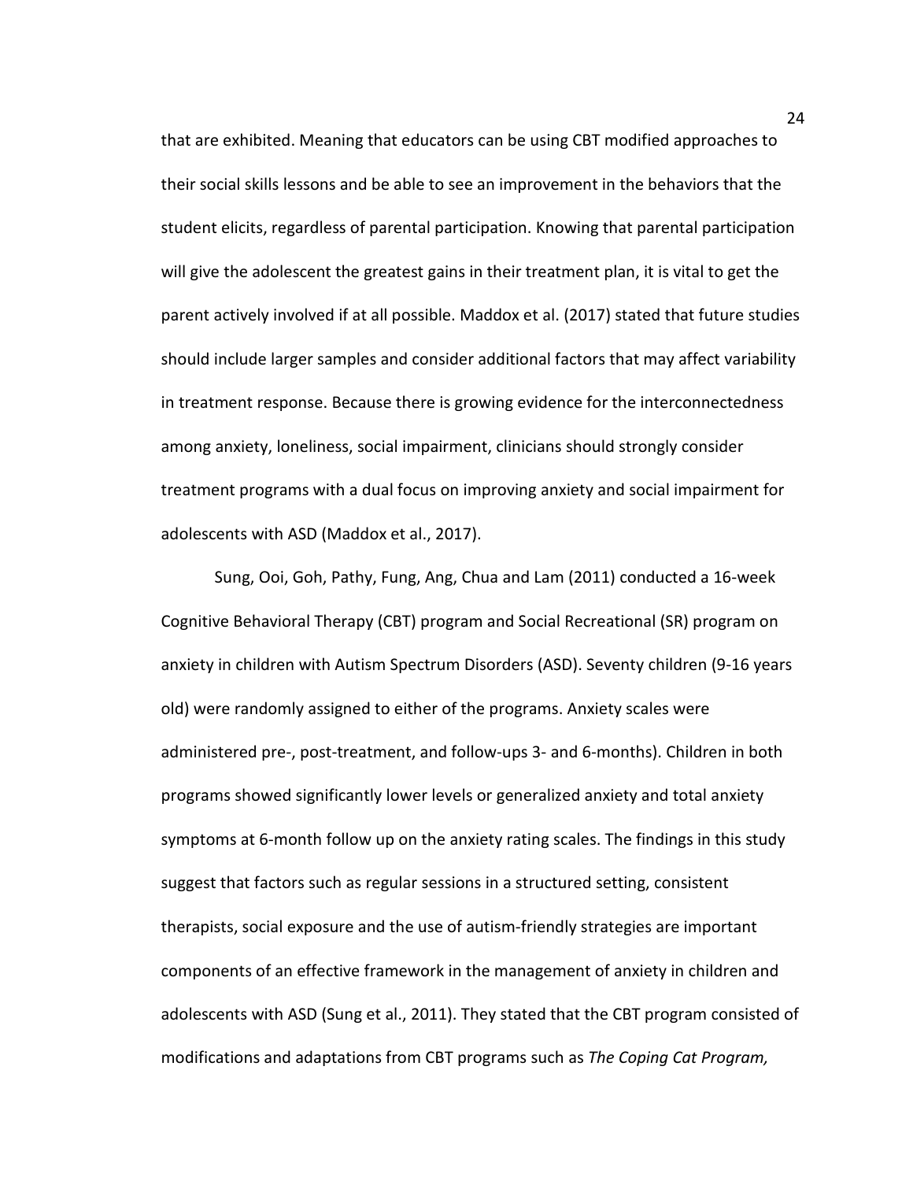that are exhibited. Meaning that educators can be using CBT modified approaches to their social skills lessons and be able to see an improvement in the behaviors that the student elicits, regardless of parental participation. Knowing that parental participation will give the adolescent the greatest gains in their treatment plan, it is vital to get the parent actively involved if at all possible. Maddox et al. (2017) stated that future studies should include larger samples and consider additional factors that may affect variability in treatment response. Because there is growing evidence for the interconnectedness among anxiety, loneliness, social impairment, clinicians should strongly consider treatment programs with a dual focus on improving anxiety and social impairment for adolescents with ASD (Maddox et al., 2017).

Sung, Ooi, Goh, Pathy, Fung, Ang, Chua and Lam (2011) conducted a 16-week Cognitive Behavioral Therapy (CBT) program and Social Recreational (SR) program on anxiety in children with Autism Spectrum Disorders (ASD). Seventy children (9-16 years old) were randomly assigned to either of the programs. Anxiety scales were administered pre-, post-treatment, and follow-ups 3- and 6-months). Children in both programs showed significantly lower levels or generalized anxiety and total anxiety symptoms at 6-month follow up on the anxiety rating scales. The findings in this study suggest that factors such as regular sessions in a structured setting, consistent therapists, social exposure and the use of autism-friendly strategies are important components of an effective framework in the management of anxiety in children and adolescents with ASD (Sung et al., 2011). They stated that the CBT program consisted of modifications and adaptations from CBT programs such as *The Coping Cat Program,*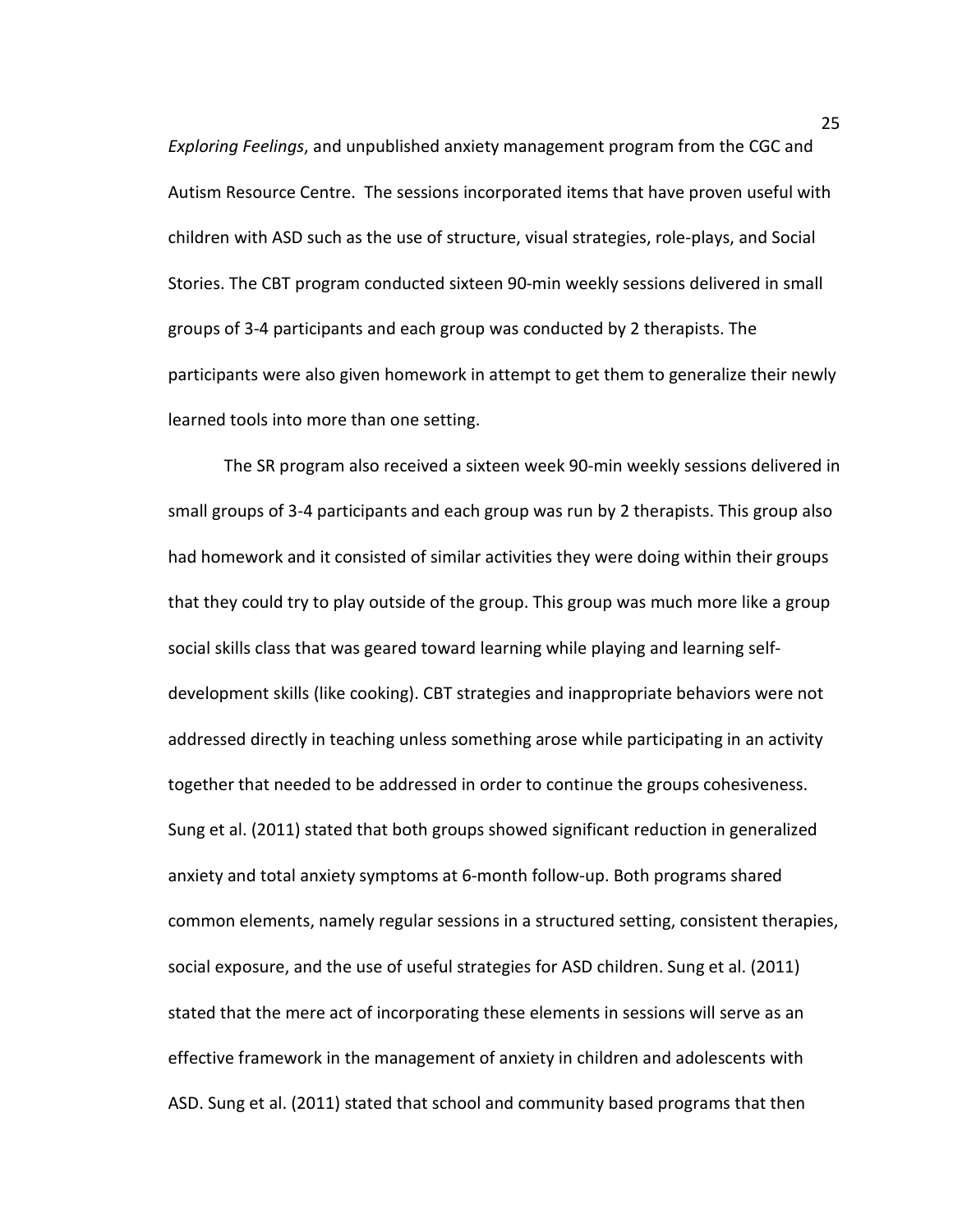*Exploring Feelings*, and unpublished anxiety management program from the CGC and Autism Resource Centre. The sessions incorporated items that have proven useful with children with ASD such as the use of structure, visual strategies, role-plays, and Social Stories. The CBT program conducted sixteen 90-min weekly sessions delivered in small groups of 3-4 participants and each group was conducted by 2 therapists. The participants were also given homework in attempt to get them to generalize their newly learned tools into more than one setting.

The SR program also received a sixteen week 90-min weekly sessions delivered in small groups of 3-4 participants and each group was run by 2 therapists. This group also had homework and it consisted of similar activities they were doing within their groups that they could try to play outside of the group. This group was much more like a group social skills class that was geared toward learning while playing and learning self-development skills (like cooking). CBT strategies and inappropriate behaviors were not addressed directly in teaching unless something arose while participating in an activity together that needed to be addressed in order to continue the groups cohesiveness. Sung et al. (2011) stated that both groups showed significant reduction in generalized anxiety and total anxiety symptoms at 6-month follow-up. Both programs shared common elements, namely regular sessions in a structured setting, consistent therapies, social exposure, and the use of useful strategies for ASD children. Sung et al. (2011) stated that the mere act of incorporating these elements in sessions will serve as an effective framework in the management of anxiety in children and adolescents with ASD. Sung et al. (2011) stated that school and community based programs that then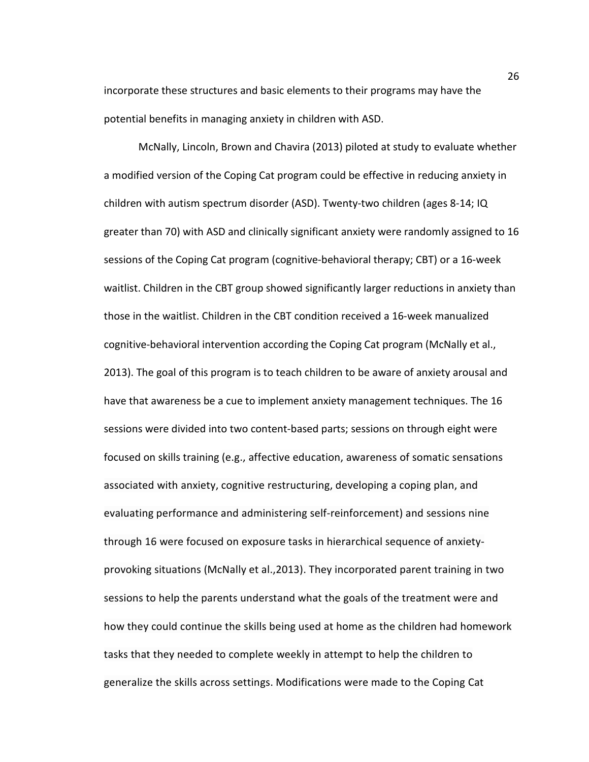incorporate these structures and basic elements to their programs may have the potential benefits in managing anxiety in children with ASD.

McNally, Lincoln, Brown and Chavira (2013) piloted at study to evaluate whether a modified version of the Coping Cat program could be effective in reducing anxiety in children with autism spectrum disorder (ASD). Twenty-two children (ages 8-14; IQ greater than 70) with ASD and clinically significant anxiety were randomly assigned to 16 sessions of the Coping Cat program (cognitive-behavioral therapy; CBT) or a 16-week waitlist. Children in the CBT group showed significantly larger reductions in anxiety than those in the waitlist. Children in the CBT condition received a 16-week manualized cognitive-behavioral intervention according the Coping Cat program (McNally et al., 2013). The goal of this program is to teach children to be aware of anxiety arousal and have that awareness be a cue to implement anxiety management techniques. The 16 sessions were divided into two content-based parts; sessions on through eight were focused on skills training (e.g., affective education, awareness of somatic sensations associated with anxiety, cognitive restructuring, developing a coping plan, and evaluating performance and administering self-reinforcement) and sessions nine through 16 were focused on exposure tasks in hierarchical sequence of anxiety-provoking situations (McNally et al.,2013). They incorporated parent training in two sessions to help the parents understand what the goals of the treatment were and how they could continue the skills being used at home as the children had homework tasks that they needed to complete weekly in attempt to help the children to generalize the skills across settings. Modifications were made to the Coping Cat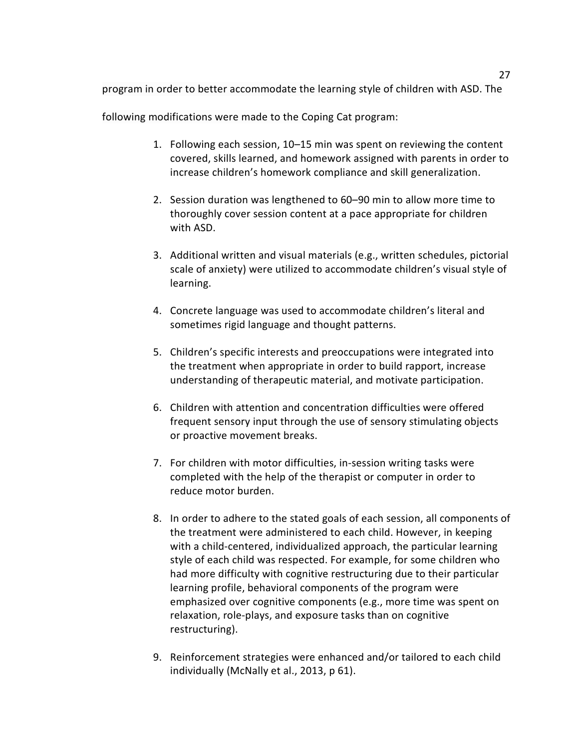program in order to better accommodate the learning style of children with ASD. The following modifications were made to the Coping Cat program:

1. Following each session, 10–15 min was spent on reviewing the content covered, skills learned, and homework assigned with parents in order to increase children's homework compliance and skill generalization.

2. Session duration was lengthened to 60–90 min to allow more time to thoroughly cover session content at a pace appropriate for children with ASD.

3. Additional written and visual materials (e.g., written schedules, pictorial scale of anxiety) were utilized to accommodate children's visual style of learning.

4. Concrete language was used to accommodate children's literal and sometimes rigid language and thought patterns.

5. Children's specific interests and preoccupations were integrated into the treatment when appropriate in order to build rapport, increase understanding of therapeutic material, and motivate participation.

6. Children with attention and concentration difficulties were offered frequent sensory input through the use of sensory stimulating objects or proactive movement breaks.

7. For children with motor difficulties, in-session writing tasks were completed with the help of the therapist or computer in order to reduce motor burden.

8. In order to adhere to the stated goals of each session, all components of the treatment were administered to each child. However, in keeping with a child-centered, individualized approach, the particular learning style of each child was respected. For example, for some children who had more difficulty with cognitive restructuring due to their particular learning profile, behavioral components of the program were emphasized over cognitive components (e.g., more time was spent on relaxation, role-plays, and exposure tasks than on cognitive restructuring).

9. Reinforcement strategies were enhanced and/or tailored to each child individually (McNally et al., 2013, p 61).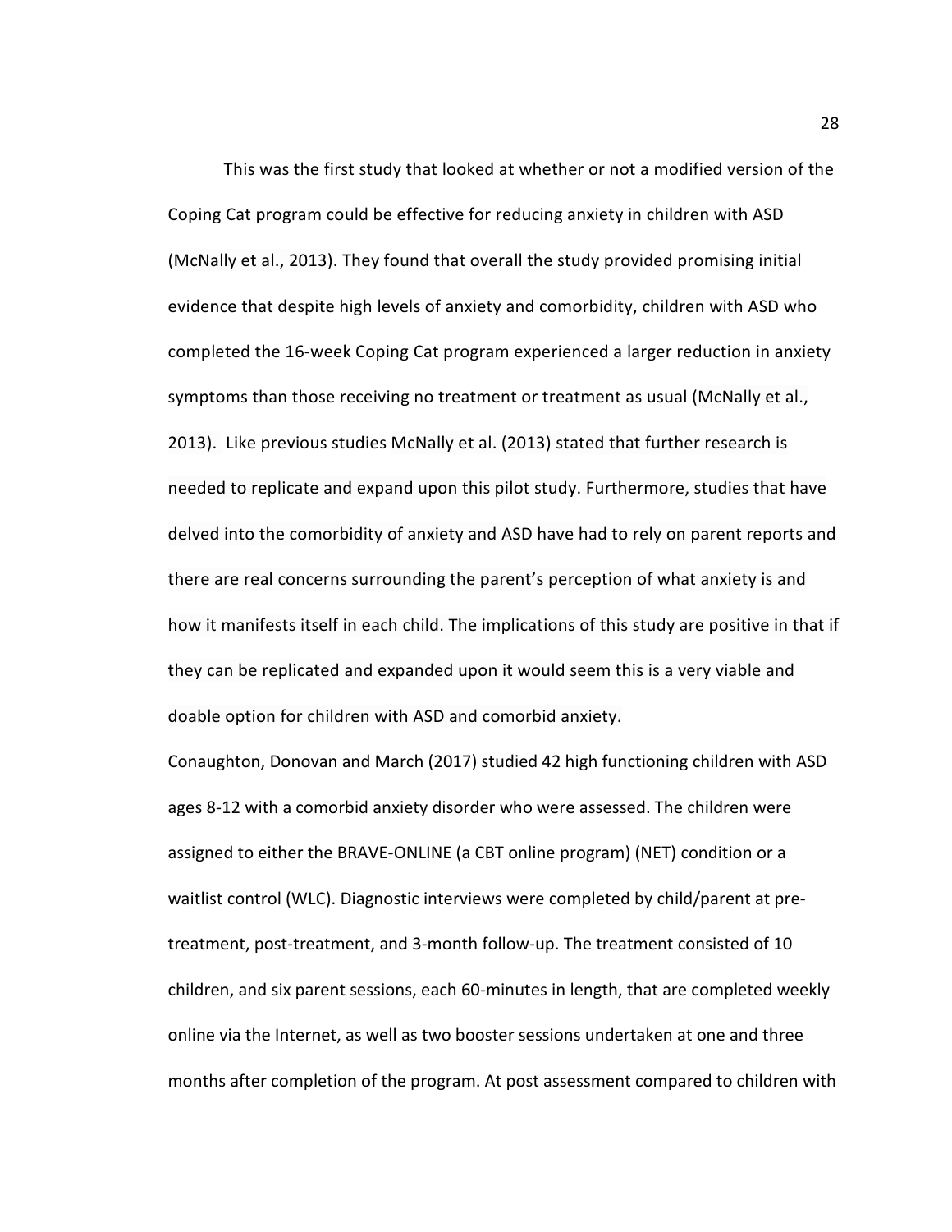This was the first study that looked at whether or not a modified version of the Coping Cat program could be effective for reducing anxiety in children with ASD (McNally et al., 2013). They found that overall the study provided promising initial evidence that despite high levels of anxiety and comorbidity, children with ASD who completed the 16-week Coping Cat program experienced a larger reduction in anxiety symptoms than those receiving no treatment or treatment as usual (McNally et al., 2013). Like previous studies McNally et al. (2013) stated that further research is needed to replicate and expand upon this pilot study. Furthermore, studies that have delved into the comorbidity of anxiety and ASD have had to rely on parent reports and there are real concerns surrounding the parent's perception of what anxiety is and how it manifests itself in each child. The implications of this study are positive in that if they can be replicated and expanded upon it would seem this is a very viable and doable option for children with ASD and comorbid anxiety.

Conaughton, Donovan and March (2017) studied 42 high functioning children with ASD ages 8-12 with a comorbid anxiety disorder who were assessed. The children were assigned to either the BRAVE-ONLINE (a CBT online program) (NET) condition or a waitlist control (WLC). Diagnostic interviews were completed by child/parent at pre-treatment, post-treatment, and 3-month follow-up. The treatment consisted of 10 children, and six parent sessions, each 60-minutes in length, that are completed weekly online via the Internet, as well as two booster sessions undertaken at one and three months after completion of the program. At post assessment compared to children with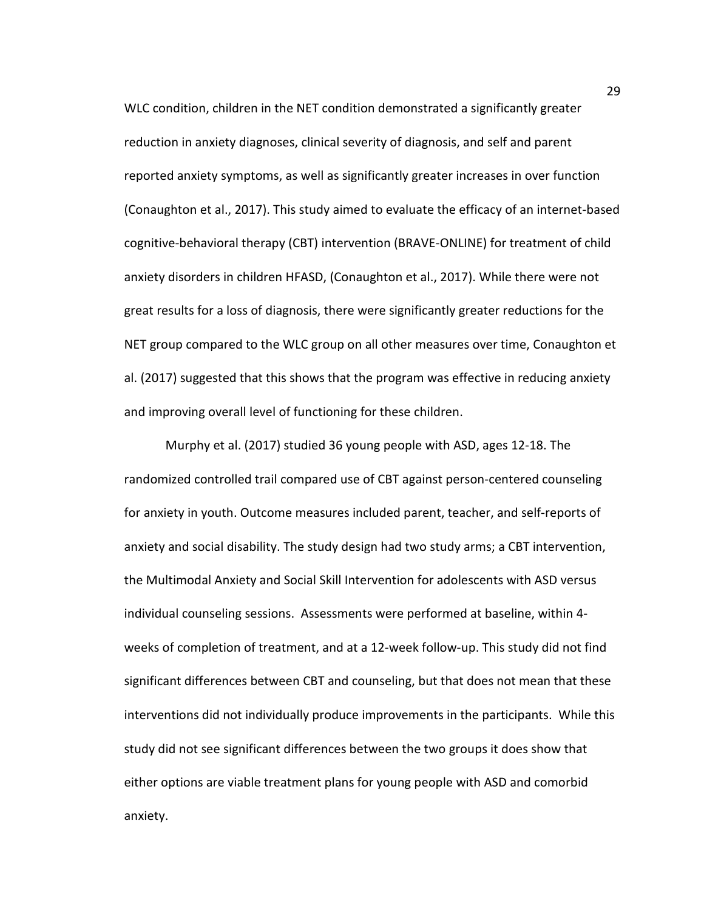WLC condition, children in the NET condition demonstrated a significantly greater reduction in anxiety diagnoses, clinical severity of diagnosis, and self and parent reported anxiety symptoms, as well as significantly greater increases in over function (Conaughton et al., 2017). This study aimed to evaluate the efficacy of an internet-based cognitive-behavioral therapy (CBT) intervention (BRAVE-ONLINE) for treatment of child anxiety disorders in children HFASD, (Conaughton et al., 2017). While there were not great results for a loss of diagnosis, there were significantly greater reductions for the NET group compared to the WLC group on all other measures over time, Conaughton et al. (2017) suggested that this shows that the program was effective in reducing anxiety and improving overall level of functioning for these children.

Murphy et al. (2017) studied 36 young people with ASD, ages 12-18. The randomized controlled trail compared use of CBT against person-centered counseling for anxiety in youth. Outcome measures included parent, teacher, and self-reports of anxiety and social disability. The study design had two study arms; a CBT intervention, the Multimodal Anxiety and Social Skill Intervention for adolescents with ASD versus individual counseling sessions. Assessments were performed at baseline, within 4-weeks of completion of treatment, and at a 12-week follow-up. This study did not find significant differences between CBT and counseling, but that does not mean that these interventions did not individually produce improvements in the participants. While this study did not see significant differences between the two groups it does show that either options are viable treatment plans for young people with ASD and comorbid anxiety.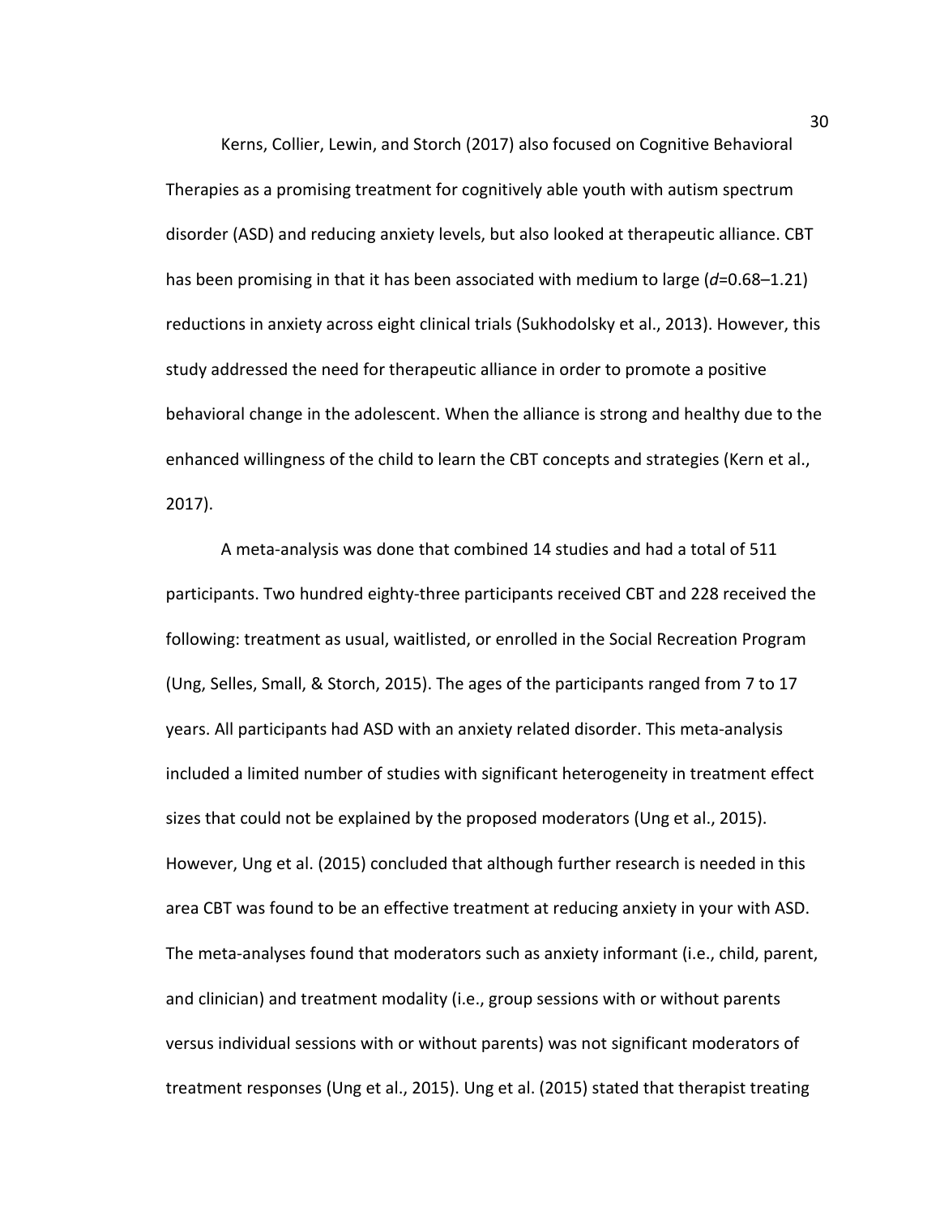Kerns, Collier, Lewin, and Storch (2017) also focused on Cognitive Behavioral Therapies as a promising treatment for cognitively able youth with autism spectrum disorder (ASD) and reducing anxiety levels, but also looked at therapeutic alliance. CBT has been promising in that it has been associated with medium to large ($d$=0.68–1.21) reductions in anxiety across eight clinical trials (Sukhodolsky et al., 2013). However, this study addressed the need for therapeutic alliance in order to promote a positive behavioral change in the adolescent. When the alliance is strong and healthy due to the enhanced willingness of the child to learn the CBT concepts and strategies (Kern et al., 2017).

A meta-analysis was done that combined 14 studies and had a total of 511 participants. Two hundred eighty-three participants received CBT and 228 received the following: treatment as usual, waitlisted, or enrolled in the Social Recreation Program (Ung, Selles, Small, & Storch, 2015). The ages of the participants ranged from 7 to 17 years. All participants had ASD with an anxiety related disorder. This meta-analysis included a limited number of studies with significant heterogeneity in treatment effect sizes that could not be explained by the proposed moderators (Ung et al., 2015). However, Ung et al. (2015) concluded that although further research is needed in this area CBT was found to be an effective treatment at reducing anxiety in your with ASD. The meta-analyses found that moderators such as anxiety informant (i.e., child, parent, and clinician) and treatment modality (i.e., group sessions with or without parents versus individual sessions with or without parents) was not significant moderators of treatment responses (Ung et al., 2015). Ung et al. (2015) stated that therapist treating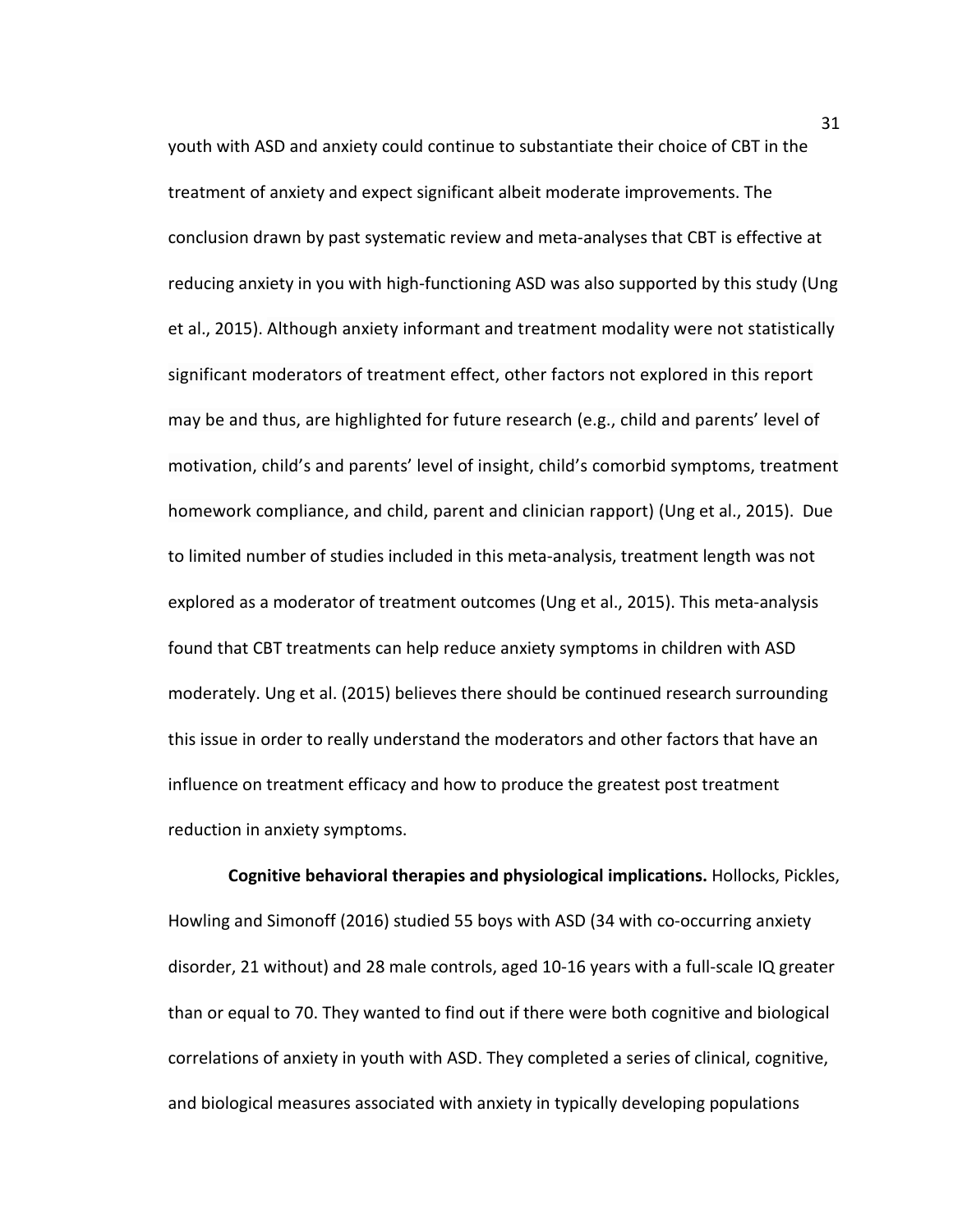youth with ASD and anxiety could continue to substantiate their choice of CBT in the treatment of anxiety and expect significant albeit moderate improvements. The conclusion drawn by past systematic review and meta-analyses that CBT is effective at reducing anxiety in you with high-functioning ASD was also supported by this study (Ung et al., 2015). Although anxiety informant and treatment modality were not statistically significant moderators of treatment effect, other factors not explored in this report may be and thus, are highlighted for future research (e.g., child and parents' level of motivation, child's and parents' level of insight, child's comorbid symptoms, treatment homework compliance, and child, parent and clinician rapport) (Ung et al., 2015). Due to limited number of studies included in this meta-analysis, treatment length was not explored as a moderator of treatment outcomes (Ung et al., 2015). This meta-analysis found that CBT treatments can help reduce anxiety symptoms in children with ASD moderately. Ung et al. (2015) believes there should be continued research surrounding this issue in order to really understand the moderators and other factors that have an influence on treatment efficacy and how to produce the greatest post treatment reduction in anxiety symptoms.

**Cognitive behavioral therapies and physiological implications.** Hollocks, Pickles, Howling and Simonoff (2016) studied 55 boys with ASD (34 with co-occurring anxiety disorder, 21 without) and 28 male controls, aged 10-16 years with a full-scale IQ greater than or equal to 70. They wanted to find out if there were both cognitive and biological correlations of anxiety in youth with ASD. They completed a series of clinical, cognitive, and biological measures associated with anxiety in typically developing populations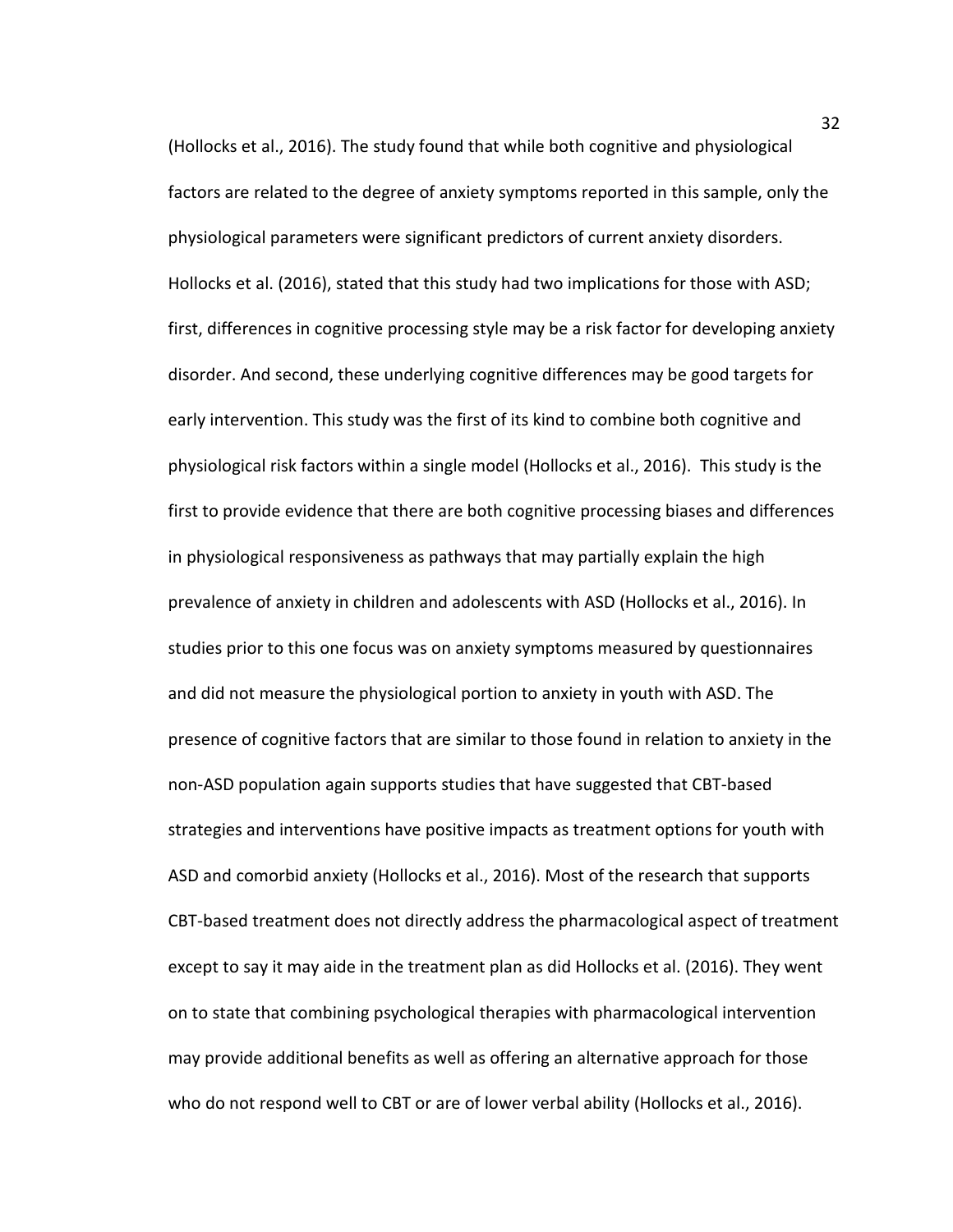(Hollocks et al., 2016). The study found that while both cognitive and physiological factors are related to the degree of anxiety symptoms reported in this sample, only the physiological parameters were significant predictors of current anxiety disorders. Hollocks et al. (2016), stated that this study had two implications for those with ASD; first, differences in cognitive processing style may be a risk factor for developing anxiety disorder. And second, these underlying cognitive differences may be good targets for early intervention. This study was the first of its kind to combine both cognitive and physiological risk factors within a single model (Hollocks et al., 2016). This study is the first to provide evidence that there are both cognitive processing biases and differences in physiological responsiveness as pathways that may partially explain the high prevalence of anxiety in children and adolescents with ASD (Hollocks et al., 2016). In studies prior to this one focus was on anxiety symptoms measured by questionnaires and did not measure the physiological portion to anxiety in youth with ASD. The presence of cognitive factors that are similar to those found in relation to anxiety in the non-ASD population again supports studies that have suggested that CBT-based strategies and interventions have positive impacts as treatment options for youth with ASD and comorbid anxiety (Hollocks et al., 2016). Most of the research that supports CBT-based treatment does not directly address the pharmacological aspect of treatment except to say it may aide in the treatment plan as did Hollocks et al. (2016). They went on to state that combining psychological therapies with pharmacological intervention may provide additional benefits as well as offering an alternative approach for those who do not respond well to CBT or are of lower verbal ability (Hollocks et al., 2016).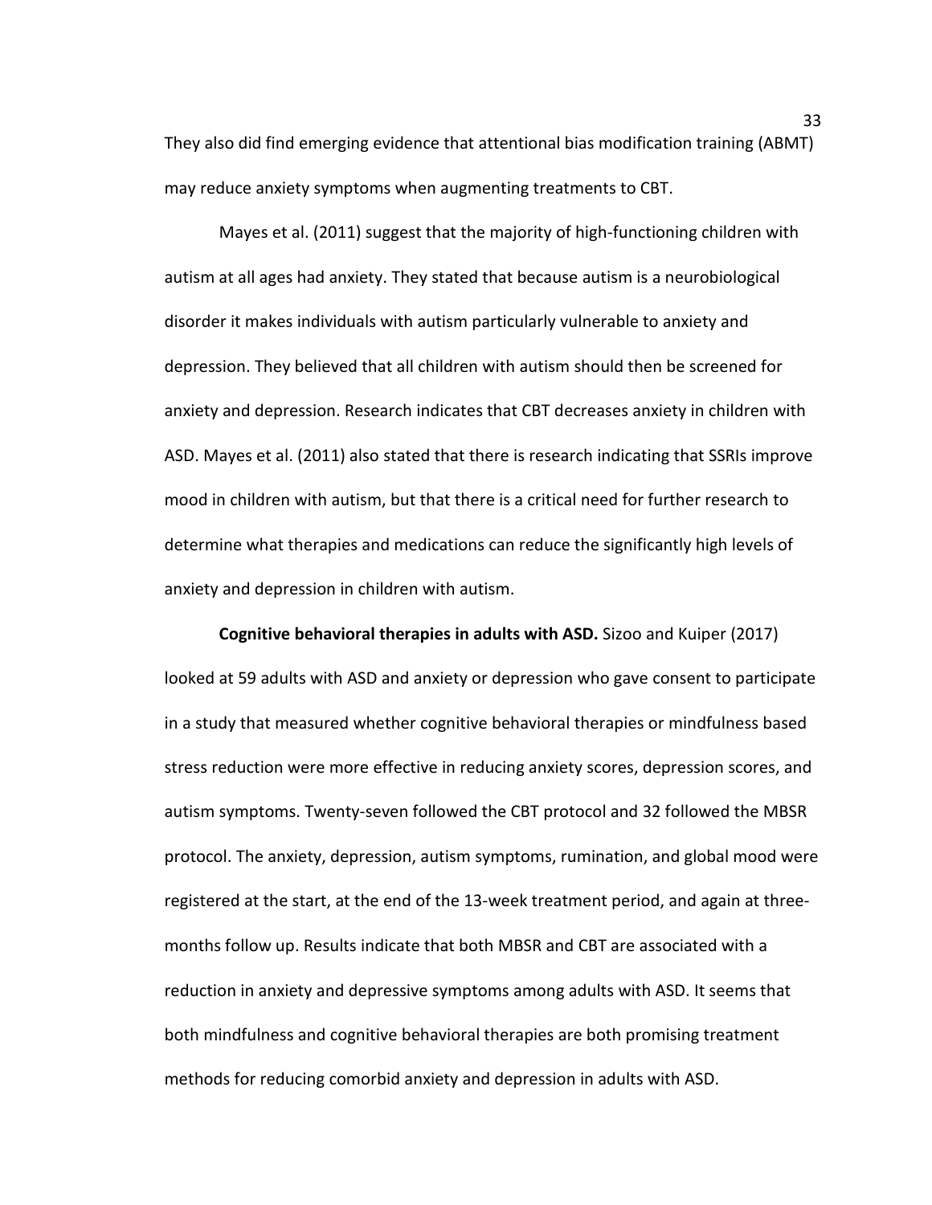They also did find emerging evidence that attentional bias modification training (ABMT) may reduce anxiety symptoms when augmenting treatments to CBT.

Mayes et al. (2011) suggest that the majority of high-functioning children with autism at all ages had anxiety. They stated that because autism is a neurobiological disorder it makes individuals with autism particularly vulnerable to anxiety and depression. They believed that all children with autism should then be screened for anxiety and depression. Research indicates that CBT decreases anxiety in children with ASD. Mayes et al. (2011) also stated that there is research indicating that SSRIs improve mood in children with autism, but that there is a critical need for further research to determine what therapies and medications can reduce the significantly high levels of anxiety and depression in children with autism.

**Cognitive behavioral therapies in adults with ASD.** Sizoo and Kuiper (2017) looked at 59 adults with ASD and anxiety or depression who gave consent to participate in a study that measured whether cognitive behavioral therapies or mindfulness based stress reduction were more effective in reducing anxiety scores, depression scores, and autism symptoms. Twenty-seven followed the CBT protocol and 32 followed the MBSR protocol. The anxiety, depression, autism symptoms, rumination, and global mood were registered at the start, at the end of the 13-week treatment period, and again at three-months follow up. Results indicate that both MBSR and CBT are associated with a reduction in anxiety and depressive symptoms among adults with ASD. It seems that both mindfulness and cognitive behavioral therapies are both promising treatment methods for reducing comorbid anxiety and depression in adults with ASD.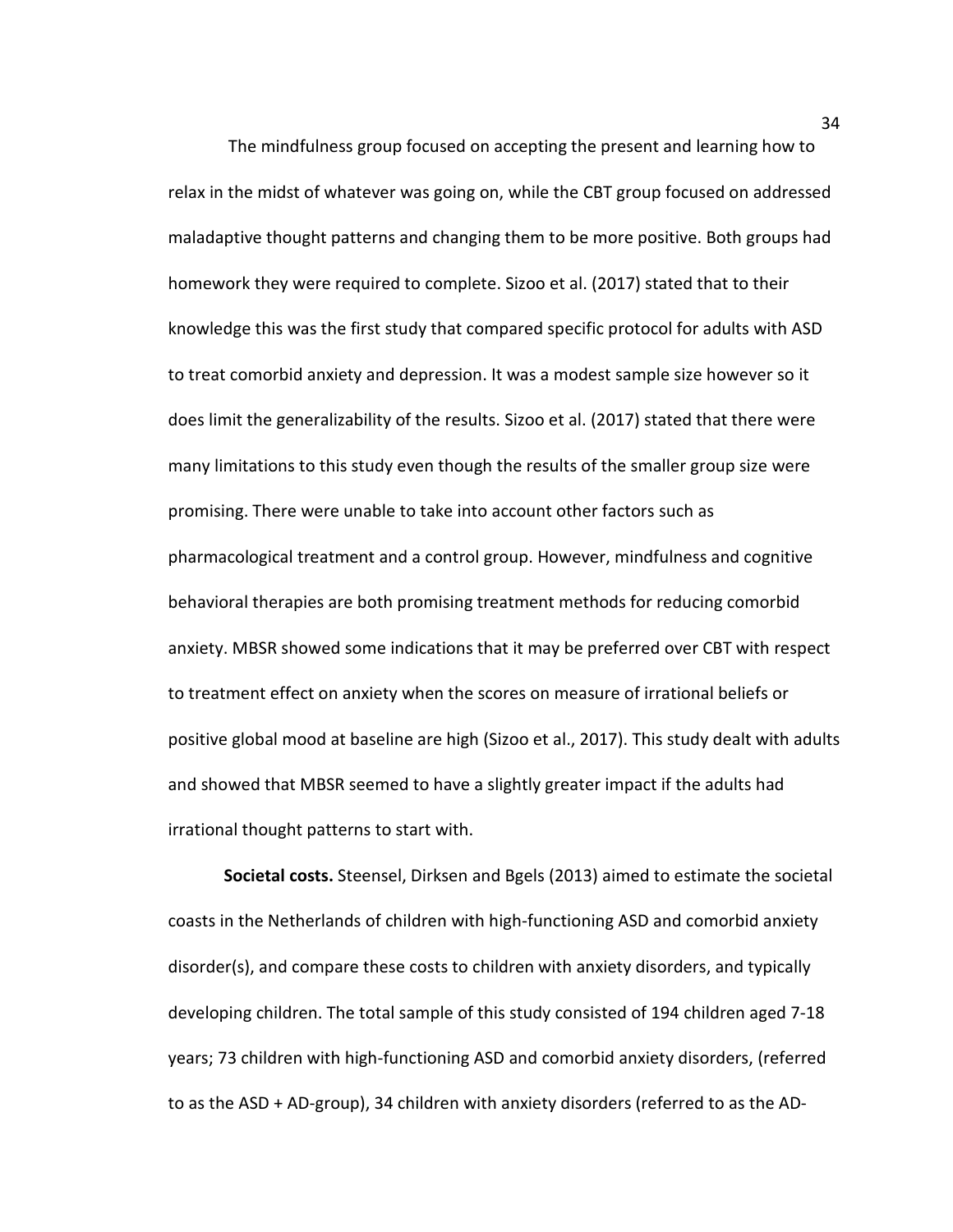The mindfulness group focused on accepting the present and learning how to relax in the midst of whatever was going on, while the CBT group focused on addressed maladaptive thought patterns and changing them to be more positive. Both groups had homework they were required to complete. Sizoo et al. (2017) stated that to their knowledge this was the first study that compared specific protocol for adults with ASD to treat comorbid anxiety and depression. It was a modest sample size however so it does limit the generalizability of the results. Sizoo et al. (2017) stated that there were many limitations to this study even though the results of the smaller group size were promising. There were unable to take into account other factors such as pharmacological treatment and a control group. However, mindfulness and cognitive behavioral therapies are both promising treatment methods for reducing comorbid anxiety. MBSR showed some indications that it may be preferred over CBT with respect to treatment effect on anxiety when the scores on measure of irrational beliefs or positive global mood at baseline are high (Sizoo et al., 2017). This study dealt with adults and showed that MBSR seemed to have a slightly greater impact if the adults had irrational thought patterns to start with.

**Societal costs.** Steensel, Dirksen and Bgels (2013) aimed to estimate the societal coasts in the Netherlands of children with high-functioning ASD and comorbid anxiety disorder(s), and compare these costs to children with anxiety disorders, and typically developing children. The total sample of this study consisted of 194 children aged 7-18 years; 73 children with high-functioning ASD and comorbid anxiety disorders, (referred to as the ASD + AD-group), 34 children with anxiety disorders (referred to as the AD-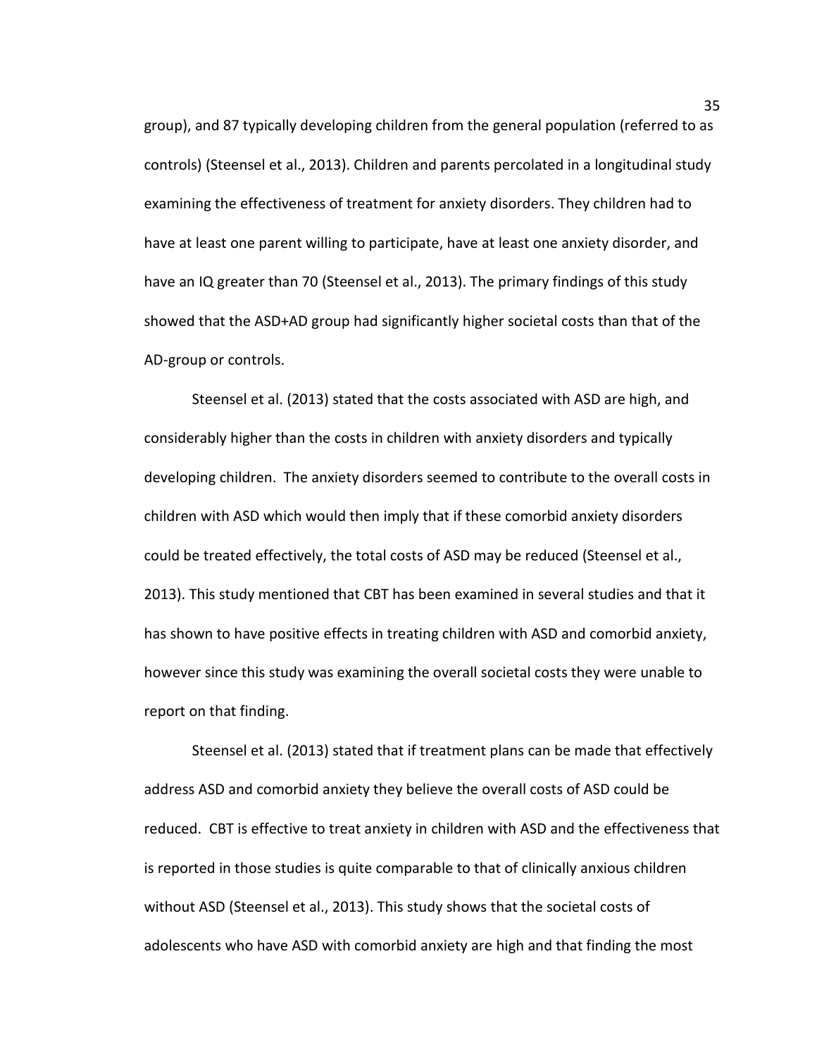group), and 87 typically developing children from the general population (referred to as controls) (Steensel et al., 2013). Children and parents percolated in a longitudinal study examining the effectiveness of treatment for anxiety disorders. They children had to have at least one parent willing to participate, have at least one anxiety disorder, and have an IQ greater than 70 (Steensel et al., 2013). The primary findings of this study showed that the ASD+AD group had significantly higher societal costs than that of the AD-group or controls.

Steensel et al. (2013) stated that the costs associated with ASD are high, and considerably higher than the costs in children with anxiety disorders and typically developing children. The anxiety disorders seemed to contribute to the overall costs in children with ASD which would then imply that if these comorbid anxiety disorders could be treated effectively, the total costs of ASD may be reduced (Steensel et al., 2013). This study mentioned that CBT has been examined in several studies and that it has shown to have positive effects in treating children with ASD and comorbid anxiety, however since this study was examining the overall societal costs they were unable to report on that finding.

Steensel et al. (2013) stated that if treatment plans can be made that effectively address ASD and comorbid anxiety they believe the overall costs of ASD could be reduced. CBT is effective to treat anxiety in children with ASD and the effectiveness that is reported in those studies is quite comparable to that of clinically anxious children without ASD (Steensel et al., 2013). This study shows that the societal costs of adolescents who have ASD with comorbid anxiety are high and that finding the most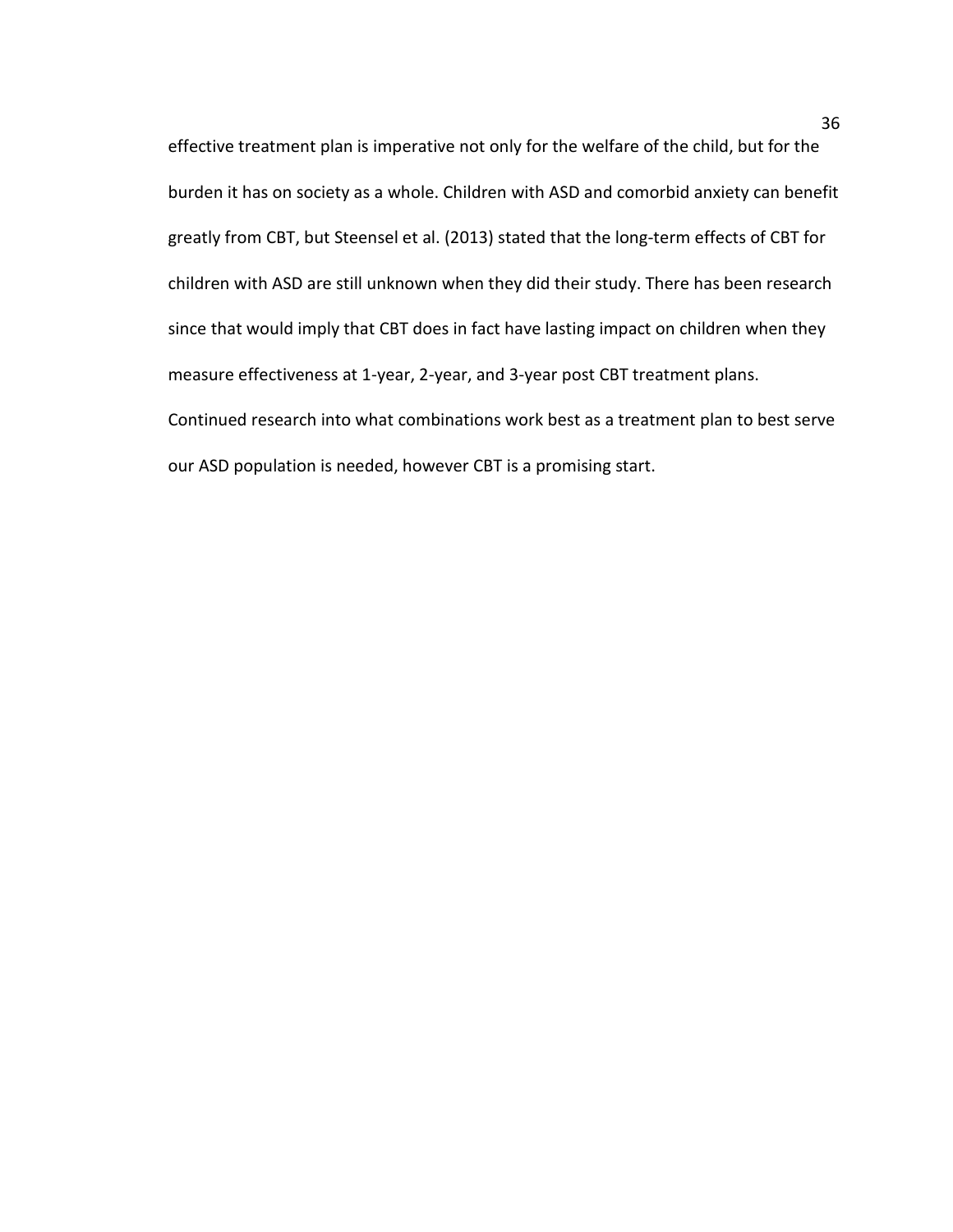effective treatment plan is imperative not only for the welfare of the child, but for the burden it has on society as a whole. Children with ASD and comorbid anxiety can benefit greatly from CBT, but Steensel et al. (2013) stated that the long-term effects of CBT for children with ASD are still unknown when they did their study. There has been research since that would imply that CBT does in fact have lasting impact on children when they measure effectiveness at 1-year, 2-year, and 3-year post CBT treatment plans. Continued research into what combinations work best as a treatment plan to best serve our ASD population is needed, however CBT is a promising start.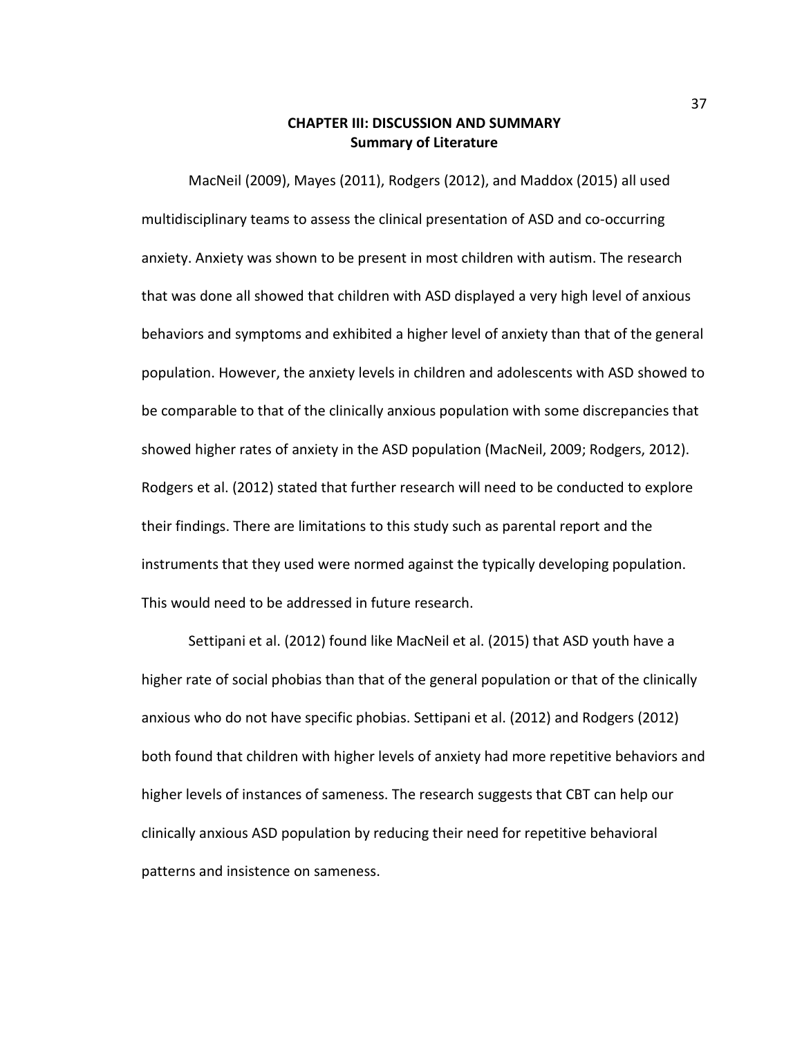# CHAPTER III: DISCUSSION AND SUMMARY

## Summary of Literature

MacNeil (2009), Mayes (2011), Rodgers (2012), and Maddox (2015) all used multidisciplinary teams to assess the clinical presentation of ASD and co-occurring anxiety. Anxiety was shown to be present in most children with autism. The research that was done all showed that children with ASD displayed a very high level of anxious behaviors and symptoms and exhibited a higher level of anxiety than that of the general population. However, the anxiety levels in children and adolescents with ASD showed to be comparable to that of the clinically anxious population with some discrepancies that showed higher rates of anxiety in the ASD population (MacNeil, 2009; Rodgers, 2012). Rodgers et al. (2012) stated that further research will need to be conducted to explore their findings. There are limitations to this study such as parental report and the instruments that they used were normed against the typically developing population. This would need to be addressed in future research.

Settipani et al. (2012) found like MacNeil et al. (2015) that ASD youth have a higher rate of social phobias than that of the general population or that of the clinically anxious who do not have specific phobias. Settipani et al. (2012) and Rodgers (2012) both found that children with higher levels of anxiety had more repetitive behaviors and higher levels of instances of sameness. The research suggests that CBT can help our clinically anxious ASD population by reducing their need for repetitive behavioral patterns and insistence on sameness.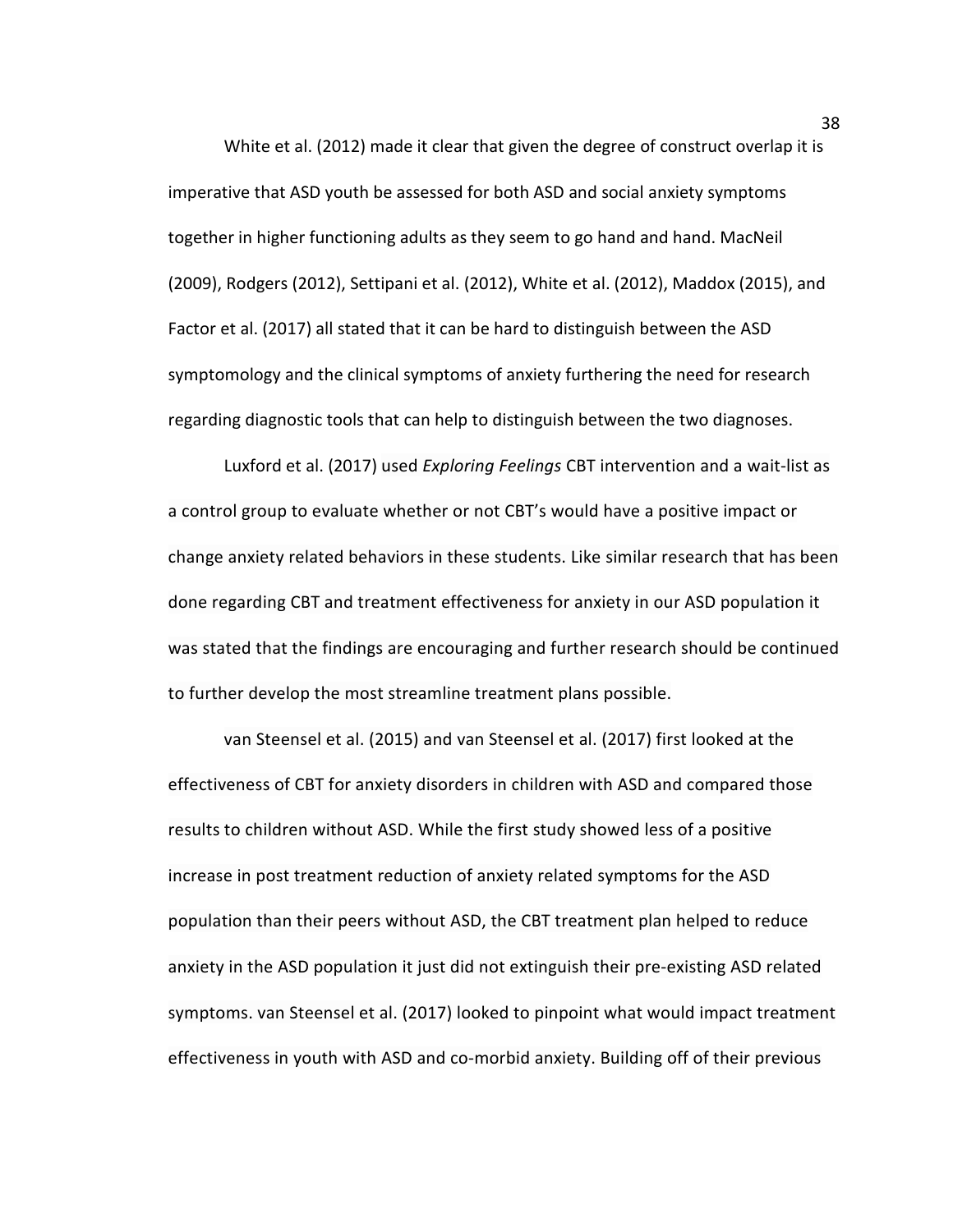White et al. (2012) made it clear that given the degree of construct overlap it is imperative that ASD youth be assessed for both ASD and social anxiety symptoms together in higher functioning adults as they seem to go hand and hand. MacNeil (2009), Rodgers (2012), Settipani et al. (2012), White et al. (2012), Maddox (2015), and Factor et al. (2017) all stated that it can be hard to distinguish between the ASD symptomology and the clinical symptoms of anxiety furthering the need for research regarding diagnostic tools that can help to distinguish between the two diagnoses.

Luxford et al. (2017) used *Exploring Feelings* CBT intervention and a wait-list as a control group to evaluate whether or not CBT's would have a positive impact or change anxiety related behaviors in these students. Like similar research that has been done regarding CBT and treatment effectiveness for anxiety in our ASD population it was stated that the findings are encouraging and further research should be continued to further develop the most streamline treatment plans possible.

van Steensel et al. (2015) and van Steensel et al. (2017) first looked at the effectiveness of CBT for anxiety disorders in children with ASD and compared those results to children without ASD. While the first study showed less of a positive increase in post treatment reduction of anxiety related symptoms for the ASD population than their peers without ASD, the CBT treatment plan helped to reduce anxiety in the ASD population it just did not extinguish their pre-existing ASD related symptoms. van Steensel et al. (2017) looked to pinpoint what would impact treatment effectiveness in youth with ASD and co-morbid anxiety. Building off of their previous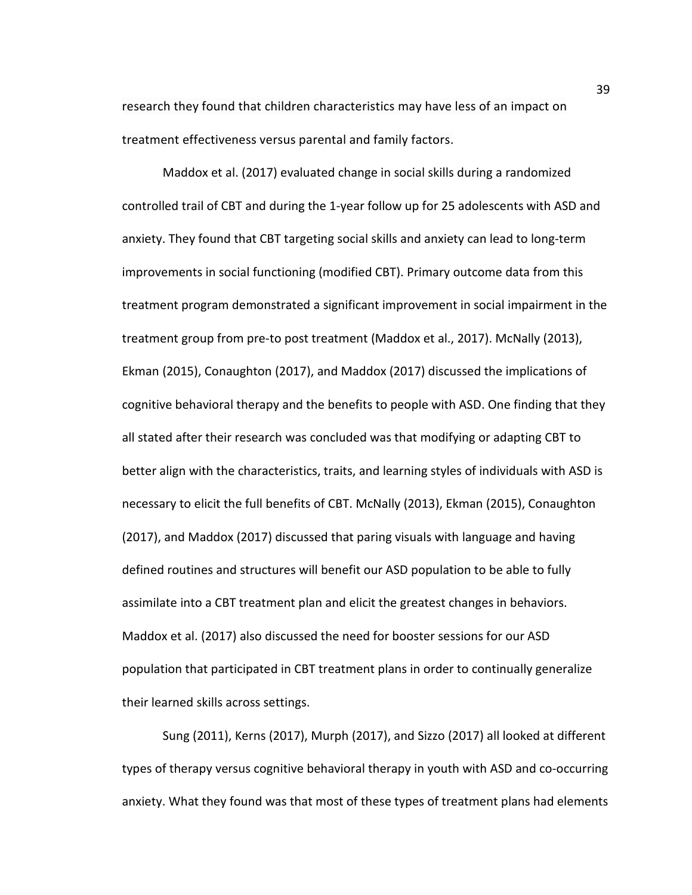research they found that children characteristics may have less of an impact on treatment effectiveness versus parental and family factors.

Maddox et al. (2017) evaluated change in social skills during a randomized controlled trail of CBT and during the 1-year follow up for 25 adolescents with ASD and anxiety. They found that CBT targeting social skills and anxiety can lead to long-term improvements in social functioning (modified CBT). Primary outcome data from this treatment program demonstrated a significant improvement in social impairment in the treatment group from pre-to post treatment (Maddox et al., 2017). McNally (2013), Ekman (2015), Conaughton (2017), and Maddox (2017) discussed the implications of cognitive behavioral therapy and the benefits to people with ASD. One finding that they all stated after their research was concluded was that modifying or adapting CBT to better align with the characteristics, traits, and learning styles of individuals with ASD is necessary to elicit the full benefits of CBT. McNally (2013), Ekman (2015), Conaughton (2017), and Maddox (2017) discussed that paring visuals with language and having defined routines and structures will benefit our ASD population to be able to fully assimilate into a CBT treatment plan and elicit the greatest changes in behaviors. Maddox et al. (2017) also discussed the need for booster sessions for our ASD population that participated in CBT treatment plans in order to continually generalize their learned skills across settings.

Sung (2011), Kerns (2017), Murph (2017), and Sizzo (2017) all looked at different types of therapy versus cognitive behavioral therapy in youth with ASD and co-occurring anxiety. What they found was that most of these types of treatment plans had elements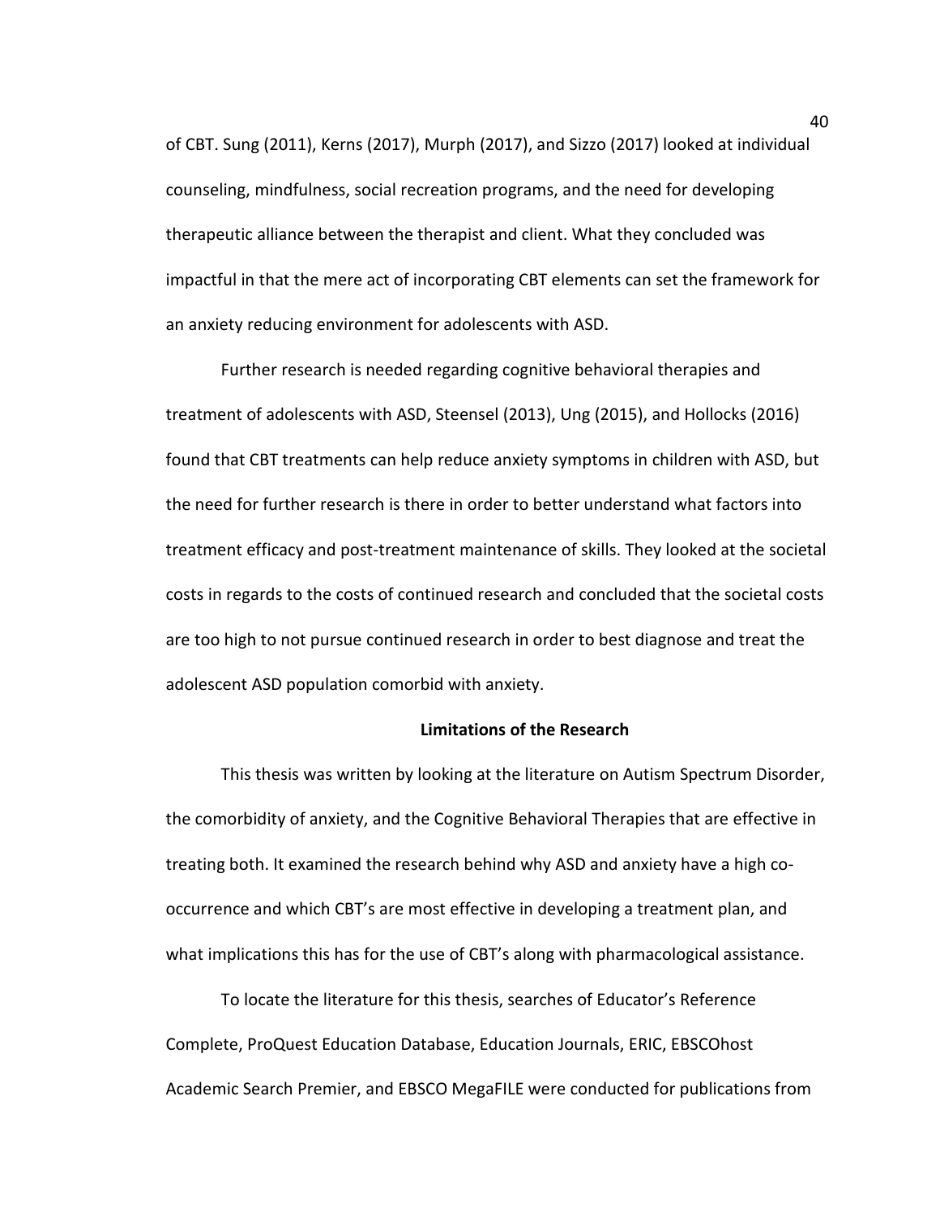of CBT. Sung (2011), Kerns (2017), Murph (2017), and Sizzo (2017) looked at individual counseling, mindfulness, social recreation programs, and the need for developing therapeutic alliance between the therapist and client. What they concluded was impactful in that the mere act of incorporating CBT elements can set the framework for an anxiety reducing environment for adolescents with ASD.

Further research is needed regarding cognitive behavioral therapies and treatment of adolescents with ASD, Steensel (2013), Ung (2015), and Hollocks (2016) found that CBT treatments can help reduce anxiety symptoms in children with ASD, but the need for further research is there in order to better understand what factors into treatment efficacy and post-treatment maintenance of skills. They looked at the societal costs in regards to the costs of continued research and concluded that the societal costs are too high to not pursue continued research in order to best diagnose and treat the adolescent ASD population comorbid with anxiety.

## Limitations of the Research

This thesis was written by looking at the literature on Autism Spectrum Disorder, the comorbidity of anxiety, and the Cognitive Behavioral Therapies that are effective in treating both. It examined the research behind why ASD and anxiety have a high co-occurrence and which CBT's are most effective in developing a treatment plan, and what implications this has for the use of CBT's along with pharmacological assistance.

To locate the literature for this thesis, searches of Educator's Reference Complete, ProQuest Education Database, Education Journals, ERIC, EBSCOhost Academic Search Premier, and EBSCO MegaFILE were conducted for publications from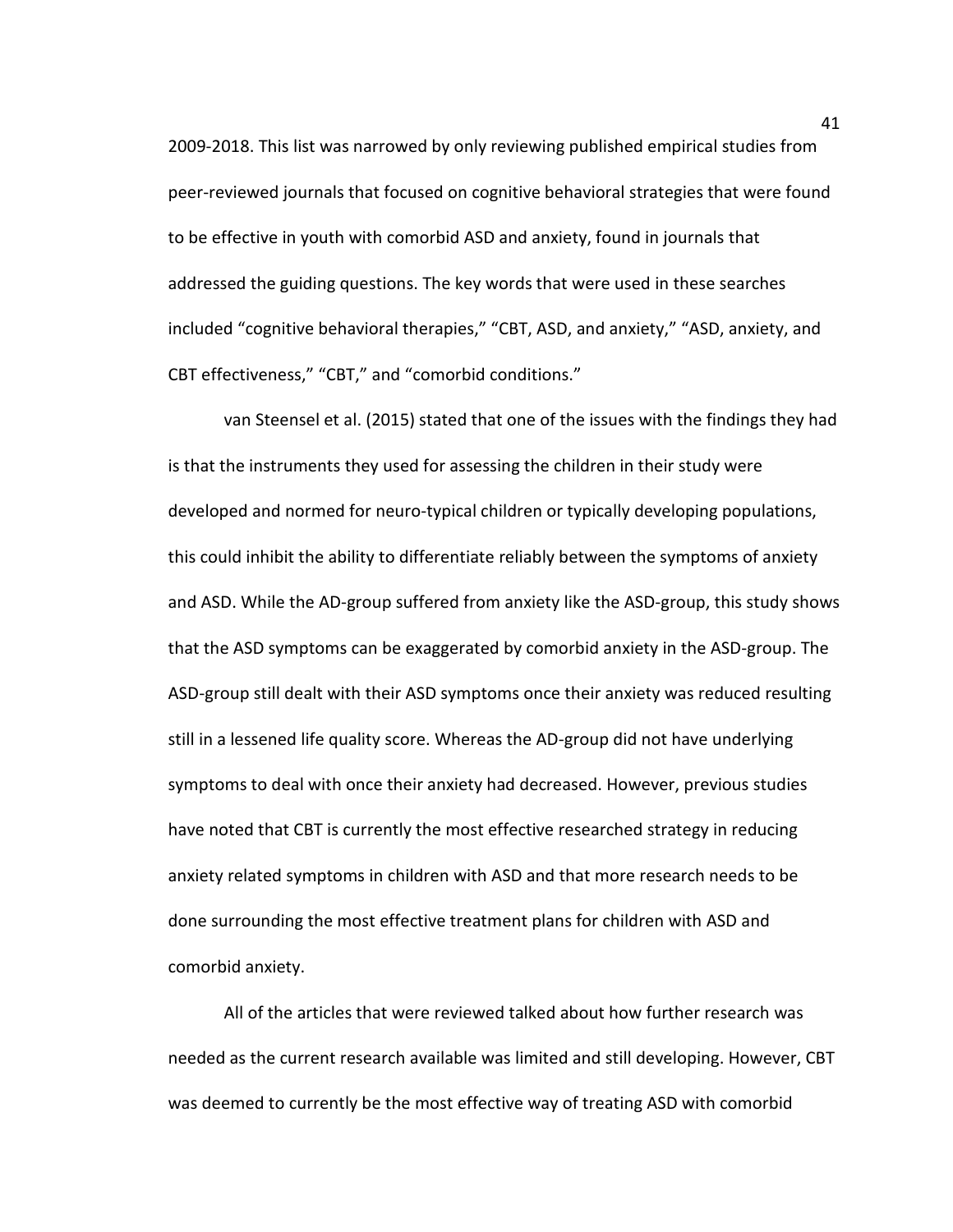2009-2018. This list was narrowed by only reviewing published empirical studies from peer-reviewed journals that focused on cognitive behavioral strategies that were found to be effective in youth with comorbid ASD and anxiety, found in journals that addressed the guiding questions. The key words that were used in these searches included "cognitive behavioral therapies," "CBT, ASD, and anxiety," "ASD, anxiety, and CBT effectiveness," "CBT," and "comorbid conditions."

van Steensel et al. (2015) stated that one of the issues with the findings they had is that the instruments they used for assessing the children in their study were developed and normed for neuro-typical children or typically developing populations, this could inhibit the ability to differentiate reliably between the symptoms of anxiety and ASD. While the AD-group suffered from anxiety like the ASD-group, this study shows that the ASD symptoms can be exaggerated by comorbid anxiety in the ASD-group. The ASD-group still dealt with their ASD symptoms once their anxiety was reduced resulting still in a lessened life quality score. Whereas the AD-group did not have underlying symptoms to deal with once their anxiety had decreased. However, previous studies have noted that CBT is currently the most effective researched strategy in reducing anxiety related symptoms in children with ASD and that more research needs to be done surrounding the most effective treatment plans for children with ASD and comorbid anxiety.

All of the articles that were reviewed talked about how further research was needed as the current research available was limited and still developing. However, CBT was deemed to currently be the most effective way of treating ASD with comorbid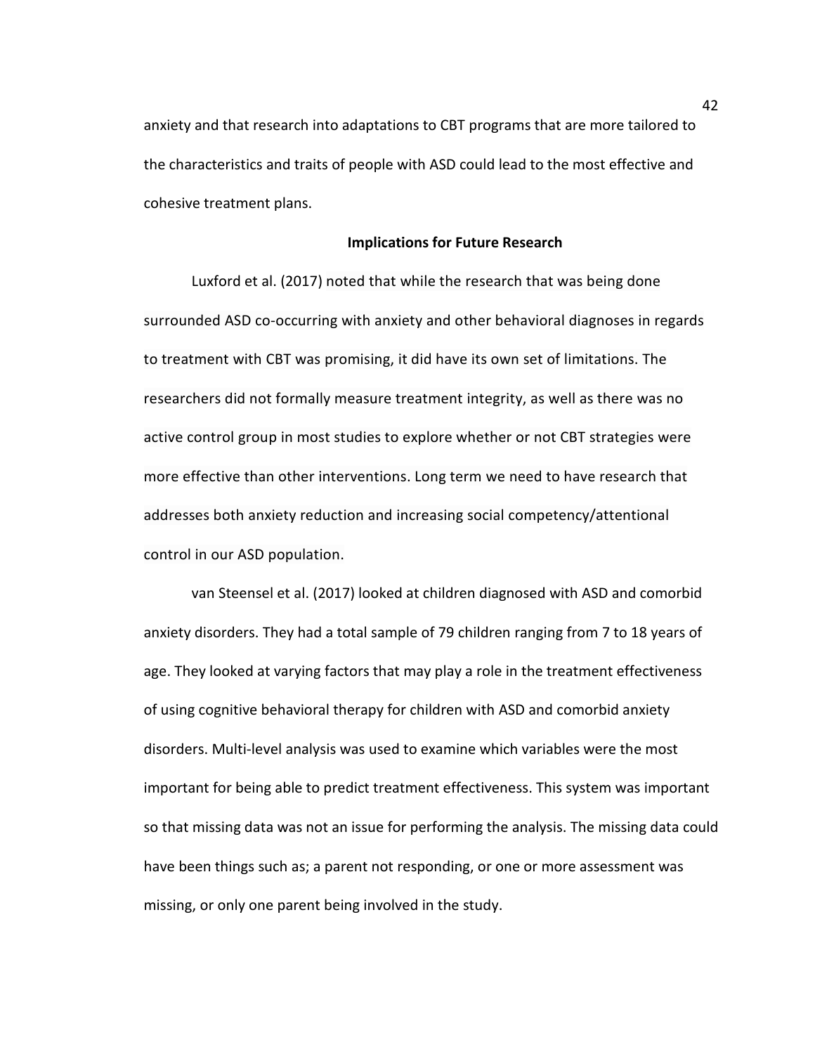anxiety and that research into adaptations to CBT programs that are more tailored to the characteristics and traits of people with ASD could lead to the most effective and cohesive treatment plans.

## Implications for Future Research

Luxford et al. (2017) noted that while the research that was being done surrounded ASD co-occurring with anxiety and other behavioral diagnoses in regards to treatment with CBT was promising, it did have its own set of limitations. The researchers did not formally measure treatment integrity, as well as there was no active control group in most studies to explore whether or not CBT strategies were more effective than other interventions. Long term we need to have research that addresses both anxiety reduction and increasing social competency/attentional control in our ASD population.

van Steensel et al. (2017) looked at children diagnosed with ASD and comorbid anxiety disorders. They had a total sample of 79 children ranging from 7 to 18 years of age. They looked at varying factors that may play a role in the treatment effectiveness of using cognitive behavioral therapy for children with ASD and comorbid anxiety disorders. Multi-level analysis was used to examine which variables were the most important for being able to predict treatment effectiveness. This system was important so that missing data was not an issue for performing the analysis. The missing data could have been things such as; a parent not responding, or one or more assessment was missing, or only one parent being involved in the study.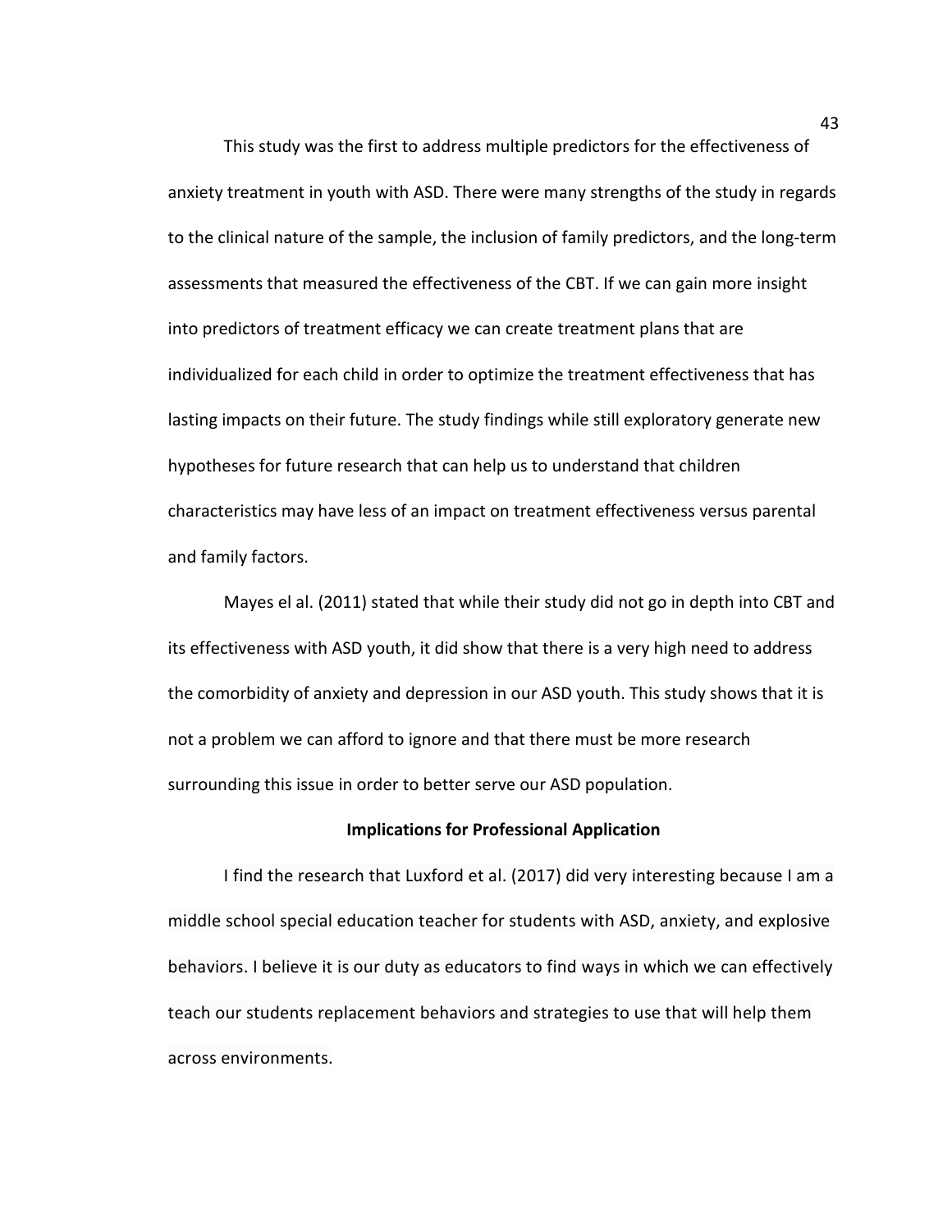This study was the first to address multiple predictors for the effectiveness of anxiety treatment in youth with ASD. There were many strengths of the study in regards to the clinical nature of the sample, the inclusion of family predictors, and the long-term assessments that measured the effectiveness of the CBT. If we can gain more insight into predictors of treatment efficacy we can create treatment plans that are individualized for each child in order to optimize the treatment effectiveness that has lasting impacts on their future. The study findings while still exploratory generate new hypotheses for future research that can help us to understand that children characteristics may have less of an impact on treatment effectiveness versus parental and family factors.

Mayes el al. (2011) stated that while their study did not go in depth into CBT and its effectiveness with ASD youth, it did show that there is a very high need to address the comorbidity of anxiety and depression in our ASD youth. This study shows that it is not a problem we can afford to ignore and that there must be more research surrounding this issue in order to better serve our ASD population.

## Implications for Professional Application

I find the research that Luxford et al. (2017) did very interesting because I am a middle school special education teacher for students with ASD, anxiety, and explosive behaviors. I believe it is our duty as educators to find ways in which we can effectively teach our students replacement behaviors and strategies to use that will help them across environments.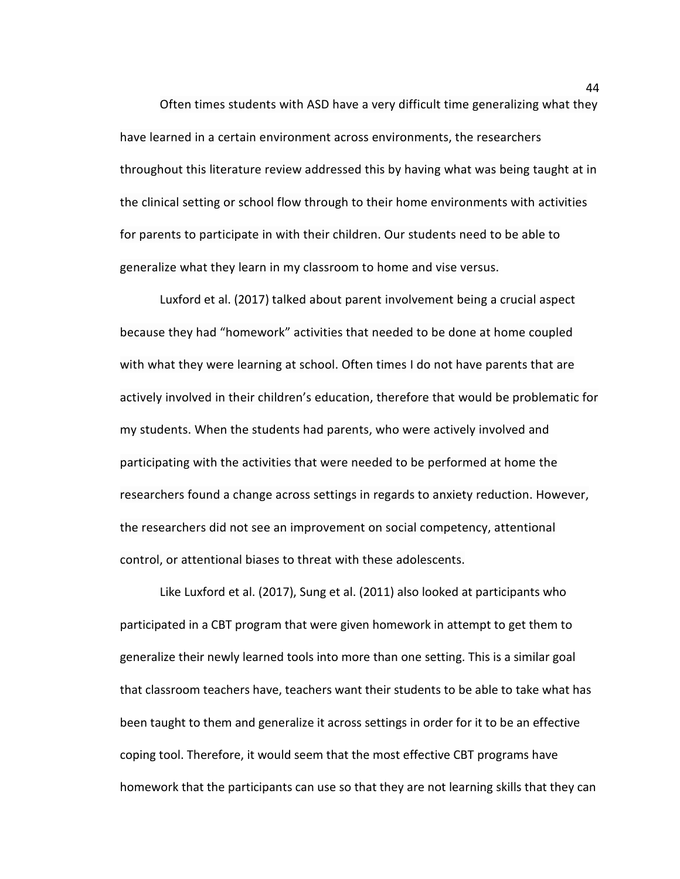Often times students with ASD have a very difficult time generalizing what they have learned in a certain environment across environments, the researchers throughout this literature review addressed this by having what was being taught at in the clinical setting or school flow through to their home environments with activities for parents to participate in with their children. Our students need to be able to generalize what they learn in my classroom to home and vise versus.

Luxford et al. (2017) talked about parent involvement being a crucial aspect because they had "homework" activities that needed to be done at home coupled with what they were learning at school. Often times I do not have parents that are actively involved in their children's education, therefore that would be problematic for my students. When the students had parents, who were actively involved and participating with the activities that were needed to be performed at home the researchers found a change across settings in regards to anxiety reduction. However, the researchers did not see an improvement on social competency, attentional control, or attentional biases to threat with these adolescents.

Like Luxford et al. (2017), Sung et al. (2011) also looked at participants who participated in a CBT program that were given homework in attempt to get them to generalize their newly learned tools into more than one setting. This is a similar goal that classroom teachers have, teachers want their students to be able to take what has been taught to them and generalize it across settings in order for it to be an effective coping tool. Therefore, it would seem that the most effective CBT programs have homework that the participants can use so that they are not learning skills that they can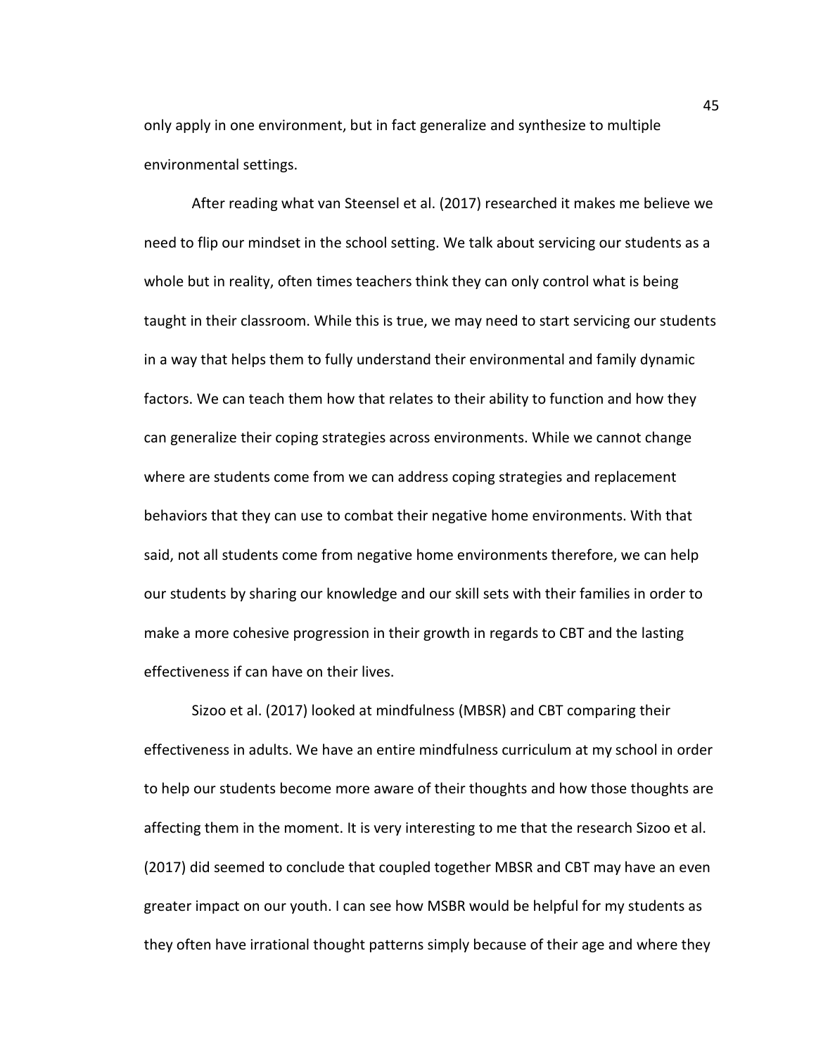only apply in one environment, but in fact generalize and synthesize to multiple environmental settings.

After reading what van Steensel et al. (2017) researched it makes me believe we need to flip our mindset in the school setting. We talk about servicing our students as a whole but in reality, often times teachers think they can only control what is being taught in their classroom. While this is true, we may need to start servicing our students in a way that helps them to fully understand their environmental and family dynamic factors. We can teach them how that relates to their ability to function and how they can generalize their coping strategies across environments. While we cannot change where are students come from we can address coping strategies and replacement behaviors that they can use to combat their negative home environments. With that said, not all students come from negative home environments therefore, we can help our students by sharing our knowledge and our skill sets with their families in order to make a more cohesive progression in their growth in regards to CBT and the lasting effectiveness if can have on their lives.

Sizoo et al. (2017) looked at mindfulness (MBSR) and CBT comparing their effectiveness in adults. We have an entire mindfulness curriculum at my school in order to help our students become more aware of their thoughts and how those thoughts are affecting them in the moment. It is very interesting to me that the research Sizoo et al. (2017) did seemed to conclude that coupled together MBSR and CBT may have an even greater impact on our youth. I can see how MSBR would be helpful for my students as they often have irrational thought patterns simply because of their age and where they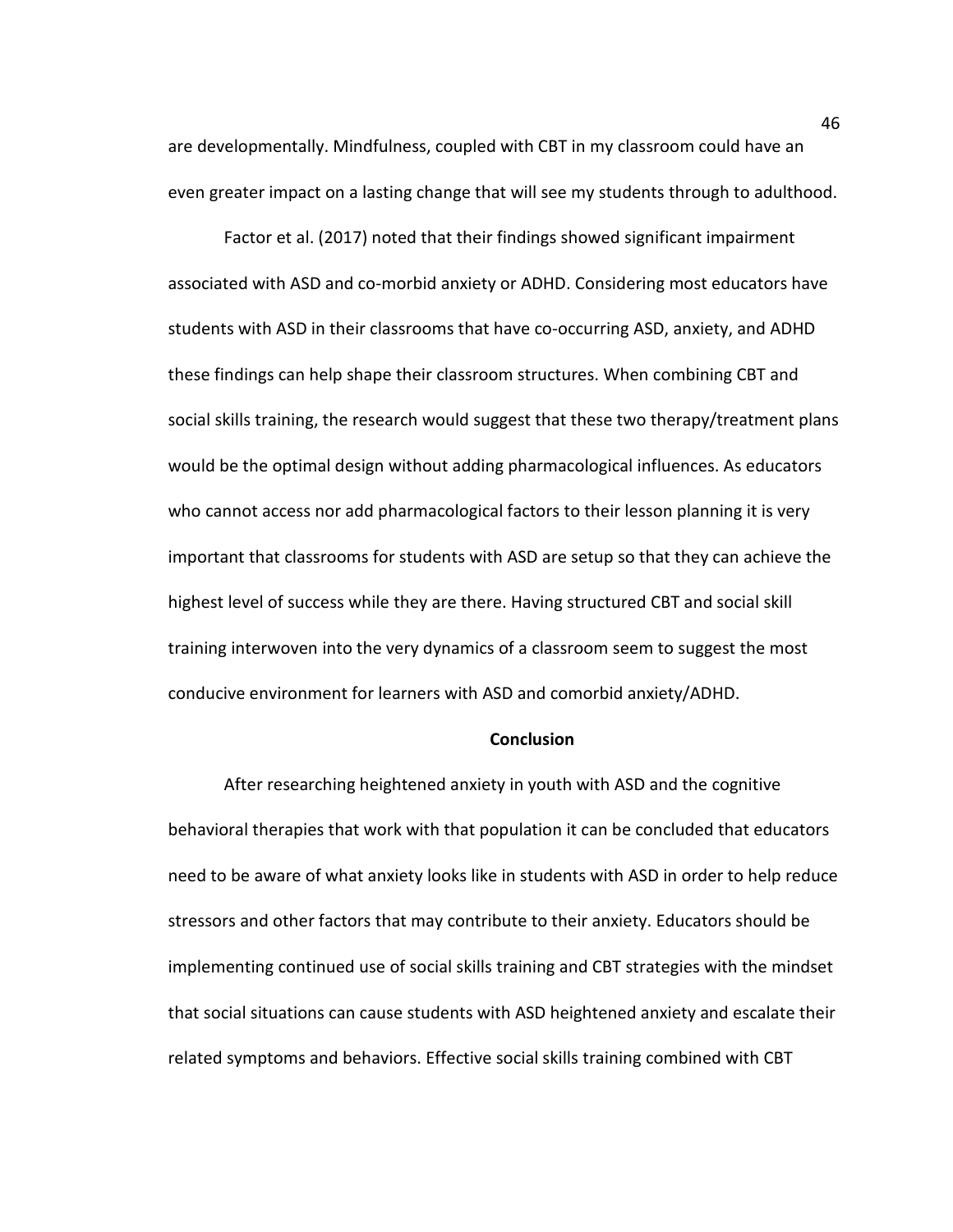are developmentally. Mindfulness, coupled with CBT in my classroom could have an even greater impact on a lasting change that will see my students through to adulthood.

Factor et al. (2017) noted that their findings showed significant impairment associated with ASD and co-morbid anxiety or ADHD. Considering most educators have students with ASD in their classrooms that have co-occurring ASD, anxiety, and ADHD these findings can help shape their classroom structures. When combining CBT and social skills training, the research would suggest that these two therapy/treatment plans would be the optimal design without adding pharmacological influences. As educators who cannot access nor add pharmacological factors to their lesson planning it is very important that classrooms for students with ASD are setup so that they can achieve the highest level of success while they are there. Having structured CBT and social skill training interwoven into the very dynamics of a classroom seem to suggest the most conducive environment for learners with ASD and comorbid anxiety/ADHD.

## Conclusion

After researching heightened anxiety in youth with ASD and the cognitive behavioral therapies that work with that population it can be concluded that educators need to be aware of what anxiety looks like in students with ASD in order to help reduce stressors and other factors that may contribute to their anxiety. Educators should be implementing continued use of social skills training and CBT strategies with the mindset that social situations can cause students with ASD heightened anxiety and escalate their related symptoms and behaviors. Effective social skills training combined with CBT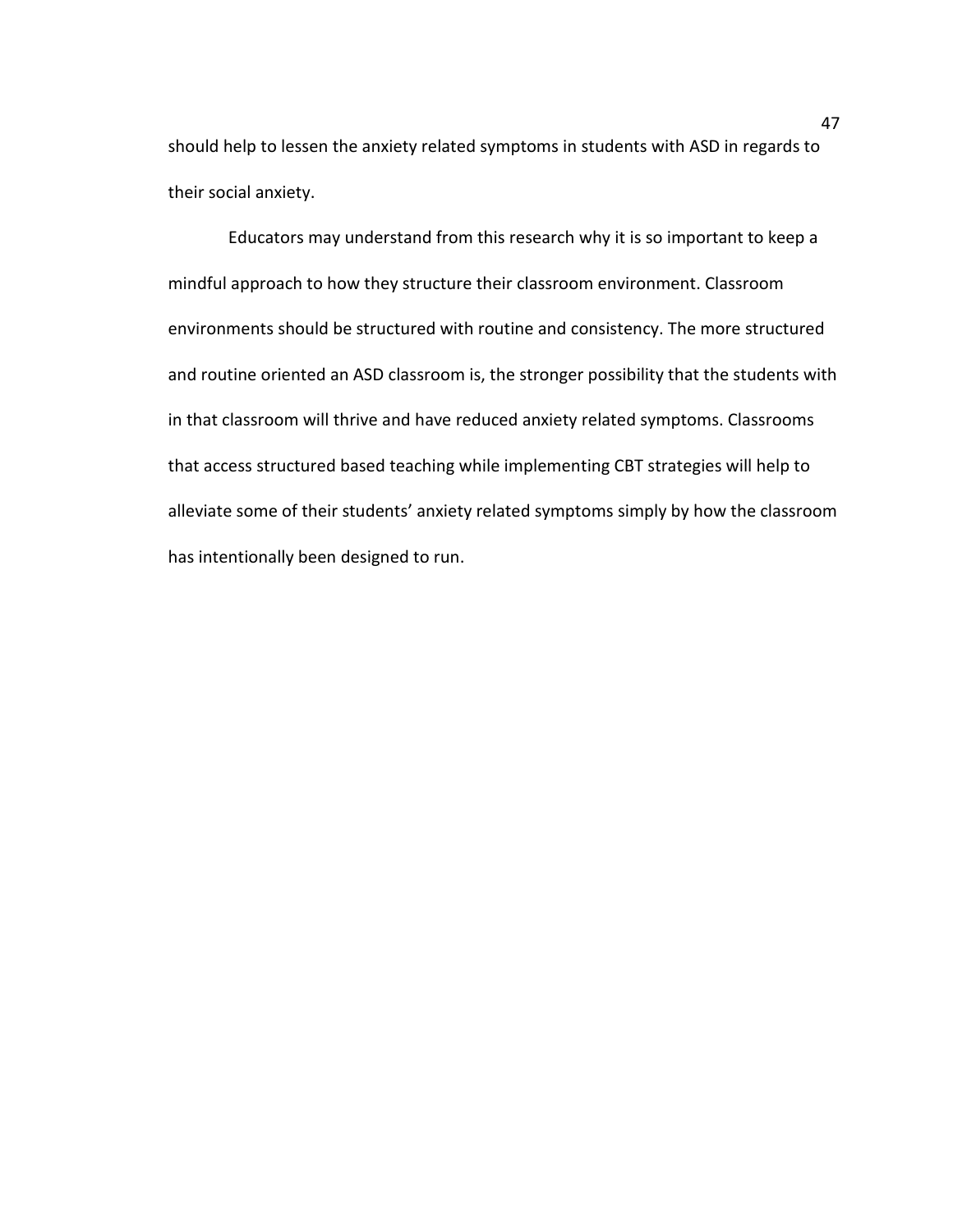should help to lessen the anxiety related symptoms in students with ASD in regards to their social anxiety.

Educators may understand from this research why it is so important to keep a mindful approach to how they structure their classroom environment. Classroom environments should be structured with routine and consistency. The more structured and routine oriented an ASD classroom is, the stronger possibility that the students with in that classroom will thrive and have reduced anxiety related symptoms. Classrooms that access structured based teaching while implementing CBT strategies will help to alleviate some of their students' anxiety related symptoms simply by how the classroom has intentionally been designed to run.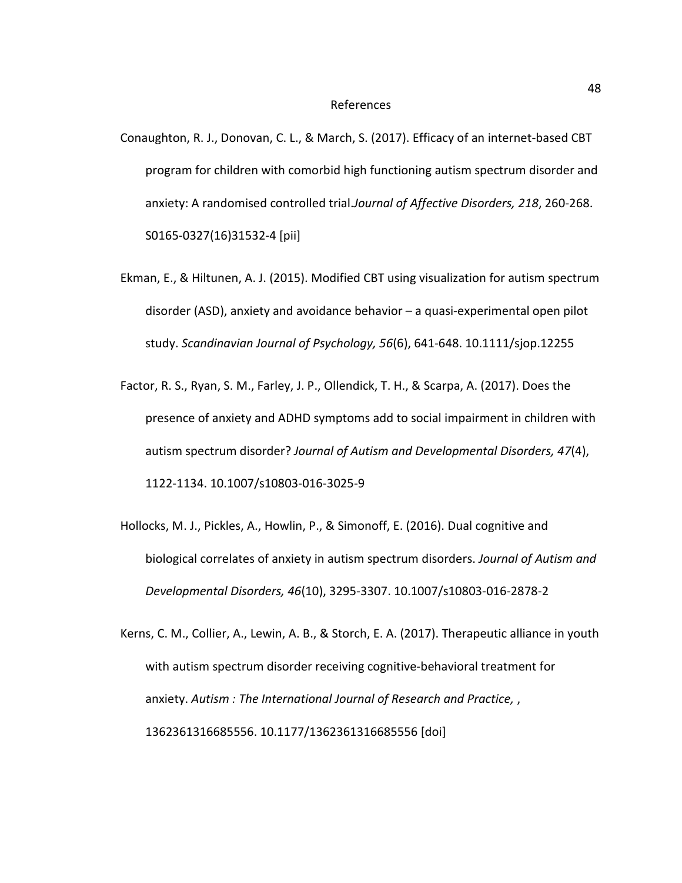# References

Conaughton, R. J., Donovan, C. L., & March, S. (2017). Efficacy of an internet-based CBT program for children with comorbid high functioning autism spectrum disorder and anxiety: A randomised controlled trial.*Journal of Affective Disorders, 218*, 260-268. S0165-0327(16)31532-4 [pii]

Ekman, E., & Hiltunen, A. J. (2015). Modified CBT using visualization for autism spectrum disorder (ASD), anxiety and avoidance behavior – a quasi-experimental open pilot study. *Scandinavian Journal of Psychology, 56*(6), 641-648. 10.1111/sjop.12255

Factor, R. S., Ryan, S. M., Farley, J. P., Ollendick, T. H., & Scarpa, A. (2017). Does the presence of anxiety and ADHD symptoms add to social impairment in children with autism spectrum disorder? *Journal of Autism and Developmental Disorders, 47*(4), 1122-1134. 10.1007/s10803-016-3025-9

Hollocks, M. J., Pickles, A., Howlin, P., & Simonoff, E. (2016). Dual cognitive and biological correlates of anxiety in autism spectrum disorders. *Journal of Autism and Developmental Disorders, 46*(10), 3295-3307. 10.1007/s10803-016-2878-2

Kerns, C. M., Collier, A., Lewin, A. B., & Storch, E. A. (2017). Therapeutic alliance in youth with autism spectrum disorder receiving cognitive-behavioral treatment for anxiety. *Autism : The International Journal of Research and Practice,* , 1362361316685556. 10.1177/1362361316685556 [doi]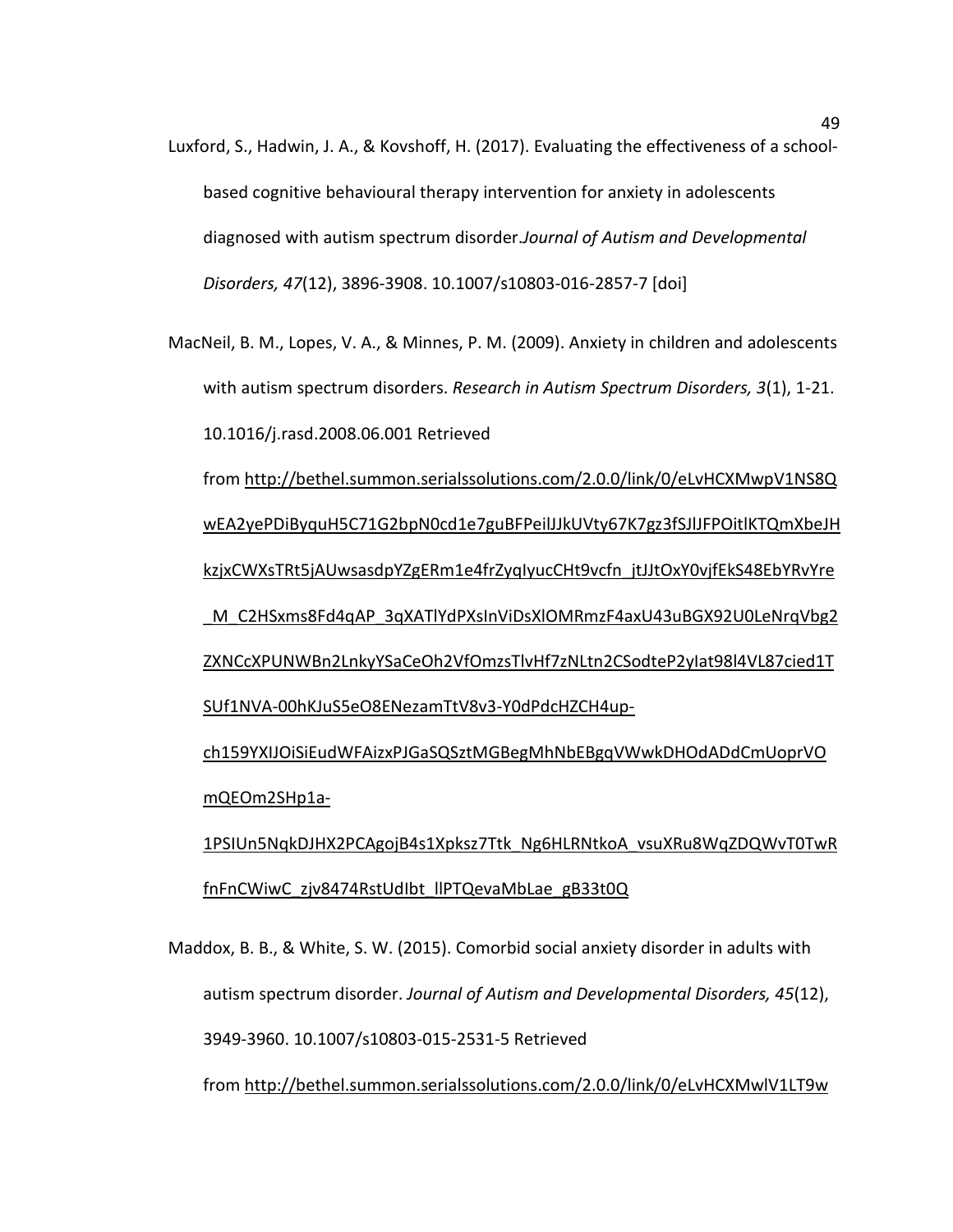Luxford, S., Hadwin, J. A., & Kovshoff, H. (2017). Evaluating the effectiveness of a school-based cognitive behavioural therapy intervention for anxiety in adolescents diagnosed with autism spectrum disorder.*Journal of Autism and Developmental Disorders, 47*(12), 3896-3908. 10.1007/s10803-016-2857-7 [doi]

MacNeil, B. M., Lopes, V. A., & Minnes, P. M. (2009). Anxiety in children and adolescents with autism spectrum disorders. *Research in Autism Spectrum Disorders, 3*(1), 1-21. 10.1016/j.rasd.2008.06.001 Retrieved from http://bethel.summon.serialssolutions.com/2.0.0/link/0/eLvHCXMwpV1NS8QwEA2yePDiByquH5C71G2bpN0cd1e7guBFPeilJJkUVty67K7gz3fSJlJFPOitlKTQmXbeJHkzjxCWXsTRt5jAUwsasdpYZgERm1e4frZyqIyucCHt9vcfn_jtJJtOxY0vjfEkS48EbYRvYre_M_C2HSxms8Fd4qAP_3qXATlYdPXsInViDsXlOMRmzF4axU43uBGX92U0LeNrqVbg2ZXNCcXPUNWBn2LnkyYSaCeOh2VfOmzsTlvHf7zNLtn2CSodteP2yIat98l4VL87cied1TSUf1NVA-00hKJuS5eO8ENezamTtV8v3-Y0dPdcHZCH4up-ch159YXIJOiSiEudWFAizxPJGaSQSztMGBegMhNbEBgqVWwkDHOdADdCmUoprVOmQEOm2SHp1a-1PSIUn5NqkDJHX2PCAgojB4s1Xpksz7Ttk_Ng6HLRNtkoA_vsuXRu8WqZDQWvT0TwRfnFnCWiwC_zjv8474RstUdIbt_llPTQevaMbLae_gB33t0Q

Maddox, B. B., & White, S. W. (2015). Comorbid social anxiety disorder in adults with autism spectrum disorder. *Journal of Autism and Developmental Disorders, 45*(12), 3949-3960. 10.1007/s10803-015-2531-5 Retrieved from http://bethel.summon.serialssolutions.com/2.0.0/link/0/eLvHCXMwlV1LT9w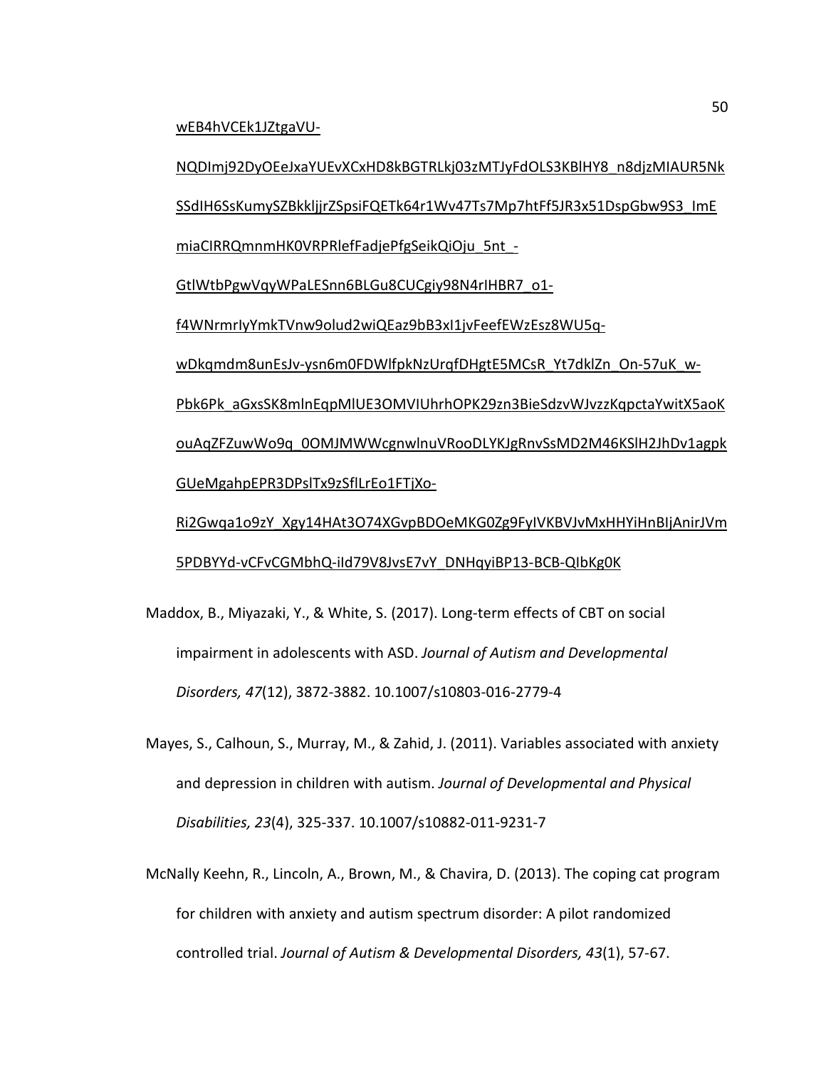wEB4hVCEk1JZtgaVU-NQDImj92DyOEeJxaYUEvXCxHD8kBGTRLkj03zMTJyFdOLS3KBlHY8_n8djzMIAUR5NkSSdIH6SsKumySZBkkljjrZSpsiFQETk64r1Wv47Ts7Mp7htFf5JR3x51DspGbw9S3_ImEmiaCIRRQmnmHK0VRPRlefFadjePfgSeikQiOju_5nt_-GtlWtbPgwVqyWPaLESnn6BLGu8CUCgiy98N4rIHBR7_o1-f4WNrmrIyYmkTVnw9olud2wiQEaz9bB3xI1jvFeefEWzEsz8WU5q-wDkqmdm8unEsJv-ysn6m0FDWlfpkNzUrqfDHgtE5MCsR_Yt7dklZn_On-57uK_w-Pbk6Pk_aGxsSK8mlnEqpMlUE3OMVIUhrhOPK29zn3BieSdzvWJvzzKqpctaYwitX5aoKouAqZFZuwWo9q_0OMJMWWcgnwlnuVRooDLYKJgRnvSsMD2M46KSlH2JhDv1agpkGUeMgahpEPR3DPslTx9zSflLrEo1FTjXo-Ri2Gwqa1o9zY_Xgy14HAt3O74XGvpBDOeMKG0Zg9FyIVKBVJvMxHHYiHnBIjAnirJVm5PDBYYd-vCFvCGMbhQ-iId79V8JvsE7vY_DNHqyiBP13-BCB-QIbKg0K

Maddox, B., Miyazaki, Y., & White, S. (2017). Long-term effects of CBT on social impairment in adolescents with ASD. *Journal of Autism and Developmental Disorders, 47*(12), 3872-3882. 10.1007/s10803-016-2779-4

Mayes, S., Calhoun, S., Murray, M., & Zahid, J. (2011). Variables associated with anxiety and depression in children with autism. *Journal of Developmental and Physical Disabilities, 23*(4), 325-337. 10.1007/s10882-011-9231-7

McNally Keehn, R., Lincoln, A., Brown, M., & Chavira, D. (2013). The coping cat program for children with anxiety and autism spectrum disorder: A pilot randomized controlled trial. *Journal of Autism & Developmental Disorders, 43*(1), 57-67.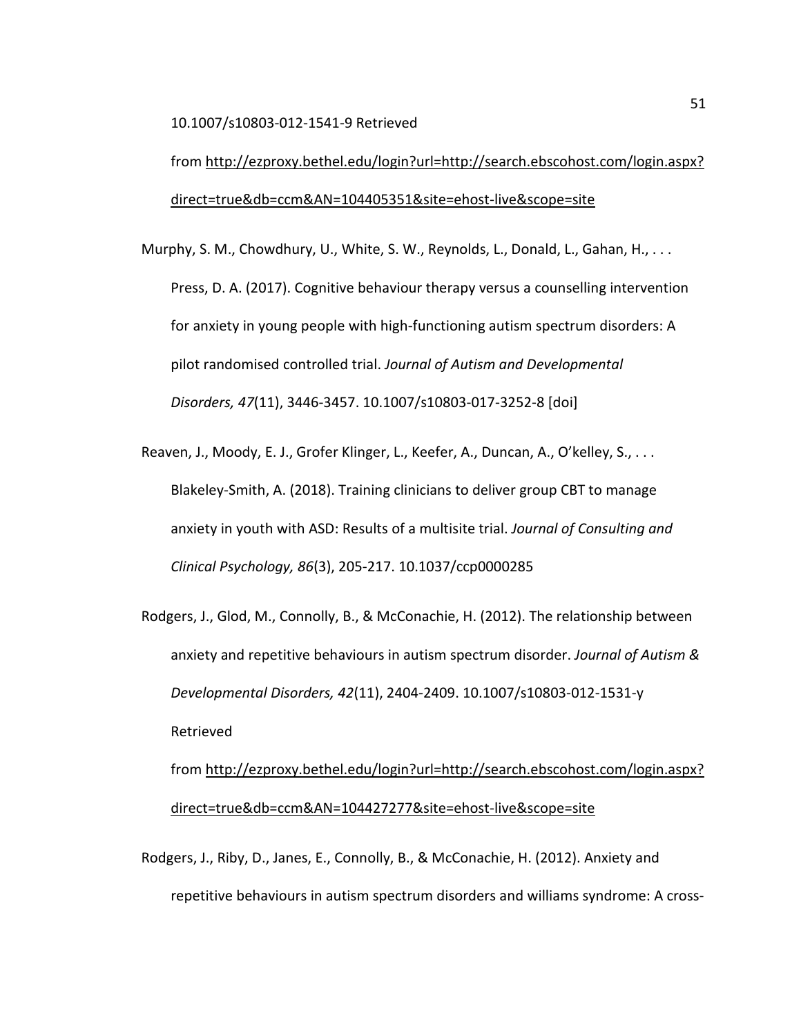10.1007/s10803-012-1541-9 Retrieved from http://ezproxy.bethel.edu/login?url=http://search.ebscohost.com/login.aspx?direct=true&db=ccm&AN=104405351&site=ehost-live&scope=site

Murphy, S. M., Chowdhury, U., White, S. W., Reynolds, L., Donald, L., Gahan, H., . . . Press, D. A. (2017). Cognitive behaviour therapy versus a counselling intervention for anxiety in young people with high-functioning autism spectrum disorders: A pilot randomised controlled trial. *Journal of Autism and Developmental Disorders, 47*(11), 3446-3457. 10.1007/s10803-017-3252-8 [doi]

Reaven, J., Moody, E. J., Grofer Klinger, L., Keefer, A., Duncan, A., O'kelley, S., . . . Blakeley-Smith, A. (2018). Training clinicians to deliver group CBT to manage anxiety in youth with ASD: Results of a multisite trial. *Journal of Consulting and Clinical Psychology, 86*(3), 205-217. 10.1037/ccp0000285

Rodgers, J., Glod, M., Connolly, B., & McConachie, H. (2012). The relationship between anxiety and repetitive behaviours in autism spectrum disorder. *Journal of Autism & Developmental Disorders, 42*(11), 2404-2409. 10.1007/s10803-012-1531-y Retrieved from http://ezproxy.bethel.edu/login?url=http://search.ebscohost.com/login.aspx?direct=true&db=ccm&AN=104427277&site=ehost-live&scope=site

Rodgers, J., Riby, D., Janes, E., Connolly, B., & McConachie, H. (2012). Anxiety and repetitive behaviours in autism spectrum disorders and williams syndrome: A cross-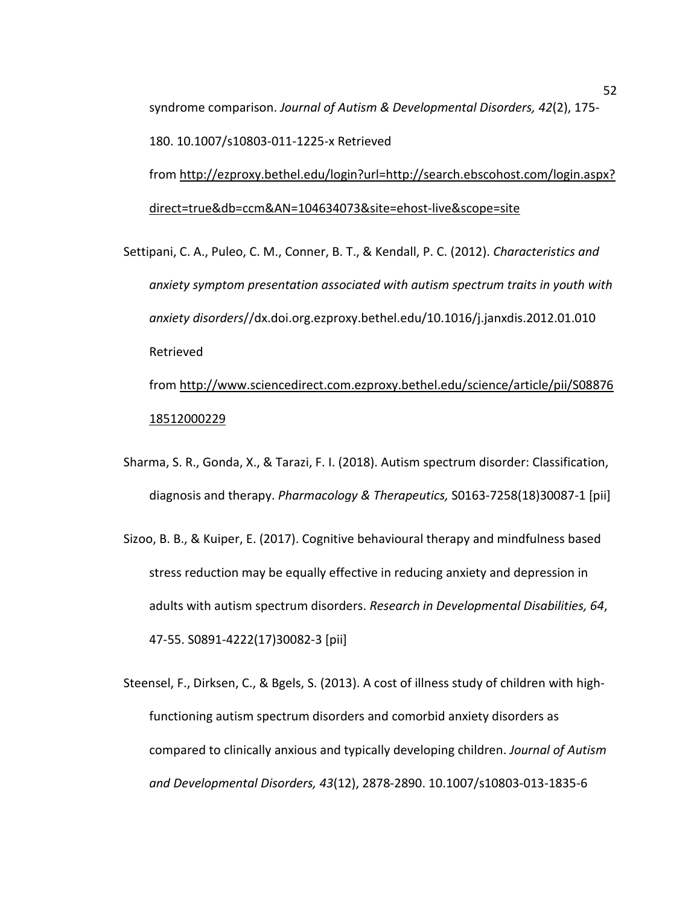syndrome comparison. *Journal of Autism & Developmental Disorders, 42*(2), 175-180. 10.1007/s10803-011-1225-x Retrieved from http://ezproxy.bethel.edu/login?url=http://search.ebscohost.com/login.aspx?direct=true&db=ccm&AN=104634073&site=ehost-live&scope=site

Settipani, C. A., Puleo, C. M., Conner, B. T., & Kendall, P. C. (2012). *Characteristics and anxiety symptom presentation associated with autism spectrum traits in youth with anxiety disorders*//dx.doi.org.ezproxy.bethel.edu/10.1016/j.janxdis.2012.01.010 Retrieved from http://www.sciencedirect.com.ezproxy.bethel.edu/science/article/pii/S0887618512000229

Sharma, S. R., Gonda, X., & Tarazi, F. I. (2018). Autism spectrum disorder: Classification, diagnosis and therapy. *Pharmacology & Therapeutics,* S0163-7258(18)30087-1 [pii]

Sizoo, B. B., & Kuiper, E. (2017). Cognitive behavioural therapy and mindfulness based stress reduction may be equally effective in reducing anxiety and depression in adults with autism spectrum disorders. *Research in Developmental Disabilities, 64*, 47-55. S0891-4222(17)30082-3 [pii]

Steensel, F., Dirksen, C., & Bgels, S. (2013). A cost of illness study of children with high-functioning autism spectrum disorders and comorbid anxiety disorders as compared to clinically anxious and typically developing children. *Journal of Autism and Developmental Disorders, 43*(12), 2878-2890. 10.1007/s10803-013-1835-6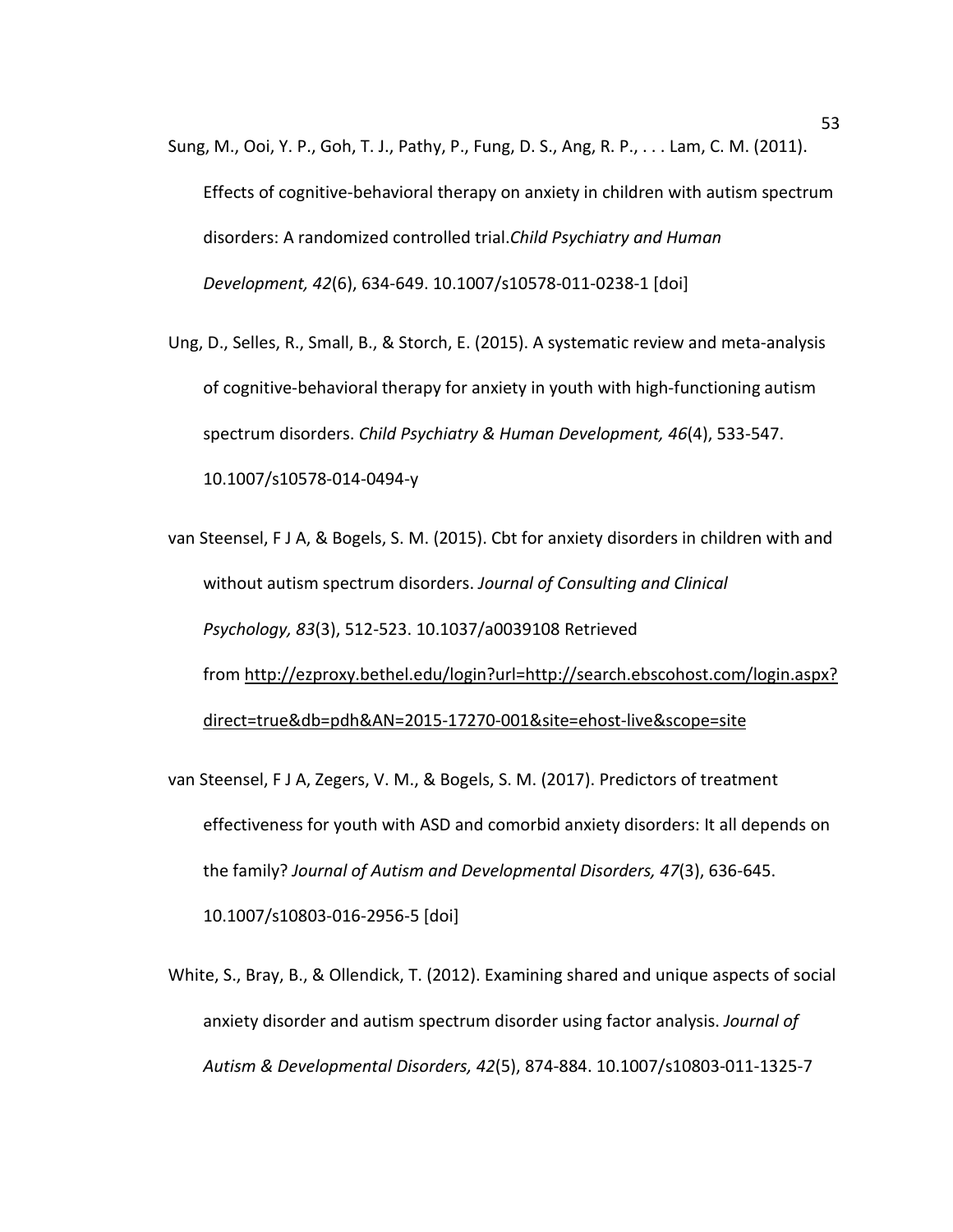Sung, M., Ooi, Y. P., Goh, T. J., Pathy, P., Fung, D. S., Ang, R. P., . . . Lam, C. M. (2011). Effects of cognitive-behavioral therapy on anxiety in children with autism spectrum disorders: A randomized controlled trial.*Child Psychiatry and Human Development, 42*(6), 634-649. 10.1007/s10578-011-0238-1 [doi]

Ung, D., Selles, R., Small, B., & Storch, E. (2015). A systematic review and meta-analysis of cognitive-behavioral therapy for anxiety in youth with high-functioning autism spectrum disorders. *Child Psychiatry & Human Development, 46*(4), 533-547. 10.1007/s10578-014-0494-y

van Steensel, F J A, & Bogels, S. M. (2015). Cbt for anxiety disorders in children with and without autism spectrum disorders. *Journal of Consulting and Clinical Psychology, 83*(3), 512-523. 10.1037/a0039108 Retrieved from http://ezproxy.bethel.edu/login?url=http://search.ebscohost.com/login.aspx?direct=true&db=pdh&AN=2015-17270-001&site=ehost-live&scope=site

van Steensel, F J A, Zegers, V. M., & Bogels, S. M. (2017). Predictors of treatment effectiveness for youth with ASD and comorbid anxiety disorders: It all depends on the family? *Journal of Autism and Developmental Disorders, 47*(3), 636-645. 10.1007/s10803-016-2956-5 [doi]

White, S., Bray, B., & Ollendick, T. (2012). Examining shared and unique aspects of social anxiety disorder and autism spectrum disorder using factor analysis. *Journal of Autism & Developmental Disorders, 42*(5), 874-884. 10.1007/s10803-011-1325-7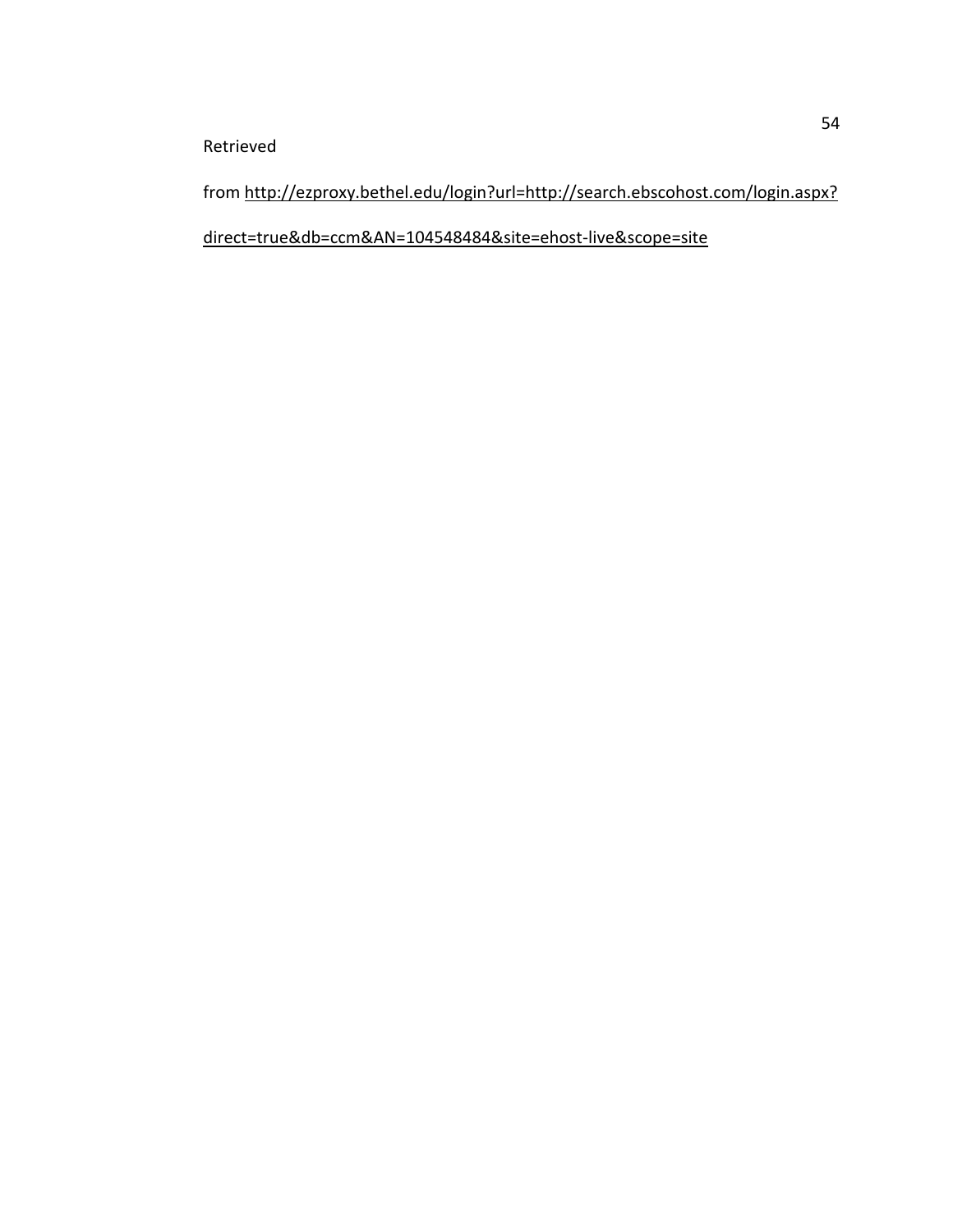Retrieved from http://ezproxy.bethel.edu/login?url=http://search.ebscohost.com/login.aspx?direct=true&db=ccm&AN=104548484&site=ehost-live&scope=site